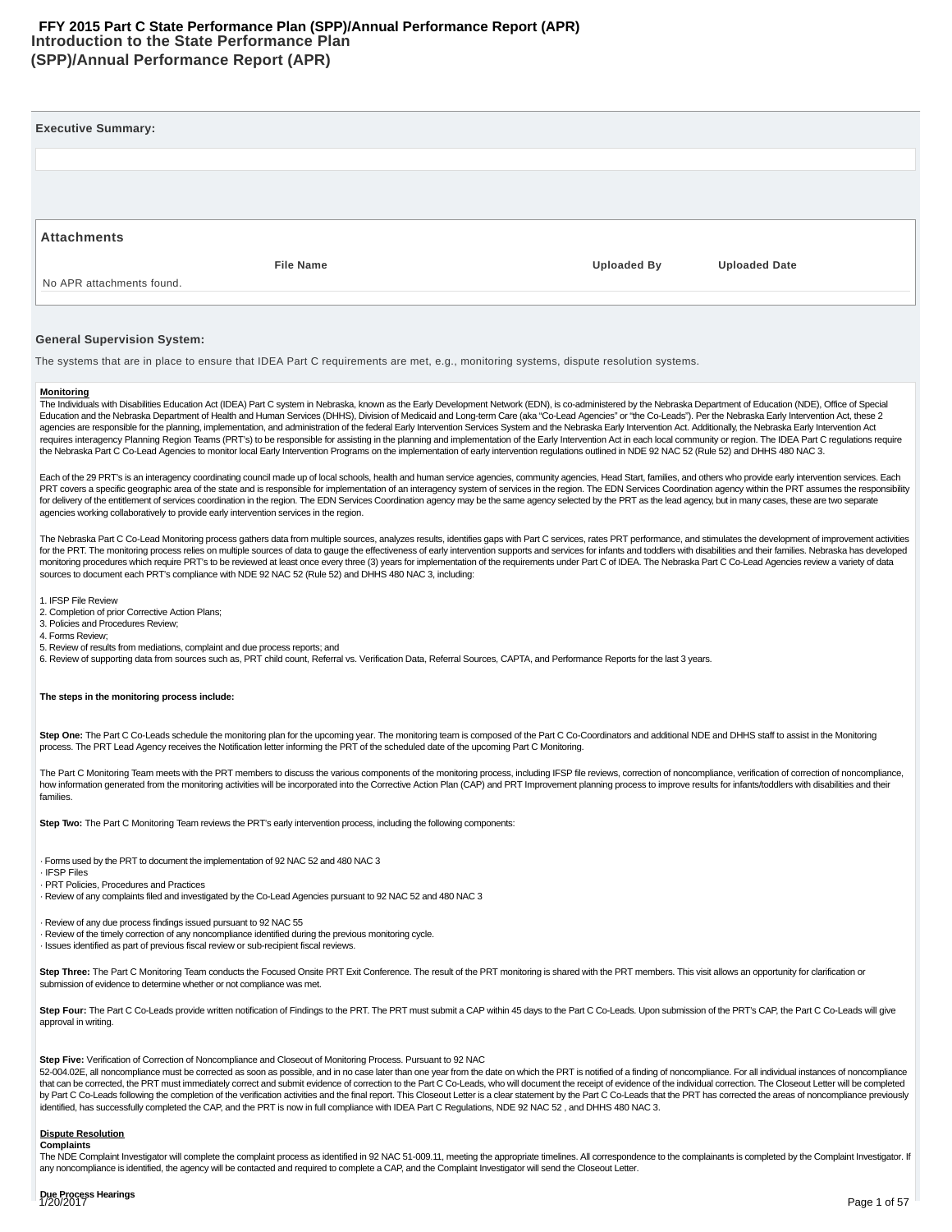# Introduction to the State Performance Plan (SPP)/Annual Performance Report (APR)

## Executive Summary:

## Attachments

| File Name | Uploaded By | Uploaded Date |
| --- | --- | --- |
| No APR attachments found. | | |

## General Supervision System:

The systems that are in place to ensure that IDEA Part C requirements are met, e.g., monitoring systems, dispute resolution systems.

**Monitoring**

The Individuals with Disabilities Education Act (IDEA) Part C system in Nebraska, known as the Early Development Network (EDN), is co-administered by the Nebraska Department of Education (NDE), Office of Special Education and the Nebraska Department of Health and Human Services (DHHS), Division of Medicaid and Long-term Care (aka "Co-Lead Agencies" or "the Co-Leads"). Per the Nebraska Early Intervention Act, these 2 agencies are responsible for the planning, implementation, and administration of the federal Early Intervention Services System and the Nebraska Early Intervention Act. Additionally, the Nebraska Early Intervention Act requires interagency Planning Region Teams (PRT's) to be responsible for assisting in the planning and implementation of the Early Intervention Act in each local community or region. The IDEA Part C regulations require the Nebraska Part C Co-Lead Agencies to monitor local Early Intervention Programs on the implementation of early intervention regulations outlined in NDE 92 NAC 52 (Rule 52) and DHHS 480 NAC 3.

Each of the 29 PRT's is an interagency coordinating council made up of local schools, health and human service agencies, community agencies, Head Start, families, and others who provide early intervention services. Each PRT covers a specific geographic area of the state and is responsible for implementation of an interagency system of services in the region. The EDN Services Coordination agency within the PRT assumes the responsibility for delivery of the entitlement of services coordination in the region. The EDN Services Coordination agency may be the same agency selected by the PRT as the lead agency, but in many cases, these are two separate agencies working collaboratively to provide early intervention services in the region.

The Nebraska Part C Co-Lead Monitoring process gathers data from multiple sources, analyzes results, identifies gaps with Part C services, rates PRT performance, and stimulates the development of improvement activities for the PRT. The monitoring process relies on multiple sources of data to gauge the effectiveness of early intervention supports and services for infants and toddlers with disabilities and their families. Nebraska has developed monitoring procedures which require PRT's to be reviewed at least once every three (3) years for implementation of the requirements under Part C of IDEA. The Nebraska Part C Co-Lead Agencies review a variety of data sources to document each PRT's compliance with NDE 92 NAC 52 (Rule 52) and DHHS 480 NAC 3, including:

1. IFSP File Review
2. Completion of prior Corrective Action Plans;
3. Policies and Procedures Review;
4. Forms Review;
5. Review of results from mediations, complaint and due process reports; and
6. Review of supporting data from sources such as, PRT child count, Referral vs. Verification Data, Referral Sources, CAPTA, and Performance Reports for the last 3 years.

**The steps in the monitoring process include:**

**Step One:** The Part C Co-Leads schedule the monitoring plan for the upcoming year. The monitoring team is composed of the Part C Co-Coordinators and additional NDE and DHHS staff to assist in the Monitoring process. The PRT Lead Agency receives the Notification letter informing the PRT of the scheduled date of the upcoming Part C Monitoring.

The Part C Monitoring Team meets with the PRT members to discuss the various components of the monitoring process, including IFSP file reviews, correction of noncompliance, verification of correction of noncompliance, how information generated from the monitoring activities will be incorporated into the Corrective Action Plan (CAP) and PRT Improvement planning process to improve results for infants/toddlers with disabilities and their families.

**Step Two:** The Part C Monitoring Team reviews the PRT's early intervention process, including the following components:

- Forms used by the PRT to document the implementation of 92 NAC 52 and 480 NAC 3
- IFSP Files
- PRT Policies, Procedures and Practices
- Review of any complaints filed and investigated by the Co-Lead Agencies pursuant to 92 NAC 52 and 480 NAC 3

- Review of any due process findings issued pursuant to 92 NAC 55
- Review of the timely correction of any noncompliance identified during the previous monitoring cycle.
- Issues identified as part of previous fiscal review or sub-recipient fiscal reviews.

**Step Three:** The Part C Monitoring Team conducts the Focused Onsite PRT Exit Conference. The result of the PRT monitoring is shared with the PRT members. This visit allows an opportunity for clarification or submission of evidence to determine whether or not compliance was met.

**Step Four:** The Part C Co-Leads provide written notification of Findings to the PRT. The PRT must submit a CAP within 45 days to the Part C Co-Leads. Upon submission of the PRT's CAP, the Part C Co-Leads will give approval in writing.

**Step Five:** Verification of Correction of Noncompliance and Closeout of Monitoring Process. Pursuant to 92 NAC 52-004.02E, all noncompliance must be corrected as soon as possible, and in no case later than one year from the date on which the PRT is notified of a finding of noncompliance. For all individual instances of noncompliance that can be corrected, the PRT must immediately correct and submit evidence of correction to the Part C Co-Leads, who will document the receipt of evidence of the individual correction. The Closeout Letter will be completed by Part C Co-Leads following the completion of the verification activities and the final report. This Closeout Letter is a clear statement by the Part C Co-Leads that the PRT has corrected the areas of noncompliance previously identified, has successfully completed the CAP, and the PRT is now in full compliance with IDEA Part C Regulations, NDE 92 NAC 52 , and DHHS 480 NAC 3.

**Dispute Resolution**

**Complaints**

The NDE Complaint Investigator will complete the complaint process as identified in 92 NAC 51-009.11, meeting the appropriate timelines. All correspondence to the complainants is completed by the Complaint Investigator. If any noncompliance is identified, the agency will be contacted and required to complete a CAP, and the Complaint Investigator will send the Closeout Letter.

**Due Process Hearings**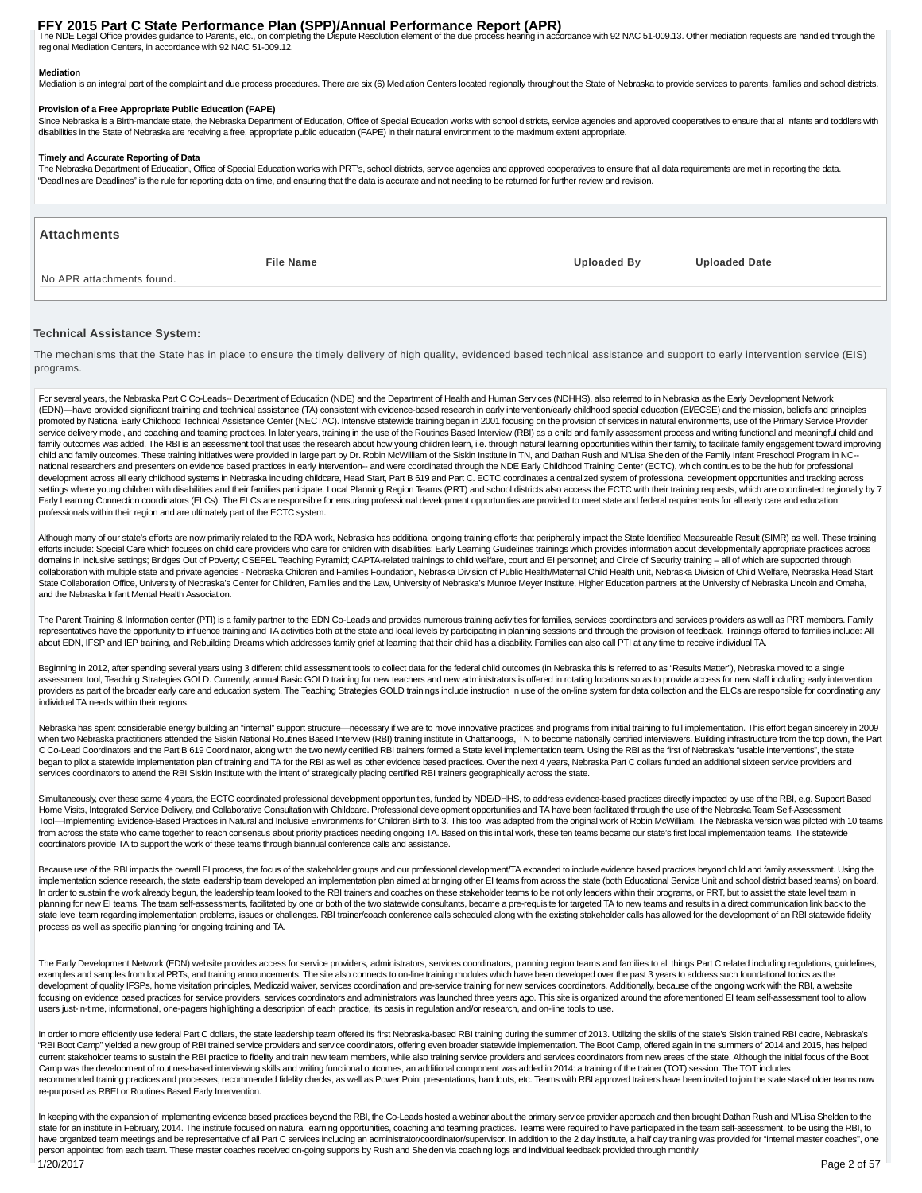The NDE Legal Office provides guidance to Parents, etc., on completing the Dispute Resolution element of the due process hearing in accordance with 92 NAC 51-009.13. Other mediation requests are handled through the regional Mediation Centers, in accordance with 92 NAC 51-009.12.

**Mediation**

Mediation is an integral part of the complaint and due process procedures. There are six (6) Mediation Centers located regionally throughout the State of Nebraska to provide services to parents, families and school districts.

**Provision of a Free Appropriate Public Education (FAPE)**

Since Nebraska is a Birth-mandate state, the Nebraska Department of Education, Office of Special Education works with school districts, service agencies and approved cooperatives to ensure that all infants and toddlers with disabilities in the State of Nebraska are receiving a free, appropriate public education (FAPE) in their natural environment to the maximum extent appropriate.

**Timely and Accurate Reporting of Data**

The Nebraska Department of Education, Office of Special Education works with PRT's, school districts, service agencies and approved cooperatives to ensure that all data requirements are met in reporting the data. "Deadlines are Deadlines" is the rule for reporting data on time, and ensuring that the data is accurate and not needing to be returned for further review and revision.

## Attachments

| File Name | Uploaded By | Uploaded Date |
|---|---|---|
| No APR attachments found. | | |

### Technical Assistance System:

The mechanisms that the State has in place to ensure the timely delivery of high quality, evidenced based technical assistance and support to early intervention service (EIS) programs.

For several years, the Nebraska Part C Co-Leads-- Department of Education (NDE) and the Department of Health and Human Services (NDHHS), also referred to in Nebraska as the Early Development Network (EDN)—have provided significant training and technical assistance (TA) consistent with evidence-based research in early intervention/early childhood special education (EI/ECSE) and the mission, beliefs and principles promoted by National Early Childhood Technical Assistance Center (NECTAC). Intensive statewide training began in 2001 focusing on the provision of services in natural environments, use of the Primary Service Provider service delivery model, and coaching and teaming practices. In later years, training in the use of the Routines Based Interview (RBI) as a child and family assessment process and writing functional and meaningful child and family outcomes was added. The RBI is an assessment tool that uses the research about how young children learn, i.e. through natural learning opportunities within their family, to facilitate family engagement toward improving child and family outcomes. These training initiatives were provided in large part by Dr. Robin McWilliam of the Siskin Institute in TN, and Dathan Rush and M'Lisa Shelden of the Family Infant Preschool Program in NC-- national researchers and presenters on evidence based practices in early intervention-- and were coordinated through the NDE Early Childhood Training Center (ECTC), which continues to be the hub for professional development across all early childhood systems in Nebraska including childcare, Head Start, Part B 619 and Part C. ECTC coordinates a centralized system of professional development opportunities and tracking across settings where young children with disabilities and their families participate. Local Planning Region Teams (PRT) and school districts also access the ECTC with their training requests, which are coordinated regionally by 7 Early Learning Connection coordinators (ELCs). The ELCs are responsible for ensuring professional development opportunities are provided to meet state and federal requirements for all early care and education professionals within their region and are ultimately part of the ECTC system.

Although many of our state's efforts are now primarily related to the RDA work, Nebraska has additional ongoing training efforts that peripherally impact the State Identified Measureable Result (SIMR) as well. These training efforts include: Special Care which focuses on child care providers who care for children with disabilities; Early Learning Guidelines trainings which provides information about developmentally appropriate practices across domains in inclusive settings; Bridges Out of Poverty; CSEFEL Teaching Pyramid; CAPTA-related trainings to child welfare, court and EI personnel; and Circle of Security training – all of which are supported through collaboration with multiple state and private agencies - Nebraska Children and Families Foundation, Nebraska Division of Public Health/Maternal Child Health unit, Nebraska Division of Child Welfare, Nebraska Head Start State Collaboration Office, University of Nebraska's Center for Children, Families and the Law, University of Nebraska's Munroe Meyer Institute, Higher Education partners at the University of Nebraska Lincoln and Omaha, and the Nebraska Infant Mental Health Association.

The Parent Training & Information center (PTI) is a family partner to the EDN Co-Leads and provides numerous training activities for families, services coordinators and services providers as well as PRT members. Family representatives have the opportunity to influence training and TA activities both at the state and local levels by participating in planning sessions and through the provision of feedback. Trainings offered to families include: All about EDN, IFSP and IEP training, and Rebuilding Dreams which addresses family grief at learning that their child has a disability. Families can also call PTI at any time to receive individual TA.

Beginning in 2012, after spending several years using 3 different child assessment tools to collect data for the federal child outcomes (in Nebraska this is referred to as "Results Matter"), Nebraska moved to a single assessment tool, Teaching Strategies GOLD. Currently, annual Basic GOLD training for new teachers and new administrators is offered in rotating locations so as to provide access for new staff including early intervention providers as part of the broader early care and education system. The Teaching Strategies GOLD trainings include instruction in use of the on-line system for data collection and the ELCs are responsible for coordinating any individual TA needs within their regions.

Nebraska has spent considerable energy building an "internal" support structure—necessary if we are to move innovative practices and programs from initial training to full implementation. This effort began sincerely in 2009 when two Nebraska practitioners attended the Siskin National Routines Based Interview (RBI) training institute in Chattanooga, TN to become nationally certified interviewers. Building infrastructure from the top down, the Part C Co-Lead Coordinators and the Part B 619 Coordinator, along with the two newly certified RBI trainers formed a State level implementation team. Using the RBI as the first of Nebraska's "usable interventions", the state began to pilot a statewide implementation plan of training and TA for the RBI as well as other evidence based practices. Over the next 4 years, Nebraska Part C dollars funded an additional sixteen service providers and services coordinators to attend the RBI Siskin Institute with the intent of strategically placing certified RBI trainers geographically across the state.

Simultaneously, over these same 4 years, the ECTC coordinated professional development opportunities, funded by NDE/DHHS, to address evidence-based practices directly impacted by use of the RBI, e.g. Support Based Home Visits, Integrated Service Delivery, and Collaborative Consultation with Childcare. Professional development opportunities and TA have been facilitated through the use of the Nebraska Team Self-Assessment Tool—Implementing Evidence-Based Practices in Natural and Inclusive Environments for Children Birth to 3. This tool was adapted from the original work of Robin McWilliam. The Nebraska version was piloted with 10 teams from across the state who came together to reach consensus about priority practices needing ongoing TA. Based on this initial work, these ten teams became our state's first local implementation teams. The statewide coordinators provide TA to support the work of these teams through biannual conference calls and assistance.

Because use of the RBI impacts the overall EI process, the focus of the stakeholder groups and our professional development/TA expanded to include evidence based practices beyond child and family assessment. Using the implementation science research, the state leadership team developed an implementation plan aimed at bringing other EI teams from across the state (both Educational Service Unit and school district based teams) on board. In order to sustain the work already begun, the leadership team looked to the RBI trainers and coaches on these stakeholder teams to be not only leaders within their programs, or PRT, but to assist the state level team in planning for new EI teams. The team self-assessments, facilitated by one or both of the two statewide consultants, became a pre-requisite for targeted TA to new teams and results in a direct communication link back to the state level team regarding implementation problems, issues or challenges. RBI trainer/coach conference calls scheduled along with the existing stakeholder calls has allowed for the development of an RBI statewide fidelity process as well as specific planning for ongoing training and TA.

The Early Development Network (EDN) website provides access for service providers, administrators, services coordinators, planning region teams and families to all things Part C related including regulations, guidelines, examples and samples from local PRTs, and training announcements. The site also connects to on-line training modules which have been developed over the past 3 years to address such foundational topics as the development of quality IFSPs, home visitation principles, Medicaid waiver, services coordination and pre-service training for new services coordinators. Additionally, because of the ongoing work with the RBI, a website focusing on evidence based practices for service providers, services coordinators and administrators was launched three years ago. This site is organized around the aforementioned EI team self-assessment tool to allow users just-in-time, informational, one-pagers highlighting a description of each practice, its basis in regulation and/or research, and on-line tools to use.

In order to more efficiently use federal Part C dollars, the state leadership team offered its first Nebraska-based RBI training during the summer of 2013. Utilizing the skills of the state's Siskin trained RBI cadre, Nebraska's "RBI Boot Camp" yielded a new group of RBI trained service providers and service coordinators, offering even broader statewide implementation. The Boot Camp, offered again in the summers of 2014 and 2015, has helped current stakeholder teams to sustain the RBI practice to fidelity and train new team members, while also training service providers and services coordinators from new areas of the state. Although the initial focus of the Boot Camp was the development of routines-based interviewing skills and writing functional outcomes, an additional component was added in 2014: a training of the trainer (TOT) session. The TOT includes recommended training practices and processes, recommended fidelity checks, as well as Power Point presentations, handouts, etc. Teams with RBI approved trainers have been invited to join the state stakeholder teams now re-purposed as RBEI or Routines Based Early Intervention.

In keeping with the expansion of implementing evidence based practices beyond the RBI, the Co-Leads hosted a webinar about the primary service provider approach and then brought Dathan Rush and M'Lisa Shelden to the state for an institute in February, 2014. The institute focused on natural learning opportunities, coaching and teaming practices. Teams were required to have participated in the team self-assessment, to be using the RBI, to have organized team meetings and be representative of all Part C services including an administrator/coordinator/supervisor. In addition to the 2 day institute, a half day training was provided for "internal master coaches", one person appointed from each team. These master coaches received on-going supports by Rush and Shelden via coaching logs and individual feedback provided through monthly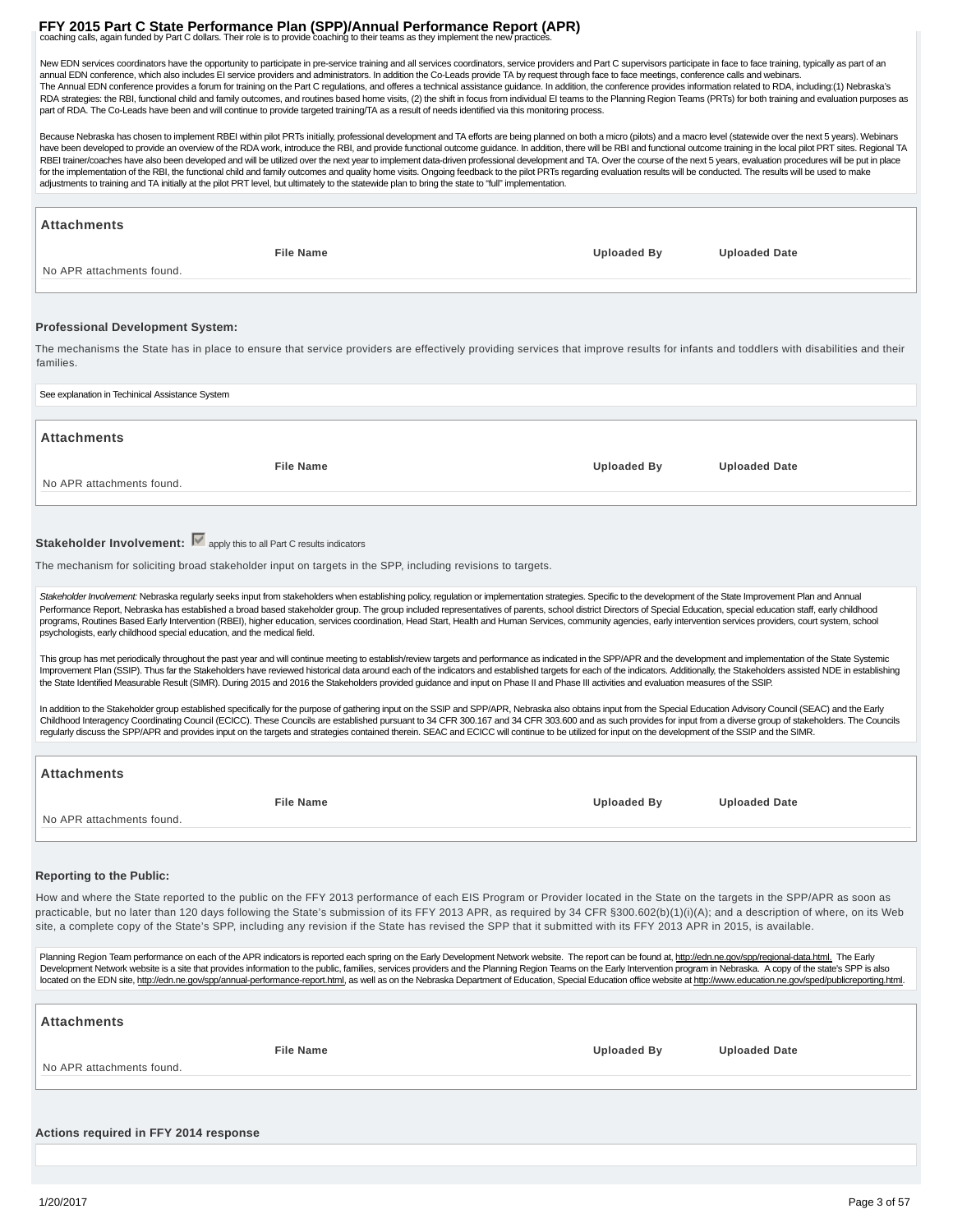coaching calls, again funded by Part C dollars. Their role is to provide coaching to their teams as they implement the new practices.

New EDN services coordinators have the opportunity to participate in pre-service training and all services coordinators, service providers and Part C supervisors participate in face to face training, typically as part of an annual EDN conference, which also includes EI service providers and administrators. In addition the Co-Leads provide TA by request through face to face meetings, conference calls and webinars.
The Annual EDN conference provides a forum for training on the Part C regulations, and offeres a technical assistance guidance. In addition, the conference provides information related to RDA, including:(1) Nebraska's RDA strategies: the RBI, functional child and family outcomes, and routines based home visits, (2) the shift in focus from individual EI teams to the Planning Region Teams (PRTs) for both training and evaluation purposes as part of RDA. The Co-Leads have been and will continue to provide targeted training/TA as a result of needs identified via this monitoring process.

Because Nebraska has chosen to implement RBEI within pilot PRTs initially, professional development and TA efforts are being planned on both a micro (pilots) and a macro level (statewide over the next 5 years). Webinars have been developed to provide an overview of the RDA work, introduce the RBI, and provide functional outcome guidance. In addition, there will be RBI and functional outcome training in the local pilot PRT sites. Regional TA RBEI trainer/coaches have also been developed and will be utilized over the next year to implement data-driven professional development and TA. Over the course of the next 5 years, evaluation procedures will be put in place for the implementation of the RBI, the functional child and family outcomes and quality home visits. Ongoing feedback to the pilot PRTs regarding evaluation results will be conducted. The results will be used to make adjustments to training and TA initially at the pilot PRT level, but ultimately to the statewide plan to bring the state to "full" implementation.

### Attachments

| File Name | Uploaded By | Uploaded Date |
|---|---|---|
| No APR attachments found. | | |

### Professional Development System:

The mechanisms the State has in place to ensure that service providers are effectively providing services that improve results for infants and toddlers with disabilities and their families.

See explanation in Techinical Assistance System

### Attachments

| File Name | Uploaded By | Uploaded Date |
|---|---|---|
| No APR attachments found. | | |

### Stakeholder Involvement: ☑ apply this to all Part C results indicators

The mechanism for soliciting broad stakeholder input on targets in the SPP, including revisions to targets.

*Stakeholder Involvement:* Nebraska regularly seeks input from stakeholders when establishing policy, regulation or implementation strategies. Specific to the development of the State Improvement Plan and Annual Performance Report, Nebraska has established a broad based stakeholder group. The group included representatives of parents, school district Directors of Special Education, special education staff, early childhood programs, Routines Based Early Intervention (RBEI), higher education, services coordination, Head Start, Health and Human Services, community agencies, early intervention services providers, court system, school psychologists, early childhood special education, and the medical field.

This group has met periodically throughout the past year and will continue meeting to establish/review targets and performance as indicated in the SPP/APR and the development and implementation of the State Systemic Improvement Plan (SSIP). Thus far the Stakeholders have reviewed historical data around each of the indicators and established targets for each of the indicators. Additionally, the Stakeholders assisted NDE in establishing the State Identified Measurable Result (SIMR). During 2015 and 2016 the Stakeholders provided guidance and input on Phase II and Phase III activities and evaluation measures of the SSIP.

In addition to the Stakeholder group established specifically for the purpose of gathering input on the SSIP and SPP/APR, Nebraska also obtains input from the Special Education Advisory Council (SEAC) and the Early Childhood Interagency Coordinating Council (ECICC). These Councils are established pursuant to 34 CFR 300.167 and 34 CFR 303.600 and as such provides for input from a diverse group of stakeholders. The Councils regularly discuss the SPP/APR and provides input on the targets and strategies contained therein. SEAC and ECICC will continue to be utilized for input on the development of the SSIP and the SIMR.

### Attachments

| File Name | Uploaded By | Uploaded Date |
|---|---|---|
| No APR attachments found. | | |

### Reporting to the Public:

How and where the State reported to the public on the FFY 2013 performance of each EIS Program or Provider located in the State on the targets in the SPP/APR as soon as practicable, but no later than 120 days following the State's submission of its FFY 2013 APR, as required by 34 CFR §300.602(b)(1)(i)(A); and a description of where, on its Web site, a complete copy of the State's SPP, including any revision if the State has revised the SPP that it submitted with its FFY 2013 APR in 2015, is available.

Planning Region Team performance on each of the APR indicators is reported each spring on the Early Development Network website. The report can be found at, http://edn.ne.gov/spp/regional-data.html. The Early Development Network website is a site that provides information to the public, families, services providers and the Planning Region Teams on the Early Intervention program in Nebraska. A copy of the state's SPP is also located on the EDN site, http://edn.ne.gov/spp/annual-performance-report.html, as well as on the Nebraska Department of Education, Special Education office website at http://www.education.ne.gov/sped/publicreporting.html.

### Attachments

| File Name | Uploaded By | Uploaded Date |
|---|---|---|
| No APR attachments found. | | |

### Actions required in FFY 2014 response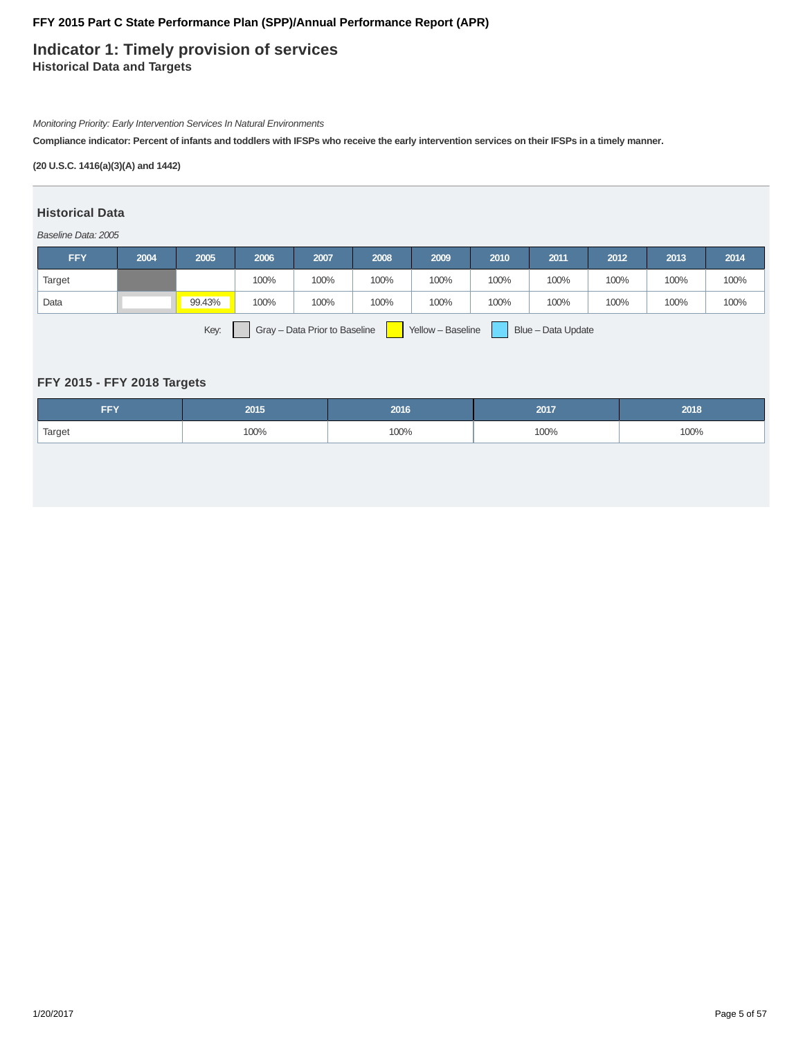FFY 2015 Part C State Performance Plan (SPP)/Annual Performance Report (APR)

# Indicator 1: Timely provision of services

## Historical Data and Targets

*Monitoring Priority: Early Intervention Services In Natural Environments*

**Compliance indicator: Percent of infants and toddlers with IFSPs who receive the early intervention services on their IFSPs in a timely manner.**

**(20 U.S.C. 1416(a)(3)(A) and 1442)**

### Historical Data

*Baseline Data: 2005*

| FFY | 2004 | 2005 | 2006 | 2007 | 2008 | 2009 | 2010 | 2011 | 2012 | 2013 | 2014 |
|---|---|---|---|---|---|---|---|---|---|---|---|
| Target | | | 100% | 100% | 100% | 100% | 100% | 100% | 100% | 100% | 100% |
| Data | | 99.43% | 100% | 100% | 100% | 100% | 100% | 100% | 100% | 100% | 100% |

Key: Gray – Data Prior to Baseline | Yellow – Baseline | Blue – Data Update

### FFY 2015 - FFY 2018 Targets

| FFY | 2015 | 2016 | 2017 | 2018 |
|---|---|---|---|---|
| Target | 100% | 100% | 100% | 100% |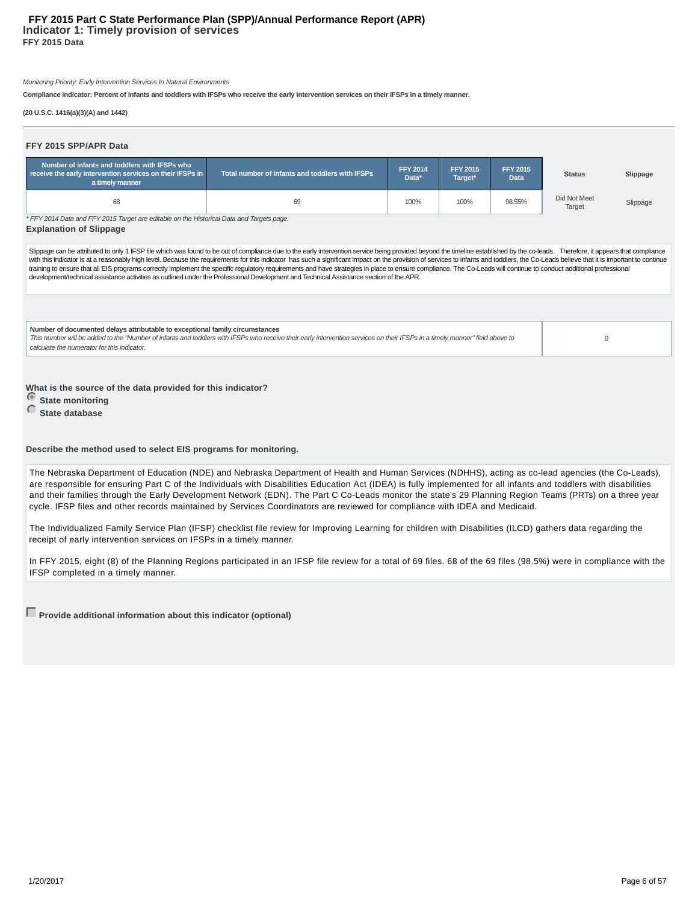# FFY 2015 Part C State Performance Plan (SPP)/Annual Performance Report (APR)

## Indicator 1: Timely provision of services

**FFY 2015 Data**

*Monitoring Priority: Early Intervention Services In Natural Environments*

**Compliance indicator: Percent of infants and toddlers with IFSPs who receive the early intervention services on their IFSPs in a timely manner.**

**(20 U.S.C. 1416(a)(3)(A) and 1442)**

### FFY 2015 SPP/APR Data

| Number of infants and toddlers with IFSPs who receive the early intervention services on their IFSPs in a timely manner | Total number of infants and toddlers with IFSPs | FFY 2014 Data* | FFY 2015 Target* | FFY 2015 Data | Status | Slippage |
|---|---|---|---|---|---|---|
| 68 | 69 | 100% | 100% | 98.55% | Did Not Meet Target | Slippage |

*\* FFY 2014 Data and FFY 2015 Target are editable on the Historical Data and Targets page.*

### Explanation of Slippage

Slippage can be attributed to only 1 IFSP file which was found to be out of compliance due to the early intervention service being provided beyond the timeline established by the co-leads. Therefore, it appears that compliance with this indicator is at a reasonably high level. Because the requirements for this indicator has such a significant impact on the provision of services to infants and toddlers, the Co-Leads believe that it is important to continue training to ensure that all EIS programs correctly implement the specific regulatory requirements and have strategies in place to ensure compliance. The Co-Leads will continue to conduct additional professional development/technical assistance activities as outlined under the Professional Development and Technical Assistance section of the APR.

| **Number of documented delays attributable to exceptional family circumstances** *This number will be added to the "Number of infants and toddlers with IFSPs who receive their early intervention services on their IFSPs in a timely manner" field above to calculate the numerator for this indicator.* | 0 |
|---|---|

**What is the source of the data provided for this indicator?**

- (selected) **State monitoring**
- **State database**

**Describe the method used to select EIS programs for monitoring.**

The Nebraska Department of Education (NDE) and Nebraska Department of Health and Human Services (NDHHS), acting as co-lead agencies (the Co-Leads), are responsible for ensuring Part C of the Individuals with Disabilities Education Act (IDEA) is fully implemented for all infants and toddlers with disabilities and their families through the Early Development Network (EDN). The Part C Co-Leads monitor the state's 29 Planning Region Teams (PRTs) on a three year cycle. IFSP files and other records maintained by Services Coordinators are reviewed for compliance with IDEA and Medicaid.

The Individualized Family Service Plan (IFSP) checklist file review for Improving Learning for children with Disabilities (ILCD) gathers data regarding the receipt of early intervention services on IFSPs in a timely manner.

In FFY 2015, eight (8) of the Planning Regions participated in an IFSP file review for a total of 69 files. 68 of the 69 files (98.5%) were in compliance with the IFSP completed in a timely manner.

☐ **Provide additional information about this indicator (optional)**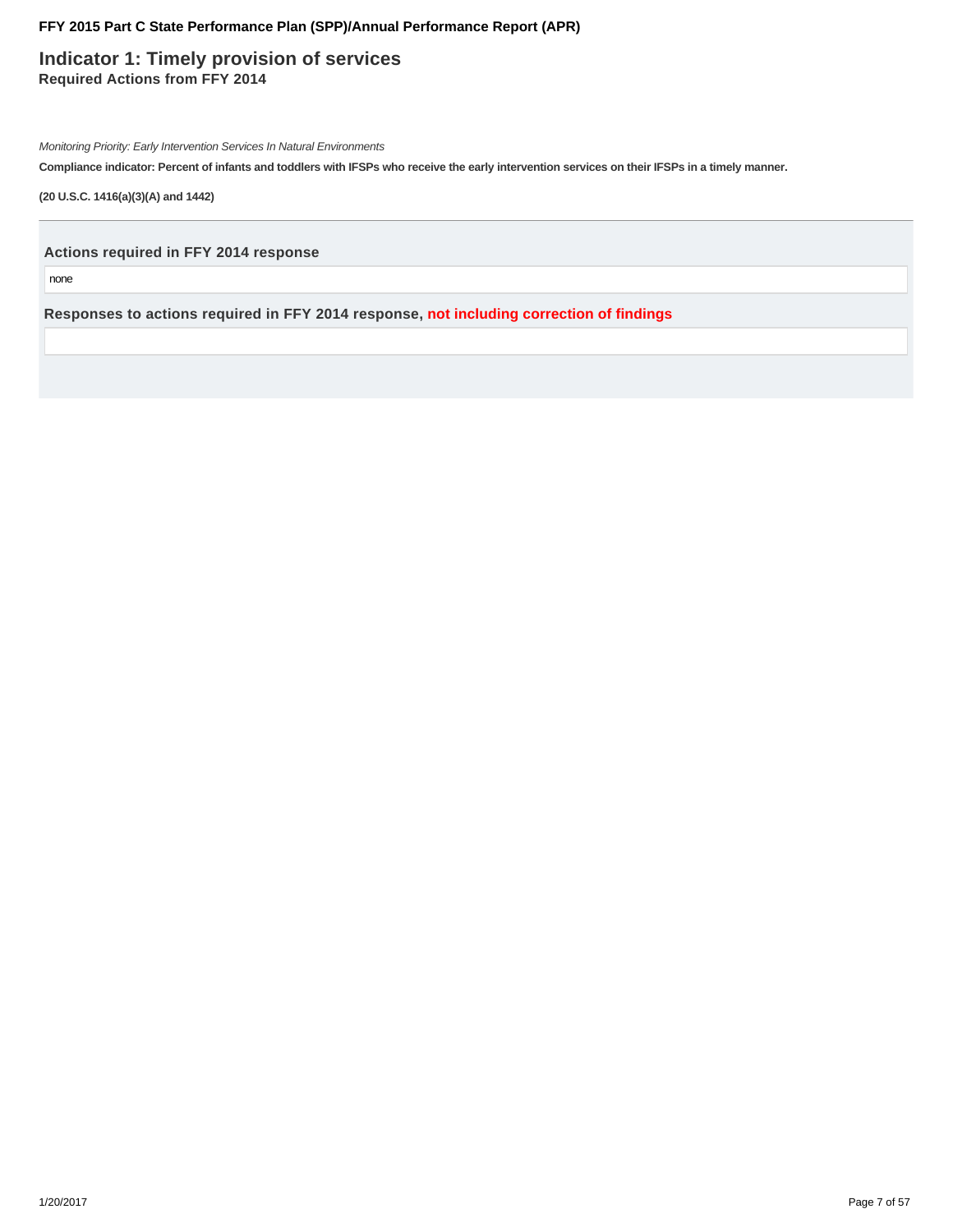## Indicator 1: Timely provision of services

### Required Actions from FFY 2014

*Monitoring Priority: Early Intervention Services In Natural Environments*

**Compliance indicator: Percent of infants and toddlers with IFSPs who receive the early intervention services on their IFSPs in a timely manner.**

**(20 U.S.C. 1416(a)(3)(A) and 1442)**

---

**Actions required in FFY 2014 response**

none

**Responses to actions required in FFY 2014 response, not including correction of findings**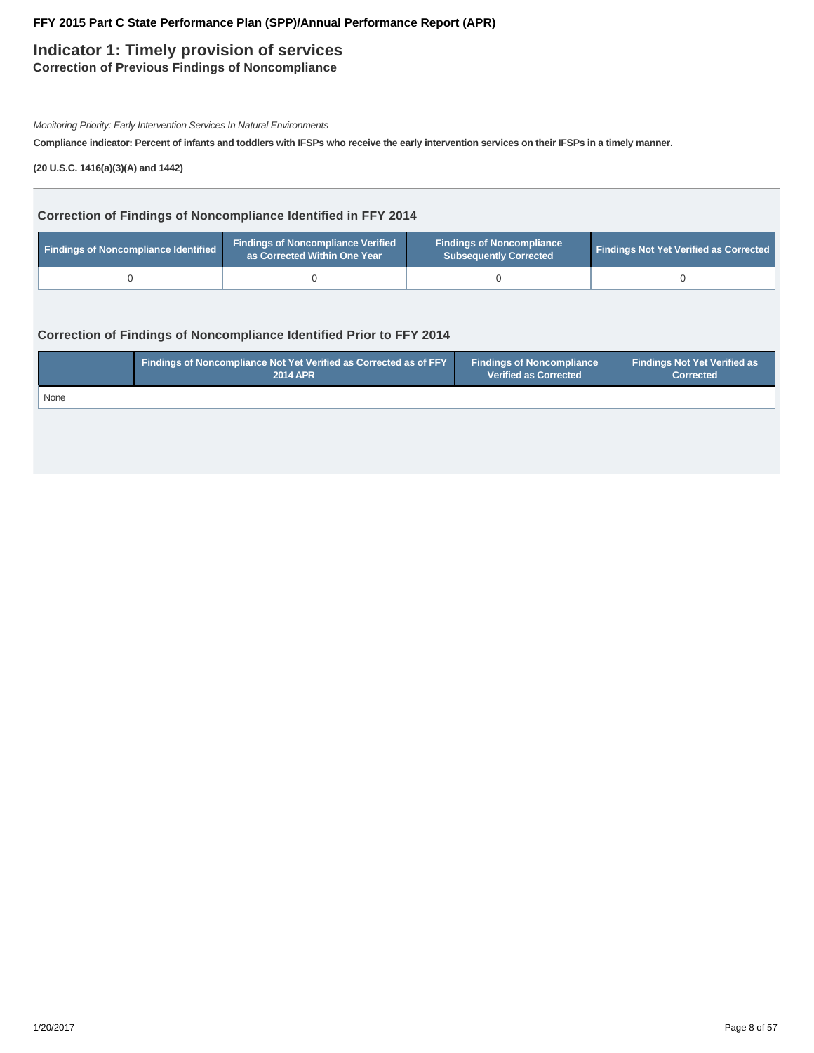## Indicator 1: Timely provision of services

### Correction of Previous Findings of Noncompliance

*Monitoring Priority: Early Intervention Services In Natural Environments*

**Compliance indicator: Percent of infants and toddlers with IFSPs who receive the early intervention services on their IFSPs in a timely manner.**

**(20 U.S.C. 1416(a)(3)(A) and 1442)**

### Correction of Findings of Noncompliance Identified in FFY 2014

| Findings of Noncompliance Identified | Findings of Noncompliance Verified as Corrected Within One Year | Findings of Noncompliance Subsequently Corrected | Findings Not Yet Verified as Corrected |
|---|---|---|---|
| 0 | 0 | 0 | 0 |

### Correction of Findings of Noncompliance Identified Prior to FFY 2014

| | Findings of Noncompliance Not Yet Verified as Corrected as of FFY 2014 APR | Findings of Noncompliance Verified as Corrected | Findings Not Yet Verified as Corrected |
|---|---|---|---|
| None | | | |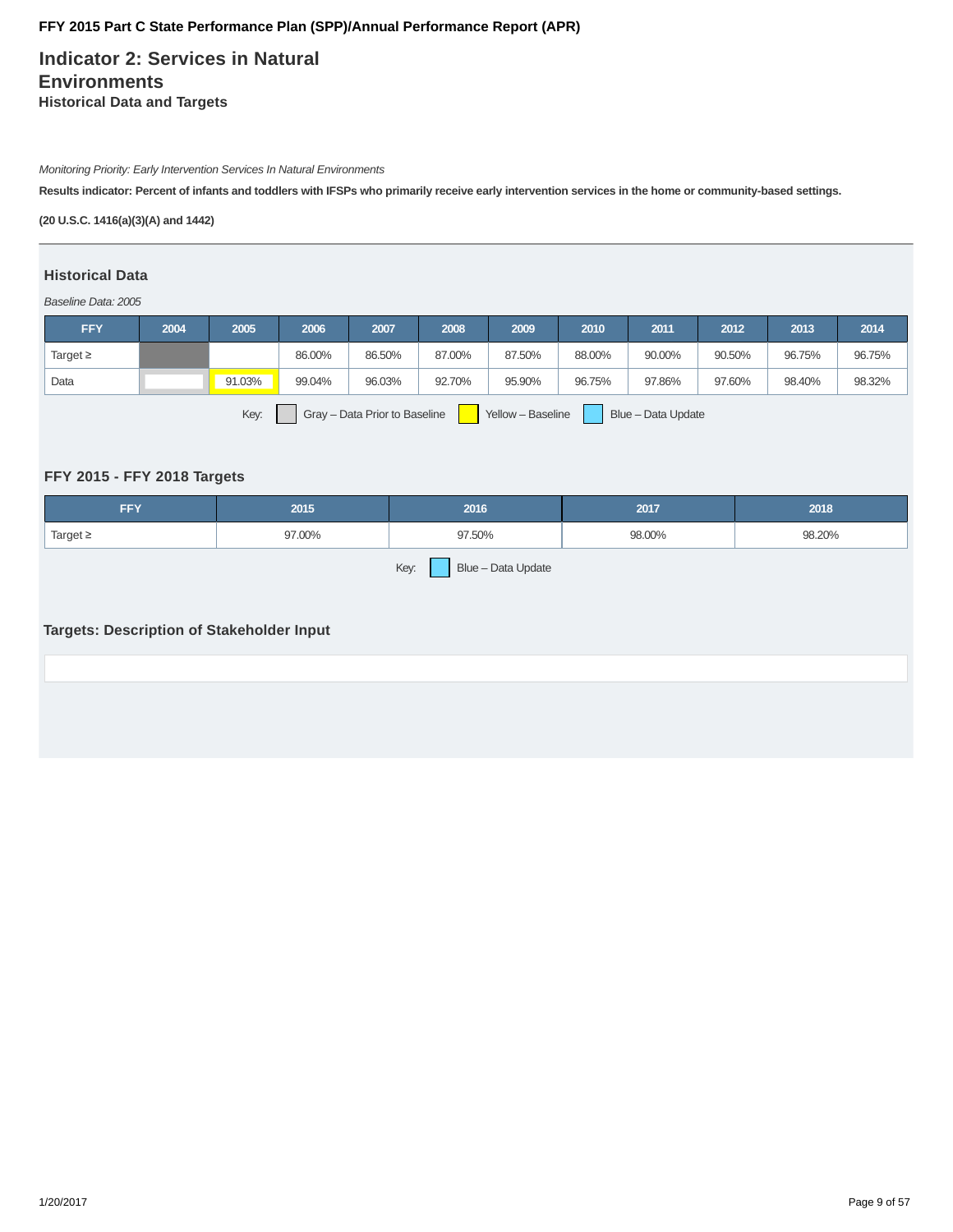# Indicator 2: Services in Natural Environments

### Historical Data and Targets

*Monitoring Priority: Early Intervention Services In Natural Environments*

**Results indicator: Percent of infants and toddlers with IFSPs who primarily receive early intervention services in the home or community-based settings.**

**(20 U.S.C. 1416(a)(3)(A) and 1442)**

## Historical Data

*Baseline Data: 2005*

| FFY | 2004 | 2005 | 2006 | 2007 | 2008 | 2009 | 2010 | 2011 | 2012 | 2013 | 2014 |
|---|---|---|---|---|---|---|---|---|---|---|---|
| Target ≥ | | | 86.00% | 86.50% | 87.00% | 87.50% | 88.00% | 90.00% | 90.50% | 96.75% | 96.75% |
| Data | | 91.03% | 99.04% | 96.03% | 92.70% | 95.90% | 96.75% | 97.86% | 97.60% | 98.40% | 98.32% |

Key: Gray – Data Prior to Baseline; Yellow – Baseline; Blue – Data Update

## FFY 2015 - FFY 2018 Targets

| FFY | 2015 | 2016 | 2017 | 2018 |
|---|---|---|---|---|
| Target ≥ | 97.00% | 97.50% | 98.00% | 98.20% |

Key: Blue – Data Update

## Targets: Description of Stakeholder Input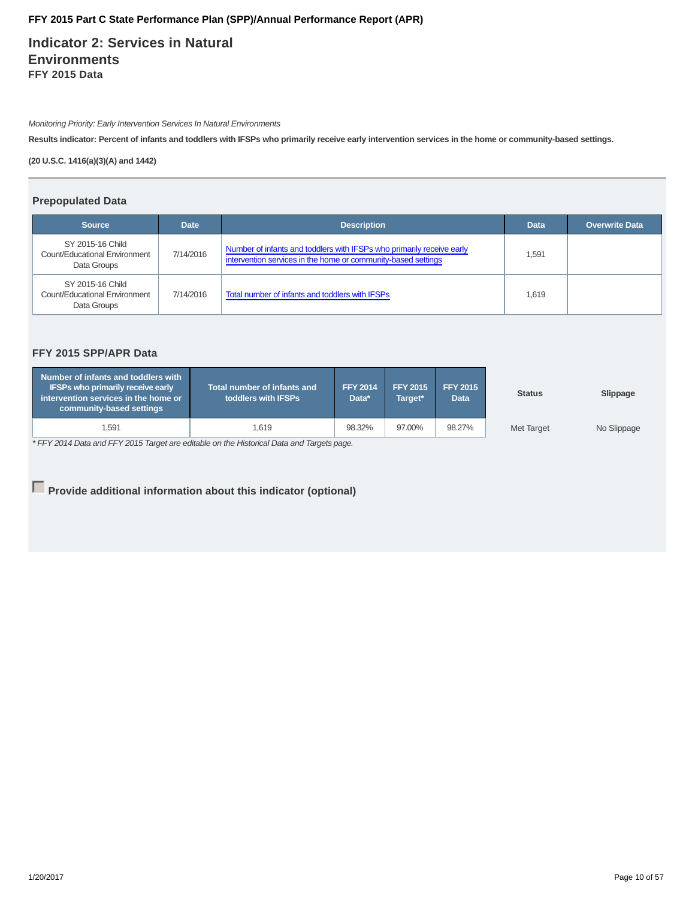# Indicator 2: Services in Natural Environments

### FFY 2015 Data

*Monitoring Priority: Early Intervention Services In Natural Environments*

**Results indicator: Percent of infants and toddlers with IFSPs who primarily receive early intervention services in the home or community-based settings.**

**(20 U.S.C. 1416(a)(3)(A) and 1442)**

## Prepopulated Data

| Source | Date | Description | Data | Overwrite Data |
|---|---|---|---|---|
| SY 2015-16 Child Count/Educational Environment Data Groups | 7/14/2016 | Number of infants and toddlers with IFSPs who primarily receive early intervention services in the home or community-based settings | 1,591 | |
| SY 2015-16 Child Count/Educational Environment Data Groups | 7/14/2016 | Total number of infants and toddlers with IFSPs | 1,619 | |

## FFY 2015 SPP/APR Data

| Number of infants and toddlers with IFSPs who primarily receive early intervention services in the home or community-based settings | Total number of infants and toddlers with IFSPs | FFY 2014 Data* | FFY 2015 Target* | FFY 2015 Data | Status | Slippage |
|---|---|---|---|---|---|---|
| 1,591 | 1,619 | 98.32% | 97.00% | 98.27% | Met Target | No Slippage |

*\* FFY 2014 Data and FFY 2015 Target are editable on the Historical Data and Targets page.*

**Provide additional information about this indicator (optional)**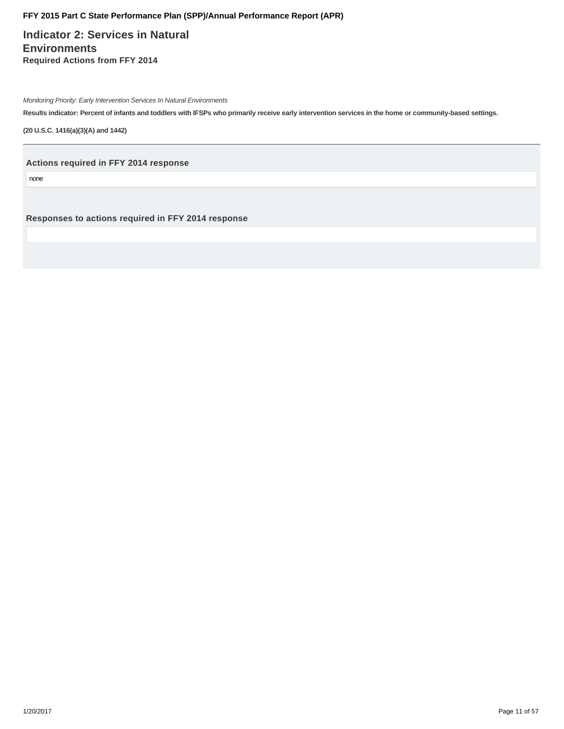## Indicator 2: Services in Natural Environments

### Required Actions from FFY 2014

*Monitoring Priority: Early Intervention Services In Natural Environments*

**Results indicator: Percent of infants and toddlers with IFSPs who primarily receive early intervention services in the home or community-based settings.**

**(20 U.S.C. 1416(a)(3)(A) and 1442)**

#### Actions required in FFY 2014 response

none

#### Responses to actions required in FFY 2014 response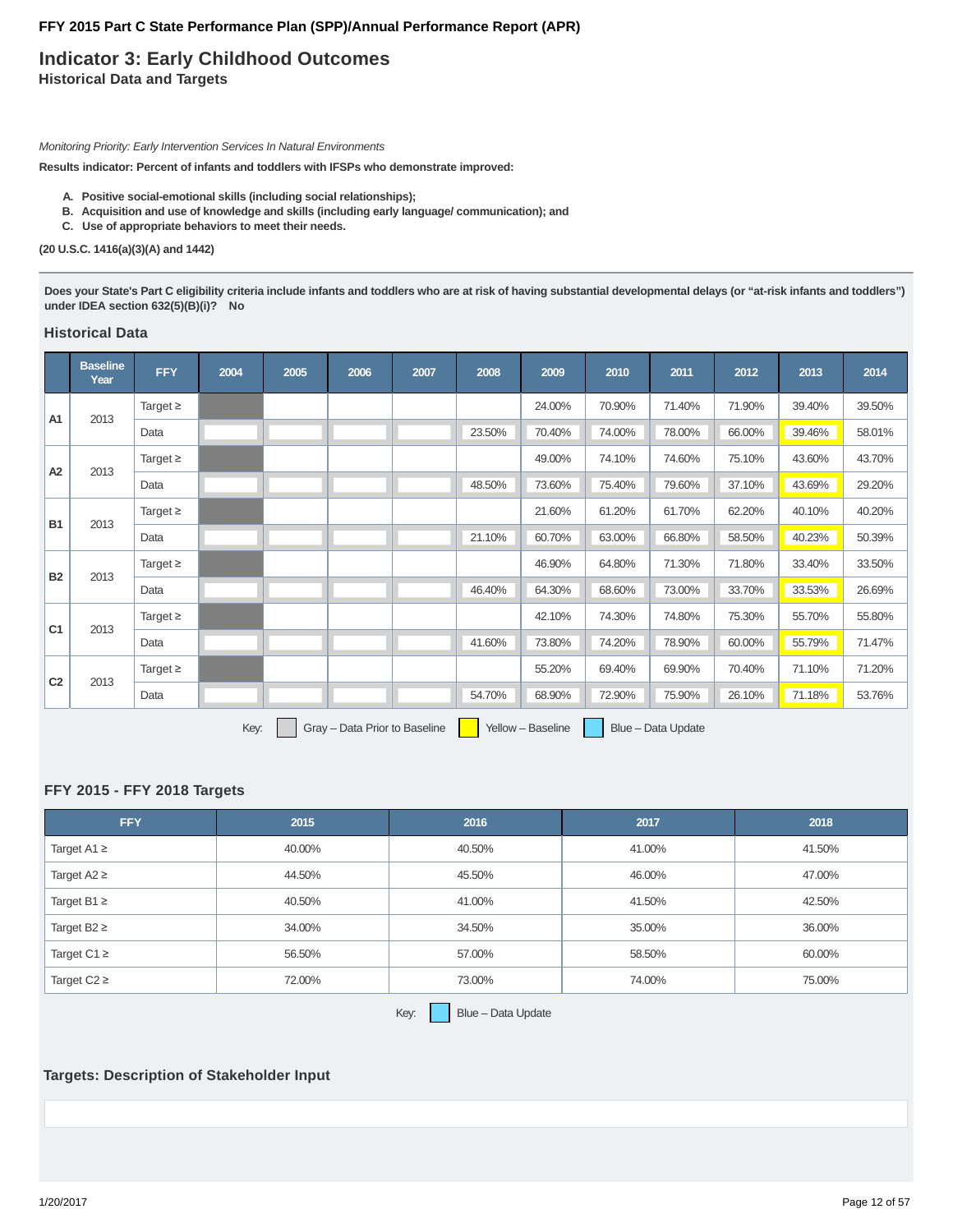FFY 2015 Part C State Performance Plan (SPP)/Annual Performance Report (APR)

# Indicator 3: Early Childhood Outcomes

## Historical Data and Targets

*Monitoring Priority: Early Intervention Services In Natural Environments*

**Results indicator: Percent of infants and toddlers with IFSPs who demonstrate improved:**

- **A. Positive social-emotional skills (including social relationships);**
- **B. Acquisition and use of knowledge and skills (including early language/ communication); and**
- **C. Use of appropriate behaviors to meet their needs.**

**(20 U.S.C. 1416(a)(3)(A) and 1442)**

**Does your State's Part C eligibility criteria include infants and toddlers who are at risk of having substantial developmental delays (or "at-risk infants and toddlers") under IDEA section 632(5)(B)(i)? No**

### Historical Data

| | Baseline Year | FFY | 2004 | 2005 | 2006 | 2007 | 2008 | 2009 | 2010 | 2011 | 2012 | 2013 | 2014 |
|---|---|---|---|---|---|---|---|---|---|---|---|---|---|
| A1 | 2013 | Target ≥ | | | | | | 24.00% | 70.90% | 71.40% | 71.90% | 39.40% | 39.50% |
| | | Data | | | | | 23.50% | 70.40% | 74.00% | 78.00% | 66.00% | 39.46% | 58.01% |
| A2 | 2013 | Target ≥ | | | | | | 49.00% | 74.10% | 74.60% | 75.10% | 43.60% | 43.70% |
| | | Data | | | | | 48.50% | 73.60% | 75.40% | 79.60% | 37.10% | 43.69% | 29.20% |
| B1 | 2013 | Target ≥ | | | | | | 21.60% | 61.20% | 61.70% | 62.20% | 40.10% | 40.20% |
| | | Data | | | | | 21.10% | 60.70% | 63.00% | 66.80% | 58.50% | 40.23% | 50.39% |
| B2 | 2013 | Target ≥ | | | | | | 46.90% | 64.80% | 71.30% | 71.80% | 33.40% | 33.50% |
| | | Data | | | | | 46.40% | 64.30% | 68.60% | 73.00% | 33.70% | 33.53% | 26.69% |
| C1 | 2013 | Target ≥ | | | | | | 42.10% | 74.30% | 74.80% | 75.30% | 55.70% | 55.80% |
| | | Data | | | | | 41.60% | 73.80% | 74.20% | 78.90% | 60.00% | 55.79% | 71.47% |
| C2 | 2013 | Target ≥ | | | | | | 55.20% | 69.40% | 69.90% | 70.40% | 71.10% | 71.20% |
| | | Data | | | | | 54.70% | 68.90% | 72.90% | 75.90% | 26.10% | 71.18% | 53.76% |

Key: Gray – Data Prior to Baseline; Yellow – Baseline; Blue – Data Update

### FFY 2015 - FFY 2018 Targets

| FFY | 2015 | 2016 | 2017 | 2018 |
|---|---|---|---|---|
| Target A1 ≥ | 40.00% | 40.50% | 41.00% | 41.50% |
| Target A2 ≥ | 44.50% | 45.50% | 46.00% | 47.00% |
| Target B1 ≥ | 40.50% | 41.00% | 41.50% | 42.50% |
| Target B2 ≥ | 34.00% | 34.50% | 35.00% | 36.00% |
| Target C1 ≥ | 56.50% | 57.00% | 58.50% | 60.00% |
| Target C2 ≥ | 72.00% | 73.00% | 74.00% | 75.00% |

Key: Blue – Data Update

### Targets: Description of Stakeholder Input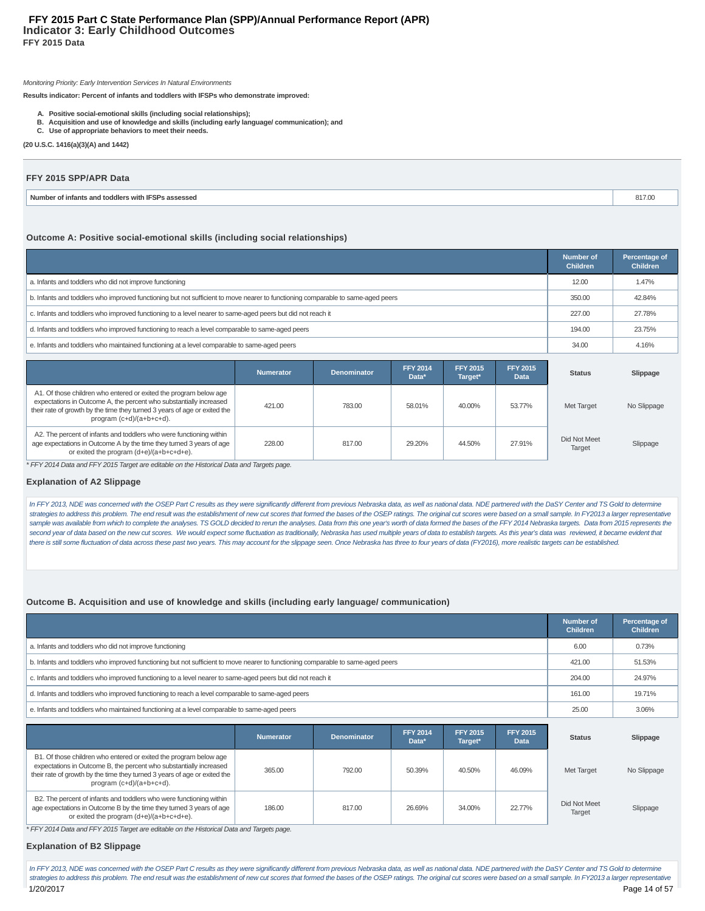# FFY 2015 Part C State Performance Plan (SPP)/Annual Performance Report (APR)
## Indicator 3: Early Childhood Outcomes
**FFY 2015 Data**

*Monitoring Priority: Early Intervention Services In Natural Environments*

**Results indicator: Percent of infants and toddlers with IFSPs who demonstrate improved:**

- **A. Positive social-emotional skills (including social relationships);**
- **B. Acquisition and use of knowledge and skills (including early language/ communication); and**
- **C. Use of appropriate behaviors to meet their needs.**

**(20 U.S.C. 1416(a)(3)(A) and 1442)**

### FFY 2015 SPP/APR Data

| | |
|---|---|
| **Number of infants and toddlers with IFSPs assessed** | 817.00 |

### Outcome A: Positive social-emotional skills (including social relationships)

| | Number of Children | Percentage of Children |
|---|---|---|
| a. Infants and toddlers who did not improve functioning | 12.00 | 1.47% |
| b. Infants and toddlers who improved functioning but not sufficient to move nearer to functioning comparable to same-aged peers | 350.00 | 42.84% |
| c. Infants and toddlers who improved functioning to a level nearer to same-aged peers but did not reach it | 227.00 | 27.78% |
| d. Infants and toddlers who improved functioning to reach a level comparable to same-aged peers | 194.00 | 23.75% |
| e. Infants and toddlers who maintained functioning at a level comparable to same-aged peers | 34.00 | 4.16% |

| | Numerator | Denominator | FFY 2014 Data* | FFY 2015 Target* | FFY 2015 Data | Status | Slippage |
|---|---|---|---|---|---|---|---|
| A1. Of those children who entered or exited the program below age expectations in Outcome A, the percent who substantially increased their rate of growth by the time they turned 3 years of age or exited the program (c+d)/(a+b+c+d). | 421.00 | 783.00 | 58.01% | 40.00% | 53.77% | Met Target | No Slippage |
| A2. The percent of infants and toddlers who were functioning within age expectations in Outcome A by the time they turned 3 years of age or exited the program (d+e)/(a+b+c+d+e). | 228.00 | 817.00 | 29.20% | 44.50% | 27.91% | Did Not Meet Target | Slippage |

*\* FFY 2014 Data and FFY 2015 Target are editable on the Historical Data and Targets page.*

### Explanation of A2 Slippage

*In FFY 2013, NDE was concerned with the OSEP Part C results as they were significantly different from previous Nebraska data, as well as national data. NDE partnered with the DaSY Center and TS Gold to determine strategies to address this problem. The end result was the establishment of new cut scores that formed the bases of the OSEP ratings. The original cut scores were based on a small sample. In FY2013 a larger representative sample was available from which to complete the analyses. TS GOLD decided to rerun the analyses. Data from this one year's worth of data formed the bases of the FFY 2014 Nebraska targets. Data from 2015 represents the second year of data based on the new cut scores. We would expect some fluctuation as traditionally, Nebraska has used multiple years of data to establish targets. As this year's data was reviewed, it became evident that there is still some fluctuation of data across these past two years. This may account for the slippage seen. Once Nebraska has three to four years of data (FY2016), more realistic targets can be established.*

### Outcome B. Acquisition and use of knowledge and skills (including early language/ communication)

| | Number of Children | Percentage of Children |
|---|---|---|
| a. Infants and toddlers who did not improve functioning | 6.00 | 0.73% |
| b. Infants and toddlers who improved functioning but not sufficient to move nearer to functioning comparable to same-aged peers | 421.00 | 51.53% |
| c. Infants and toddlers who improved functioning to a level nearer to same-aged peers but did not reach it | 204.00 | 24.97% |
| d. Infants and toddlers who improved functioning to reach a level comparable to same-aged peers | 161.00 | 19.71% |
| e. Infants and toddlers who maintained functioning at a level comparable to same-aged peers | 25.00 | 3.06% |

| | Numerator | Denominator | FFY 2014 Data* | FFY 2015 Target* | FFY 2015 Data | Status | Slippage |
|---|---|---|---|---|---|---|---|
| B1. Of those children who entered or exited the program below age expectations in Outcome B, the percent who substantially increased their rate of growth by the time they turned 3 years of age or exited the program (c+d)/(a+b+c+d). | 365.00 | 792.00 | 50.39% | 40.50% | 46.09% | Met Target | No Slippage |
| B2. The percent of infants and toddlers who were functioning within age expectations in Outcome B by the time they turned 3 years of age or exited the program (d+e)/(a+b+c+d+e). | 186.00 | 817.00 | 26.69% | 34.00% | 22.77% | Did Not Meet Target | Slippage |

*\* FFY 2014 Data and FFY 2015 Target are editable on the Historical Data and Targets page.*

### Explanation of B2 Slippage

*In FFY 2013, NDE was concerned with the OSEP Part C results as they were significantly different from previous Nebraska data, as well as national data. NDE partnered with the DaSY Center and TS Gold to determine strategies to address this problem. The end result was the establishment of new cut scores that formed the bases of the OSEP ratings. The original cut scores were based on a small sample. In FY2013 a larger representative*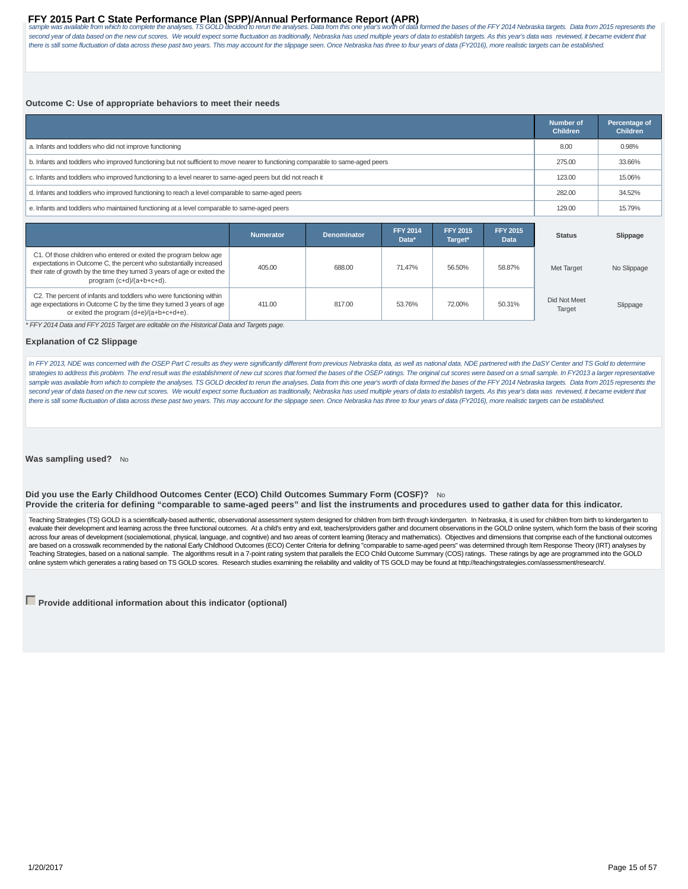*sample was available from which to complete the analyses. TS GOLD decided to rerun the analyses. Data from this one year's worth of data formed the bases of the FFY 2014 Nebraska targets. Data from 2015 represents the second year of data based on the new cut scores. We would expect some fluctuation as traditionally, Nebraska has used multiple years of data to establish targets. As this year's data was reviewed, it became evident that there is still some fluctuation of data across these past two years. This may account for the slippage seen. Once Nebraska has three to four years of data (FY2016), more realistic targets can be established.*

### Outcome C: Use of appropriate behaviors to meet their needs

| | Number of Children | Percentage of Children |
|---|---|---|
| a. Infants and toddlers who did not improve functioning | 8.00 | 0.98% |
| b. Infants and toddlers who improved functioning but not sufficient to move nearer to functioning comparable to same-aged peers | 275.00 | 33.66% |
| c. Infants and toddlers who improved functioning to a level nearer to same-aged peers but did not reach it | 123.00 | 15.06% |
| d. Infants and toddlers who improved functioning to reach a level comparable to same-aged peers | 282.00 | 34.52% |
| e. Infants and toddlers who maintained functioning at a level comparable to same-aged peers | 129.00 | 15.79% |

| | Numerator | Denominator | FFY 2014 Data* | FFY 2015 Target* | FFY 2015 Data | Status | Slippage |
|---|---|---|---|---|---|---|---|
| C1. Of those children who entered or exited the program below age expectations in Outcome C, the percent who substantially increased their rate of growth by the time they turned 3 years of age or exited the program (c+d)/(a+b+c+d). | 405.00 | 688.00 | 71.47% | 56.50% | 58.87% | Met Target | No Slippage |
| C2. The percent of infants and toddlers who were functioning within age expectations in Outcome C by the time they turned 3 years of age or exited the program (d+e)/(a+b+c+d+e). | 411.00 | 817.00 | 53.76% | 72.00% | 50.31% | Did Not Meet Target | Slippage |

*\* FFY 2014 Data and FFY 2015 Target are editable on the Historical Data and Targets page.*

### Explanation of C2 Slippage

*In FFY 2013, NDE was concerned with the OSEP Part C results as they were significantly different from previous Nebraska data, as well as national data. NDE partnered with the DaSY Center and TS Gold to determine strategies to address this problem. The end result was the establishment of new cut scores that formed the bases of the OSEP ratings. The original cut scores were based on a small sample. In FY2013 a larger representative sample was available from which to complete the analyses. TS GOLD decided to rerun the analyses. Data from this one year's worth of data formed the bases of the FFY 2014 Nebraska targets. Data from 2015 represents the second year of data based on the new cut scores. We would expect some fluctuation as traditionally, Nebraska has used multiple years of data to establish targets. As this year's data was reviewed, it became evident that there is still some fluctuation of data across these past two years. This may account for the slippage seen. Once Nebraska has three to four years of data (FY2016), more realistic targets can be established.*

**Was sampling used?** No

**Did you use the Early Childhood Outcomes Center (ECO) Child Outcomes Summary Form (COSF)?** No

**Provide the criteria for defining "comparable to same-aged peers" and list the instruments and procedures used to gather data for this indicator.**

Teaching Strategies (TS) GOLD is a scientifically-based authentic, observational assessment system designed for children from birth through kindergarten. In Nebraska, it is used for children from birth to kindergarten to evaluate their development and learning across the three functional outcomes. At a child's entry and exit, teachers/providers gather and document observations in the GOLD online system, which form the basis of their scoring across four areas of development (socialemotional, physical, language, and cognitive) and two areas of content learning (literacy and mathematics). Objectives and dimensions that comprise each of the functional outcomes are based on a crosswalk recommended by the national Early Childhood Outcomes (ECO) Center Criteria for defining "comparable to same-aged peers" was determined through Item Response Theory (IRT) analyses by Teaching Strategies, based on a national sample. The algorithms result in a 7-point rating system that parallels the ECO Child Outcome Summary (COS) ratings. These ratings by age are programmed into the GOLD online system which generates a rating based on TS GOLD scores. Research studies examining the reliability and validity of TS GOLD may be found at http://teachingstrategies.com/assessment/research/.

☐ **Provide additional information about this indicator (optional)**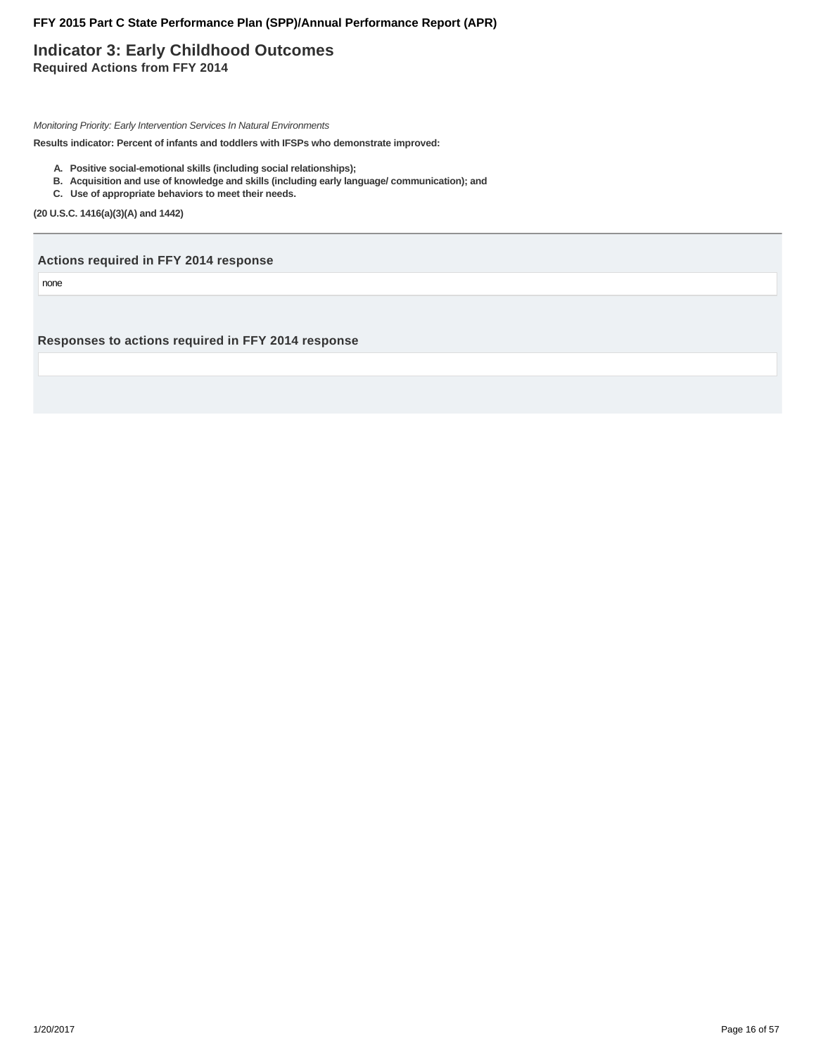## Indicator 3: Early Childhood Outcomes

### Required Actions from FFY 2014

*Monitoring Priority: Early Intervention Services In Natural Environments*

**Results indicator: Percent of infants and toddlers with IFSPs who demonstrate improved:**

- **A. Positive social-emotional skills (including social relationships);**
- **B. Acquisition and use of knowledge and skills (including early language/ communication); and**
- **C. Use of appropriate behaviors to meet their needs.**

**(20 U.S.C. 1416(a)(3)(A) and 1442)**

#### Actions required in FFY 2014 response

none

#### Responses to actions required in FFY 2014 response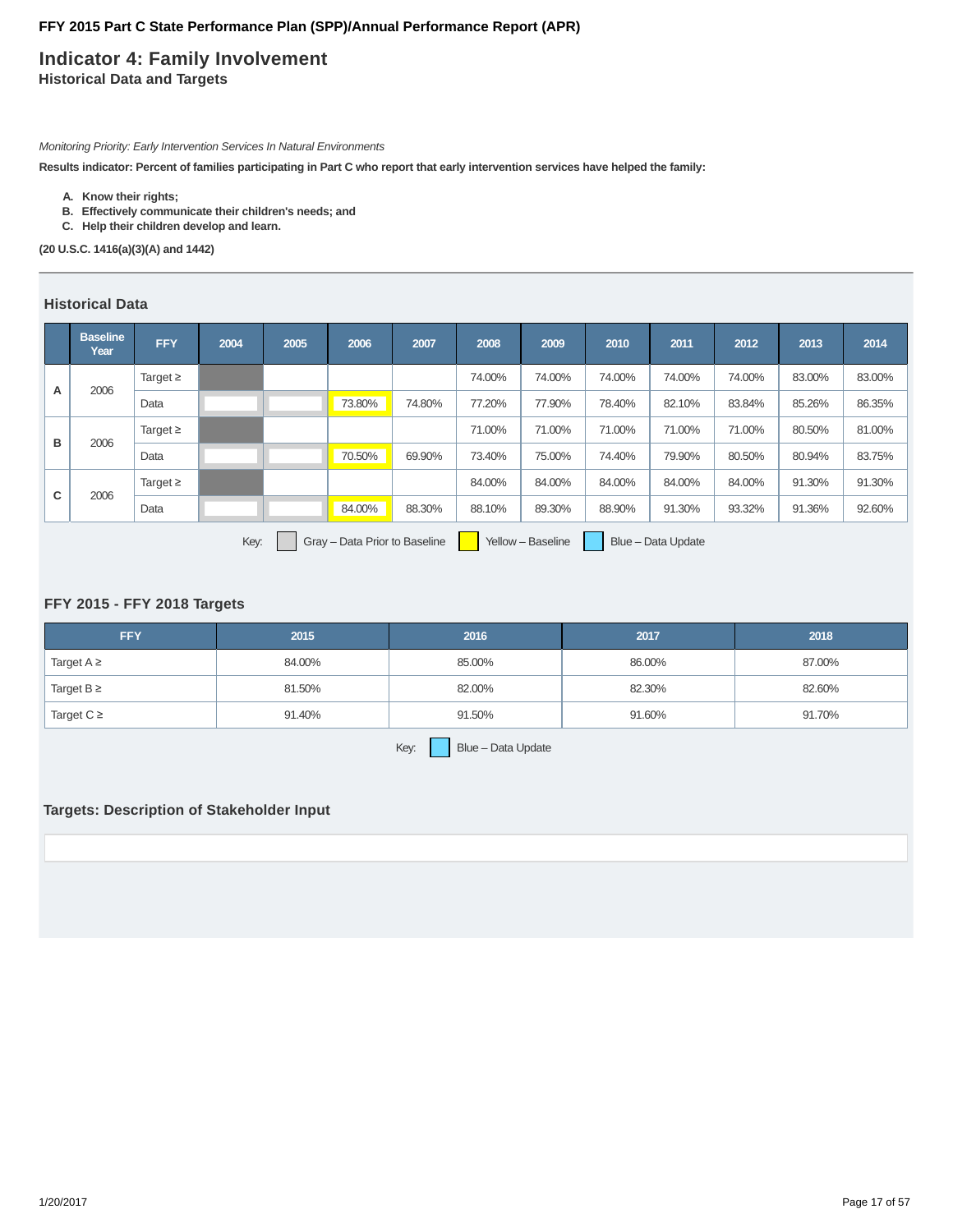FFY 2015 Part C State Performance Plan (SPP)/Annual Performance Report (APR)

# Indicator 4: Family Involvement

## Historical Data and Targets

*Monitoring Priority: Early Intervention Services In Natural Environments*

**Results indicator: Percent of families participating in Part C who report that early intervention services have helped the family:**

- **A. Know their rights;**
- **B. Effectively communicate their children's needs; and**
- **C. Help their children develop and learn.**

**(20 U.S.C. 1416(a)(3)(A) and 1442)**

### Historical Data

| | Baseline Year | FFY | 2004 | 2005 | 2006 | 2007 | 2008 | 2009 | 2010 | 2011 | 2012 | 2013 | 2014 |
|---|---|---|---|---|---|---|---|---|---|---|---|---|---|
| A | 2006 | Target ≥ | | | | | 74.00% | 74.00% | 74.00% | 74.00% | 74.00% | 83.00% | 83.00% |
| | | Data | | | 73.80% | 74.80% | 77.20% | 77.90% | 78.40% | 82.10% | 83.84% | 85.26% | 86.35% |
| B | 2006 | Target ≥ | | | | | 71.00% | 71.00% | 71.00% | 71.00% | 71.00% | 80.50% | 81.00% |
| | | Data | | | 70.50% | 69.90% | 73.40% | 75.00% | 74.40% | 79.90% | 80.50% | 80.94% | 83.75% |
| C | 2006 | Target ≥ | | | | | 84.00% | 84.00% | 84.00% | 84.00% | 84.00% | 91.30% | 91.30% |
| | | Data | | | 84.00% | 88.30% | 88.10% | 89.30% | 88.90% | 91.30% | 93.32% | 91.36% | 92.60% |

Key: Gray – Data Prior to Baseline; Yellow – Baseline; Blue – Data Update

### FFY 2015 - FFY 2018 Targets

| FFY | 2015 | 2016 | 2017 | 2018 |
|---|---|---|---|---|
| Target A ≥ | 84.00% | 85.00% | 86.00% | 87.00% |
| Target B ≥ | 81.50% | 82.00% | 82.30% | 82.60% |
| Target C ≥ | 91.40% | 91.50% | 91.60% | 91.70% |

Key: Blue – Data Update

### Targets: Description of Stakeholder Input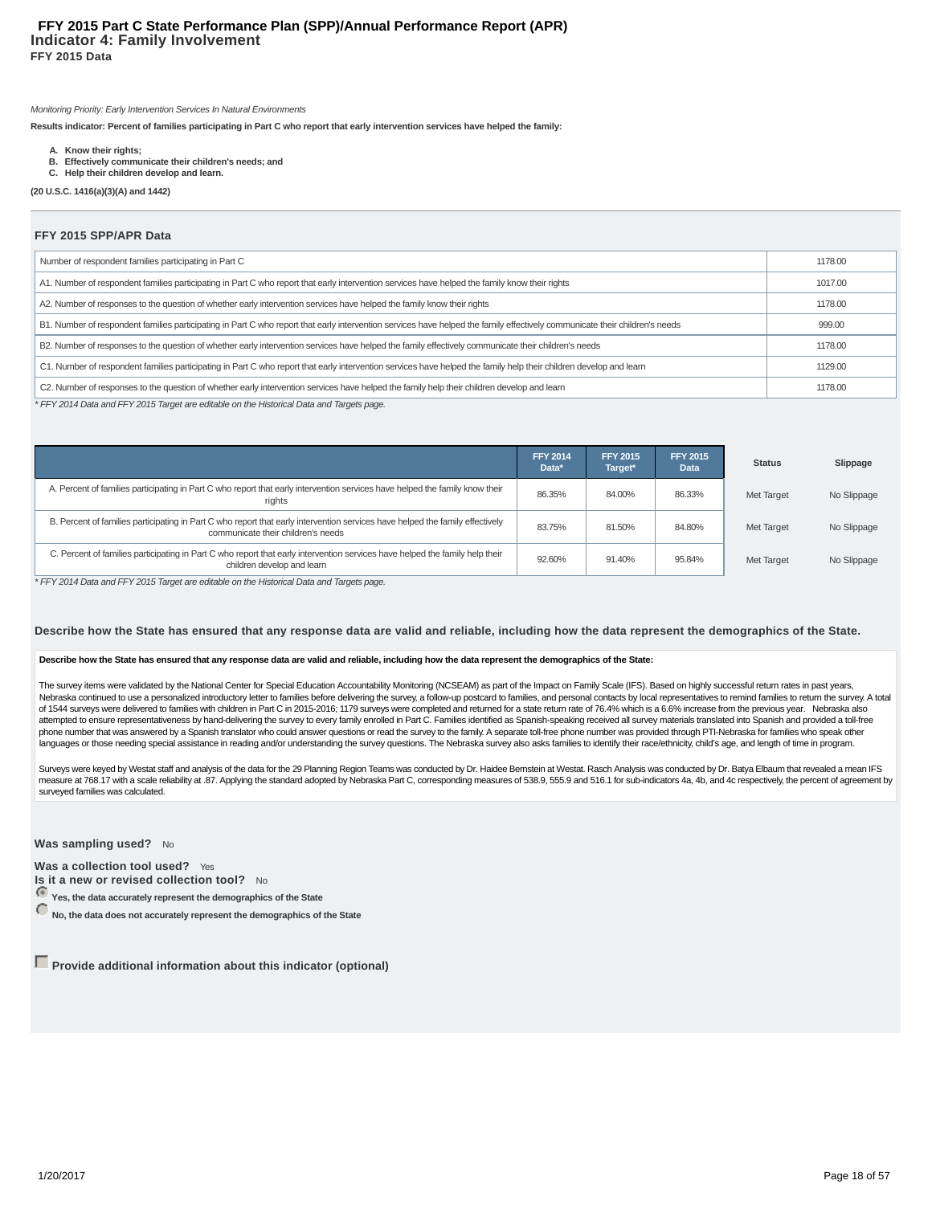# FFY 2015 Part C State Performance Plan (SPP)/Annual Performance Report (APR)

## Indicator 4: Family Involvement

**FFY 2015 Data**

*Monitoring Priority: Early Intervention Services In Natural Environments*

**Results indicator: Percent of families participating in Part C who report that early intervention services have helped the family:**

- **A. Know their rights;**
- **B. Effectively communicate their children's needs; and**
- **C. Help their children develop and learn.**

**(20 U.S.C. 1416(a)(3)(A) and 1442)**

### FFY 2015 SPP/APR Data

| | |
|---|---|
| Number of respondent families participating in Part C | 1178.00 |
| A1. Number of respondent families participating in Part C who report that early intervention services have helped the family know their rights | 1017.00 |
| A2. Number of responses to the question of whether early intervention services have helped the family know their rights | 1178.00 |
| B1. Number of respondent families participating in Part C who report that early intervention services have helped the family effectively communicate their children's needs | 999.00 |
| B2. Number of responses to the question of whether early intervention services have helped the family effectively communicate their children's needs | 1178.00 |
| C1. Number of respondent families participating in Part C who report that early intervention services have helped the family help their children develop and learn | 1129.00 |
| C2. Number of responses to the question of whether early intervention services have helped the family help their children develop and learn | 1178.00 |

*\* FFY 2014 Data and FFY 2015 Target are editable on the Historical Data and Targets page.*

| | FFY 2014 Data* | FFY 2015 Target* | FFY 2015 Data | Status | Slippage |
|---|---|---|---|---|---|
| A. Percent of families participating in Part C who report that early intervention services have helped the family know their rights | 86.35% | 84.00% | 86.33% | Met Target | No Slippage |
| B. Percent of families participating in Part C who report that early intervention services have helped the family effectively communicate their children's needs | 83.75% | 81.50% | 84.80% | Met Target | No Slippage |
| C. Percent of families participating in Part C who report that early intervention services have helped the family help their children develop and learn | 92.60% | 91.40% | 95.84% | Met Target | No Slippage |

*\* FFY 2014 Data and FFY 2015 Target are editable on the Historical Data and Targets page.*

### Describe how the State has ensured that any response data are valid and reliable, including how the data represent the demographics of the State.

**Describe how the State has ensured that any response data are valid and reliable, including how the data represent the demographics of the State:**

The survey items were validated by the National Center for Special Education Accountability Monitoring (NCSEAM) as part of the Impact on Family Scale (IFS). Based on highly successful return rates in past years, Nebraska continued to use a personalized introductory letter to families before delivering the survey, a follow-up postcard to families, and personal contacts by local representatives to remind families to return the survey. A total of 1544 surveys were delivered to families with children in Part C in 2015-2016; 1179 surveys were completed and returned for a state return rate of 76.4% which is a 6.6% increase from the previous year. Nebraska also attempted to ensure representativeness by hand-delivering the survey to every family enrolled in Part C. Families identified as Spanish-speaking received all survey materials translated into Spanish and provided a toll-free phone number that was answered by a Spanish translator who could answer questions or read the survey to the family. A separate toll-free phone number was provided through PTI-Nebraska for families who speak other languages or those needing special assistance in reading and/or understanding the survey questions. The Nebraska survey also asks families to identify their race/ethnicity, child's age, and length of time in program.

Surveys were keyed by Westat staff and analysis of the data for the 29 Planning Region Teams was conducted by Dr. Haidee Bernstein at Westat. Rasch Analysis was conducted by Dr. Batya Elbaum that revealed a mean IFS measure at 768.17 with a scale reliability at .87. Applying the standard adopted by Nebraska Part C, corresponding measures of 538.9, 555.9 and 516.1 for sub-indicators 4a, 4b, and 4c respectively, the percent of agreement by surveyed families was calculated.

**Was sampling used?** No

**Was a collection tool used?** Yes

**Is it a new or revised collection tool?** No

- (selected) **Yes, the data accurately represent the demographics of the State**
- **No, the data does not accurately represent the demographics of the State**

☐ **Provide additional information about this indicator (optional)**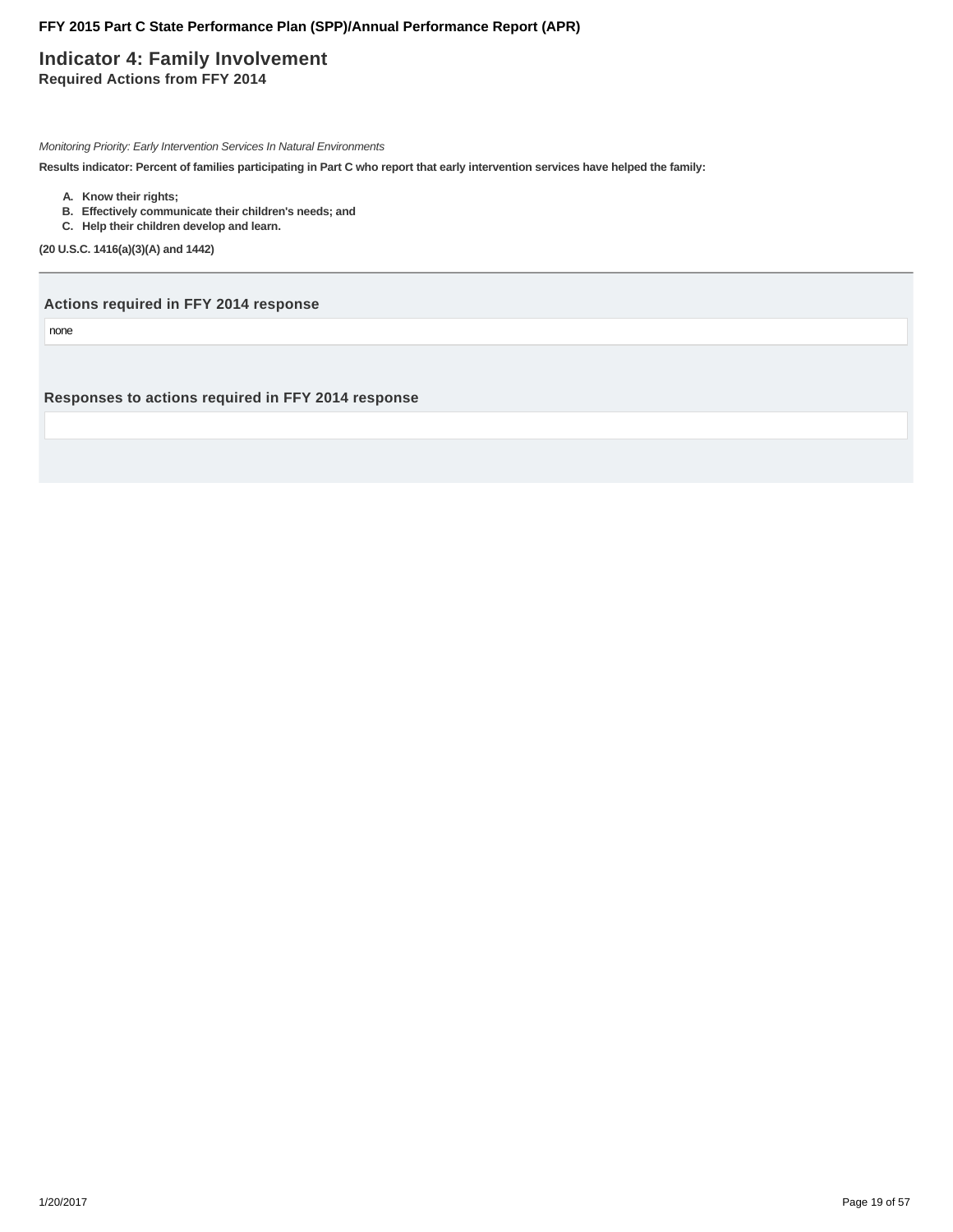# Indicator 4: Family Involvement

## Required Actions from FFY 2014

*Monitoring Priority: Early Intervention Services In Natural Environments*

**Results indicator: Percent of families participating in Part C who report that early intervention services have helped the family:**

- **A. Know their rights;**
- **B. Effectively communicate their children's needs; and**
- **C. Help their children develop and learn.**

**(20 U.S.C. 1416(a)(3)(A) and 1442)**

---

### Actions required in FFY 2014 response

none

### Responses to actions required in FFY 2014 response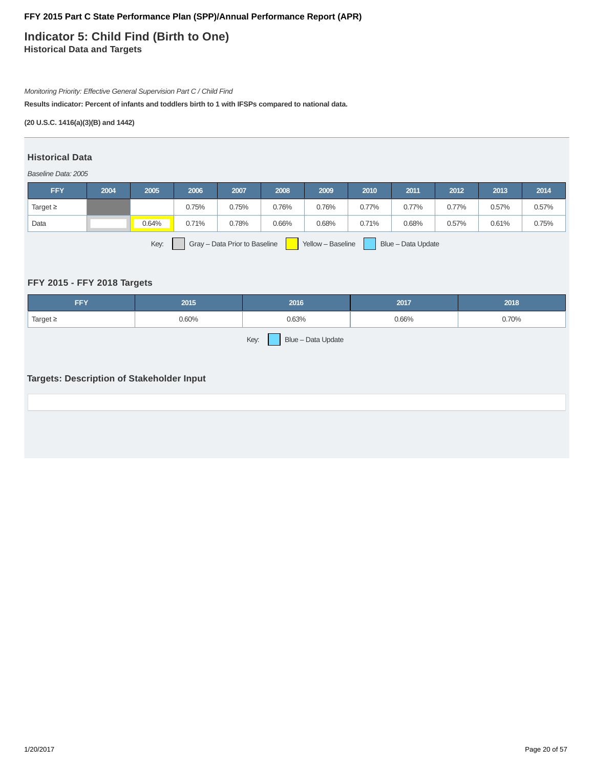# Indicator 5: Child Find (Birth to One)

## Historical Data and Targets

*Monitoring Priority: Effective General Supervision Part C / Child Find*

**Results indicator: Percent of infants and toddlers birth to 1 with IFSPs compared to national data.**

**(20 U.S.C. 1416(a)(3)(B) and 1442)**

### Historical Data

*Baseline Data: 2005*

| FFY | 2004 | 2005 | 2006 | 2007 | 2008 | 2009 | 2010 | 2011 | 2012 | 2013 | 2014 |
|---|---|---|---|---|---|---|---|---|---|---|---|
| Target ≥ | | | 0.75% | 0.75% | 0.76% | 0.76% | 0.77% | 0.77% | 0.77% | 0.57% | 0.57% |
| Data | | 0.64% | 0.71% | 0.78% | 0.66% | 0.68% | 0.71% | 0.68% | 0.57% | 0.61% | 0.75% |

Key: Gray – Data Prior to Baseline; Yellow – Baseline; Blue – Data Update

### FFY 2015 - FFY 2018 Targets

| FFY | 2015 | 2016 | 2017 | 2018 |
|---|---|---|---|---|
| Target ≥ | 0.60% | 0.63% | 0.66% | 0.70% |

Key: Blue – Data Update

### Targets: Description of Stakeholder Input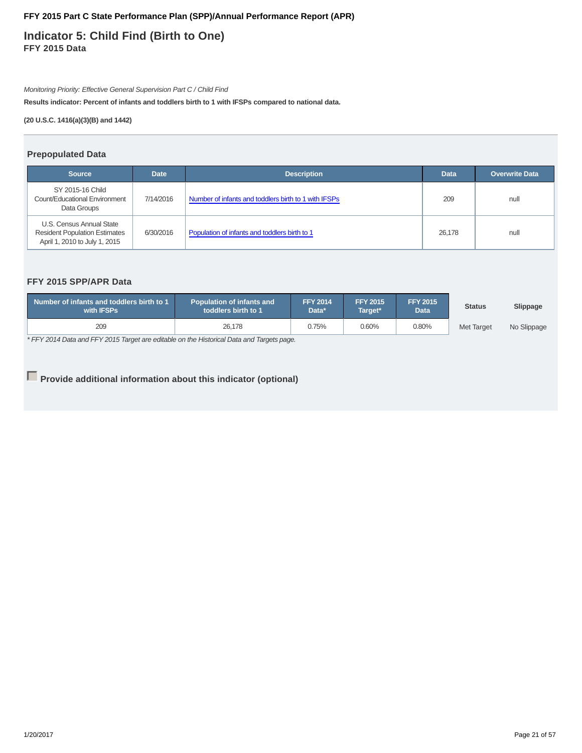# Indicator 5: Child Find (Birth to One)

**FFY 2015 Data**

*Monitoring Priority: Effective General Supervision Part C / Child Find*

**Results indicator: Percent of infants and toddlers birth to 1 with IFSPs compared to national data.**

**(20 U.S.C. 1416(a)(3)(B) and 1442)**

## Prepopulated Data

| Source | Date | Description | Data | Overwrite Data |
|---|---|---|---|---|
| SY 2015-16 Child Count/Educational Environment Data Groups | 7/14/2016 | Number of infants and toddlers birth to 1 with IFSPs | 209 | null |
| U.S. Census Annual State Resident Population Estimates April 1, 2010 to July 1, 2015 | 6/30/2016 | Population of infants and toddlers birth to 1 | 26,178 | null |

## FFY 2015 SPP/APR Data

| Number of infants and toddlers birth to 1 with IFSPs | Population of infants and toddlers birth to 1 | FFY 2014 Data* | FFY 2015 Target* | FFY 2015 Data | Status | Slippage |
|---|---|---|---|---|---|---|
| 209 | 26,178 | 0.75% | 0.60% | 0.80% | Met Target | No Slippage |

*\* FFY 2014 Data and FFY 2015 Target are editable on the Historical Data and Targets page.*

**Provide additional information about this indicator (optional)**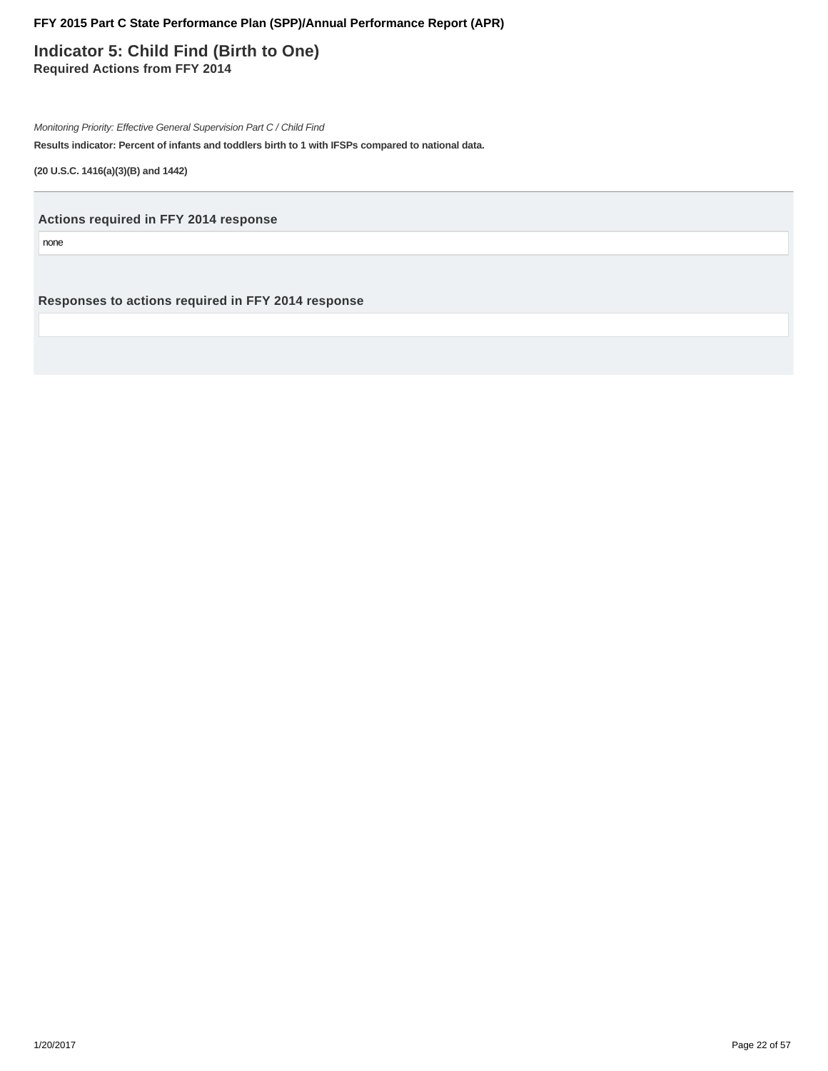# Indicator 5: Child Find (Birth to One)

**Required Actions from FFY 2014**

*Monitoring Priority: Effective General Supervision Part C / Child Find*

**Results indicator: Percent of infants and toddlers birth to 1 with IFSPs compared to national data.**

**(20 U.S.C. 1416(a)(3)(B) and 1442)**

---

### Actions required in FFY 2014 response

none

### Responses to actions required in FFY 2014 response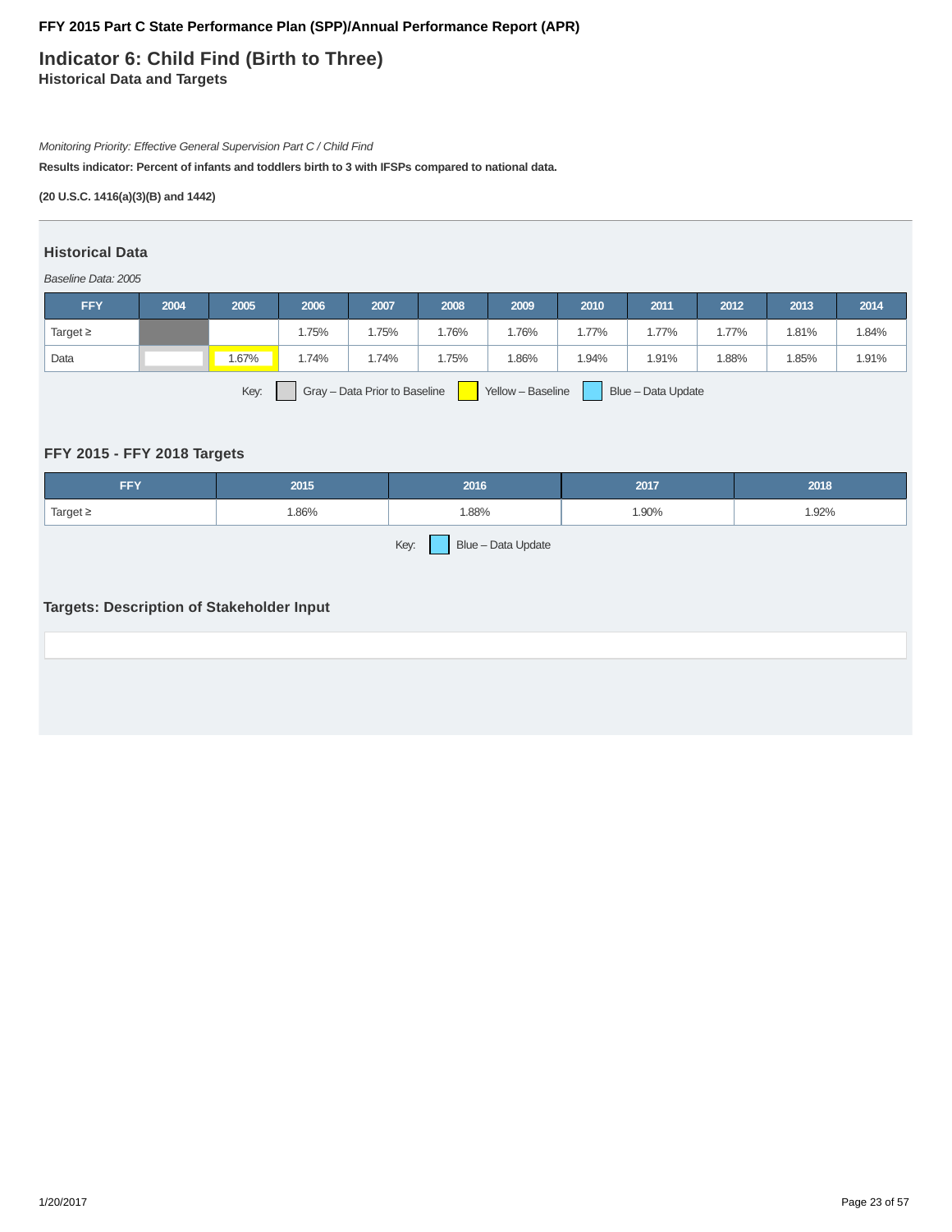**FFY 2015 Part C State Performance Plan (SPP)/Annual Performance Report (APR)**

# Indicator 6: Child Find (Birth to Three)

### Historical Data and Targets

*Monitoring Priority: Effective General Supervision Part C / Child Find*

**Results indicator: Percent of infants and toddlers birth to 3 with IFSPs compared to national data.**

**(20 U.S.C. 1416(a)(3)(B) and 1442)**

## Historical Data

*Baseline Data: 2005*

| FFY | 2004 | 2005 | 2006 | 2007 | 2008 | 2009 | 2010 | 2011 | 2012 | 2013 | 2014 |
|---|---|---|---|---|---|---|---|---|---|---|---|
| Target ≥ | | | 1.75% | 1.75% | 1.76% | 1.76% | 1.77% | 1.77% | 1.77% | 1.81% | 1.84% |
| Data | | 1.67% | 1.74% | 1.74% | 1.75% | 1.86% | 1.94% | 1.91% | 1.88% | 1.85% | 1.91% |

Key: Gray – Data Prior to Baseline | Yellow – Baseline | Blue – Data Update

## FFY 2015 - FFY 2018 Targets

| FFY | 2015 | 2016 | 2017 | 2018 |
|---|---|---|---|---|
| Target ≥ | 1.86% | 1.88% | 1.90% | 1.92% |

Key: Blue – Data Update

## Targets: Description of Stakeholder Input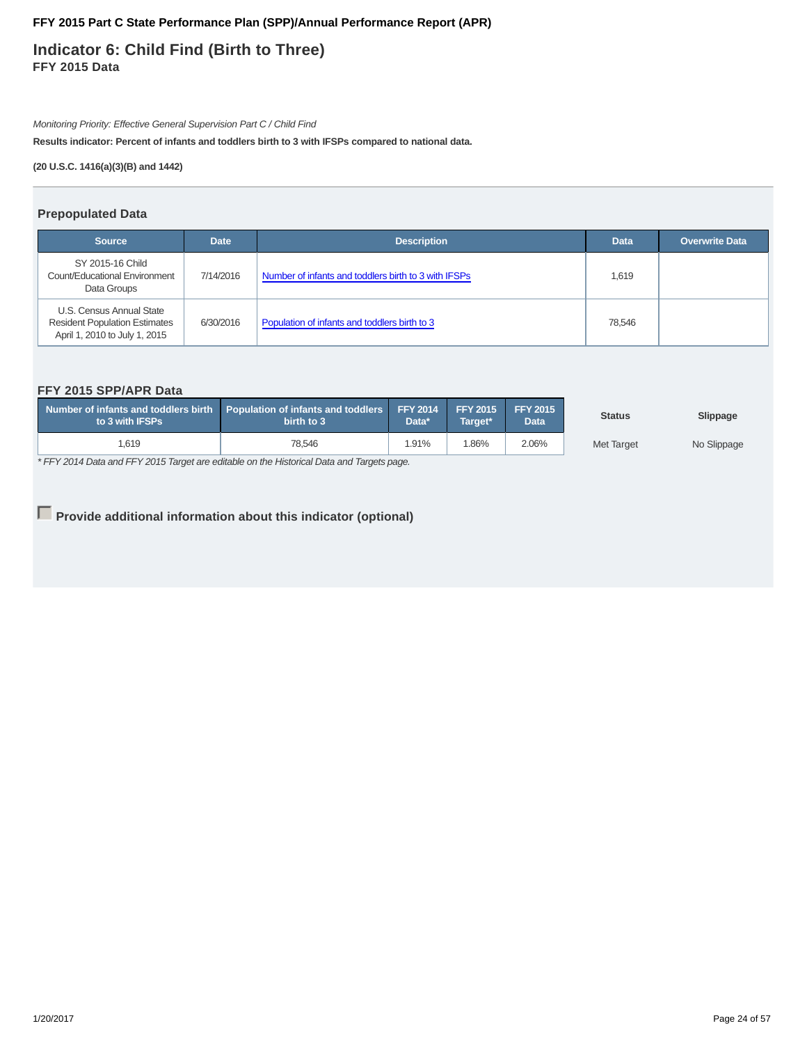FFY 2015 Part C State Performance Plan (SPP)/Annual Performance Report (APR)

# Indicator 6: Child Find (Birth to Three)

**FFY 2015 Data**

*Monitoring Priority: Effective General Supervision Part C / Child Find*

**Results indicator: Percent of infants and toddlers birth to 3 with IFSPs compared to national data.**

**(20 U.S.C. 1416(a)(3)(B) and 1442)**

## Prepopulated Data

| Source | Date | Description | Data | Overwrite Data |
|---|---|---|---|---|
| SY 2015-16 Child Count/Educational Environment Data Groups | 7/14/2016 | Number of infants and toddlers birth to 3 with IFSPs | 1,619 | |
| U.S. Census Annual State Resident Population Estimates April 1, 2010 to July 1, 2015 | 6/30/2016 | Population of infants and toddlers birth to 3 | 78,546 | |

## FFY 2015 SPP/APR Data

| Number of infants and toddlers birth to 3 with IFSPs | Population of infants and toddlers birth to 3 | FFY 2014 Data* | FFY 2015 Target* | FFY 2015 Data | Status | Slippage |
|---|---|---|---|---|---|---|
| 1,619 | 78,546 | 1.91% | 1.86% | 2.06% | Met Target | No Slippage |

*\* FFY 2014 Data and FFY 2015 Target are editable on the Historical Data and Targets page.*

**Provide additional information about this indicator (optional)**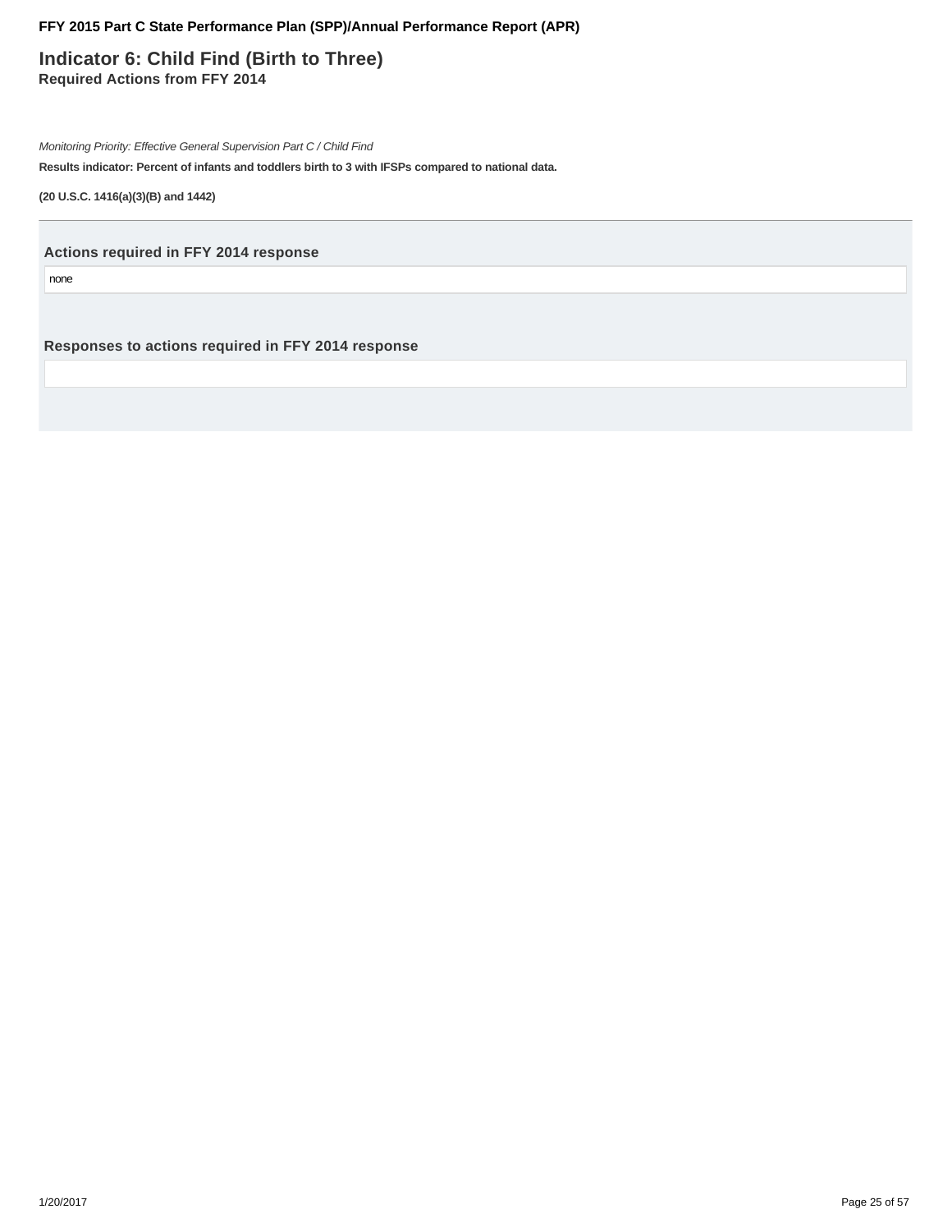# Indicator 6: Child Find (Birth to Three)

## Required Actions from FFY 2014

*Monitoring Priority: Effective General Supervision Part C / Child Find*

**Results indicator: Percent of infants and toddlers birth to 3 with IFSPs compared to national data.**

**(20 U.S.C. 1416(a)(3)(B) and 1442)**

---

### Actions required in FFY 2014 response

none

### Responses to actions required in FFY 2014 response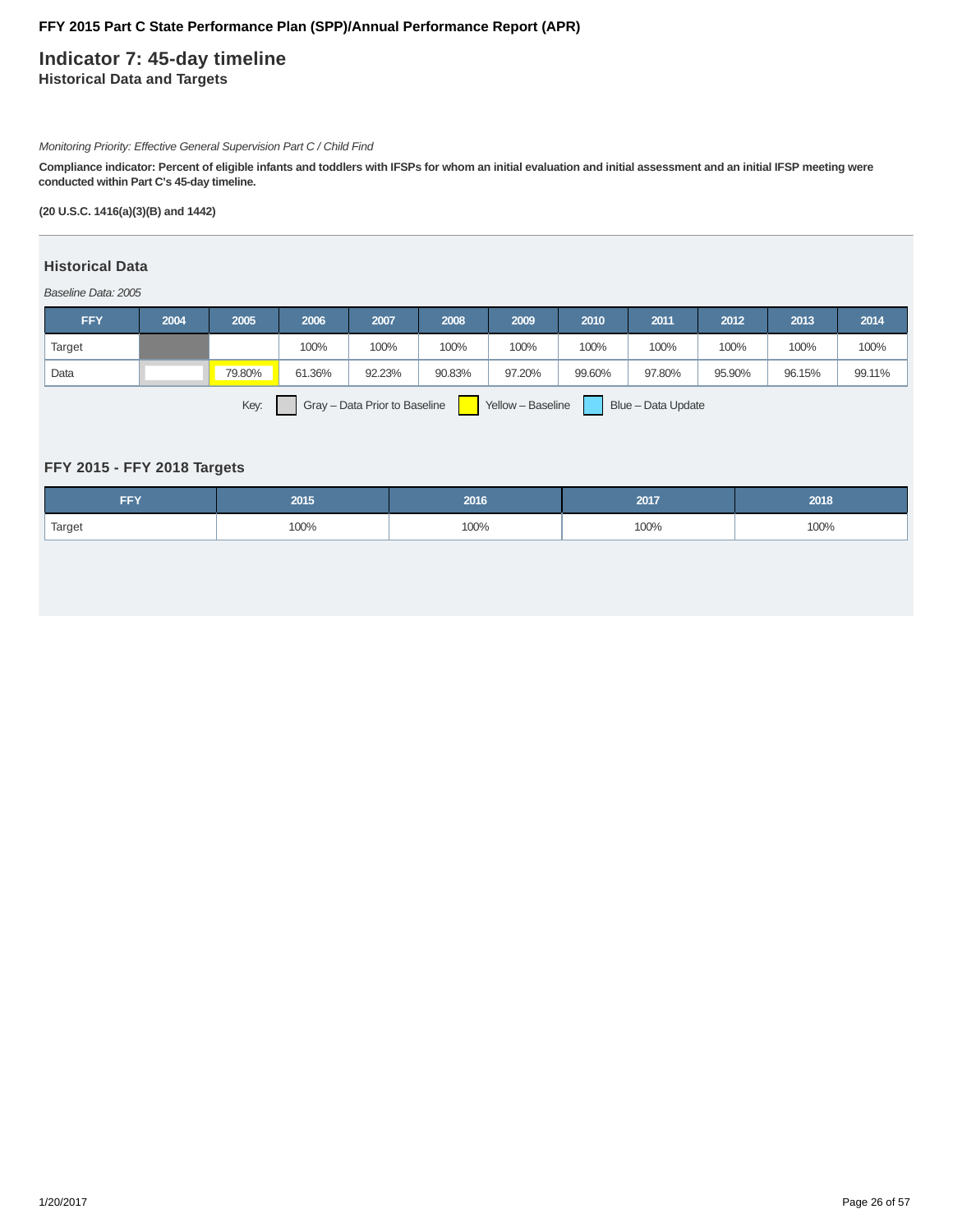# Indicator 7: 45-day timeline

## Historical Data and Targets

*Monitoring Priority: Effective General Supervision Part C / Child Find*

**Compliance indicator: Percent of eligible infants and toddlers with IFSPs for whom an initial evaluation and initial assessment and an initial IFSP meeting were conducted within Part C's 45-day timeline.**

**(20 U.S.C. 1416(a)(3)(B) and 1442)**

### Historical Data

*Baseline Data: 2005*

| FFY | 2004 | 2005 | 2006 | 2007 | 2008 | 2009 | 2010 | 2011 | 2012 | 2013 | 2014 |
|---|---|---|---|---|---|---|---|---|---|---|---|
| Target | | | 100% | 100% | 100% | 100% | 100% | 100% | 100% | 100% | 100% |
| Data | | 79.80% | 61.36% | 92.23% | 90.83% | 97.20% | 99.60% | 97.80% | 95.90% | 96.15% | 99.11% |

Key: Gray – Data Prior to Baseline; Yellow – Baseline; Blue – Data Update

### FFY 2015 - FFY 2018 Targets

| FFY | 2015 | 2016 | 2017 | 2018 |
|---|---|---|---|---|
| Target | 100% | 100% | 100% | 100% |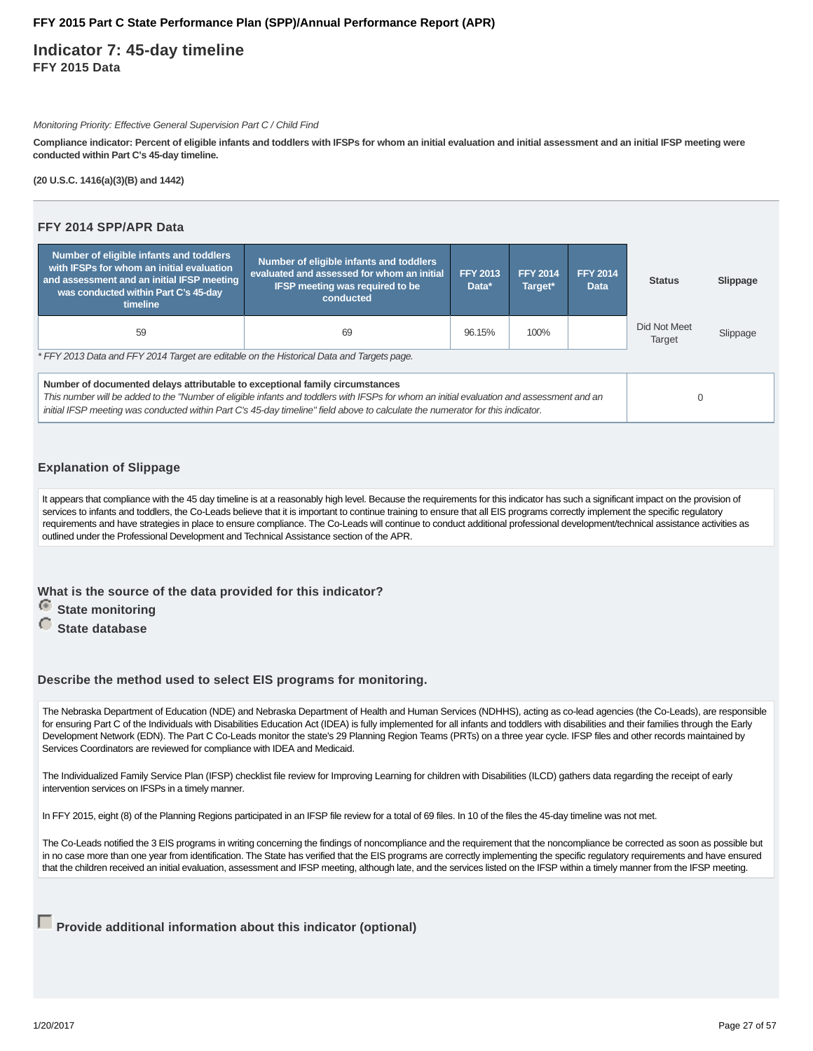**FFY 2015 Part C State Performance Plan (SPP)/Annual Performance Report (APR)**

## Indicator 7: 45-day timeline

### FFY 2015 Data

*Monitoring Priority: Effective General Supervision Part C / Child Find*

**Compliance indicator: Percent of eligible infants and toddlers with IFSPs for whom an initial evaluation and initial assessment and an initial IFSP meeting were conducted within Part C's 45-day timeline.**

**(20 U.S.C. 1416(a)(3)(B) and 1442)**

### FFY 2014 SPP/APR Data

| Number of eligible infants and toddlers with IFSPs for whom an initial evaluation and assessment and an initial IFSP meeting was conducted within Part C's 45-day timeline | Number of eligible infants and toddlers evaluated and assessed for whom an initial IFSP meeting was required to be conducted | FFY 2013 Data* | FFY 2014 Target* | FFY 2014 Data | Status | Slippage |
|---|---|---|---|---|---|---|
| 59 | 69 | 96.15% | 100% | | Did Not Meet Target | Slippage |

*\* FFY 2013 Data and FFY 2014 Target are editable on the Historical Data and Targets page.*

| Number of documented delays attributable to exceptional family circumstances<br>*This number will be added to the "Number of eligible infants and toddlers with IFSPs for whom an initial evaluation and assessment and an initial IFSP meeting was conducted within Part C's 45-day timeline" field above to calculate the numerator for this indicator.* | 0 |
|---|---|

### Explanation of Slippage

It appears that compliance with the 45 day timeline is at a reasonably high level. Because the requirements for this indicator has such a significant impact on the provision of services to infants and toddlers, the Co-Leads believe that it is important to continue training to ensure that all EIS programs correctly implement the specific regulatory requirements and have strategies in place to ensure compliance. The Co-Leads will continue to conduct additional professional development/technical assistance activities as outlined under the Professional Development and Technical Assistance section of the APR.

### What is the source of the data provided for this indicator?

- (selected) **State monitoring**
- **State database**

### Describe the method used to select EIS programs for monitoring.

The Nebraska Department of Education (NDE) and Nebraska Department of Health and Human Services (NDHHS), acting as co-lead agencies (the Co-Leads), are responsible for ensuring Part C of the Individuals with Disabilities Education Act (IDEA) is fully implemented for all infants and toddlers with disabilities and their families through the Early Development Network (EDN). The Part C Co-Leads monitor the state's 29 Planning Region Teams (PRTs) on a three year cycle. IFSP files and other records maintained by Services Coordinators are reviewed for compliance with IDEA and Medicaid.

The Individualized Family Service Plan (IFSP) checklist file review for Improving Learning for children with Disabilities (ILCD) gathers data regarding the receipt of early intervention services on IFSPs in a timely manner.

In FFY 2015, eight (8) of the Planning Regions participated in an IFSP file review for a total of 69 files. In 10 of the files the 45-day timeline was not met.

The Co-Leads notified the 3 EIS programs in writing concerning the findings of noncompliance and the requirement that the noncompliance be corrected as soon as possible but in no case more than one year from identification. The State has verified that the EIS programs are correctly implementing the specific regulatory requirements and have ensured that the children received an initial evaluation, assessment and IFSP meeting, although late, and the services listed on the IFSP within a timely manner from the IFSP meeting.

☐ **Provide additional information about this indicator (optional)**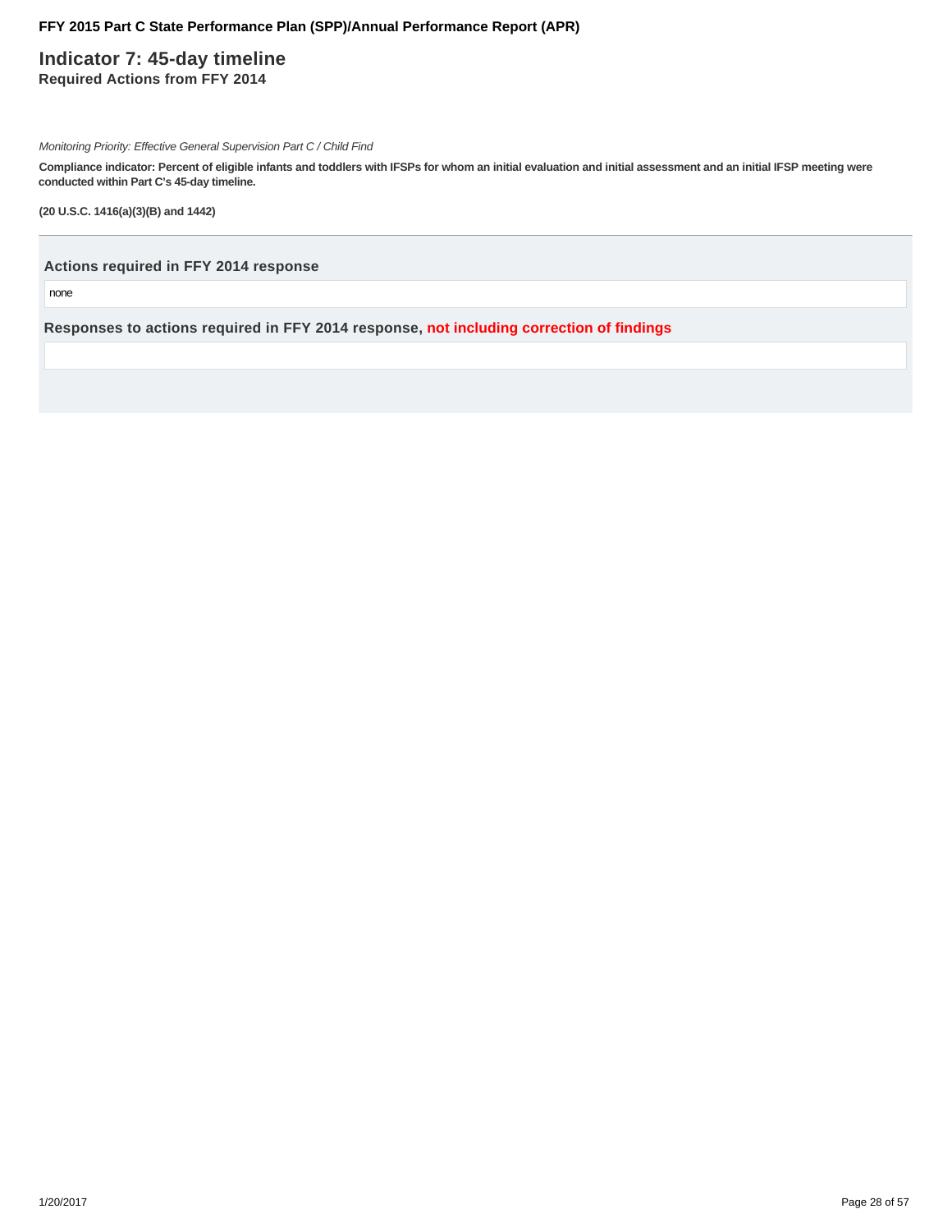# Indicator 7: 45-day timeline

**Required Actions from FFY 2014**

*Monitoring Priority: Effective General Supervision Part C / Child Find*

**Compliance indicator: Percent of eligible infants and toddlers with IFSPs for whom an initial evaluation and initial assessment and an initial IFSP meeting were conducted within Part C's 45-day timeline.**

**(20 U.S.C. 1416(a)(3)(B) and 1442)**

### Actions required in FFY 2014 response

none

### Responses to actions required in FFY 2014 response, not including correction of findings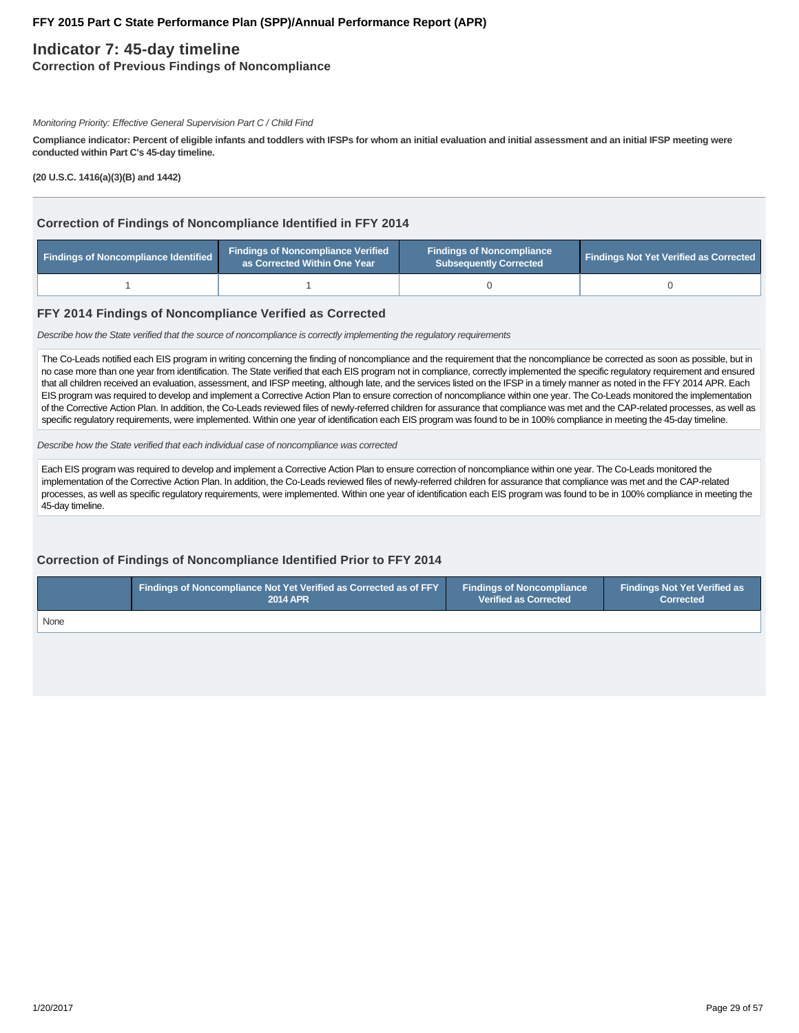## Indicator 7: 45-day timeline

### Correction of Previous Findings of Noncompliance

*Monitoring Priority: Effective General Supervision Part C / Child Find*

**Compliance indicator: Percent of eligible infants and toddlers with IFSPs for whom an initial evaluation and initial assessment and an initial IFSP meeting were conducted within Part C's 45-day timeline.**

**(20 U.S.C. 1416(a)(3)(B) and 1442)**

### Correction of Findings of Noncompliance Identified in FFY 2014

| Findings of Noncompliance Identified | Findings of Noncompliance Verified as Corrected Within One Year | Findings of Noncompliance Subsequently Corrected | Findings Not Yet Verified as Corrected |
|---|---|---|---|
| 1 | 1 | 0 | 0 |

### FFY 2014 Findings of Noncompliance Verified as Corrected

*Describe how the State verified that the source of noncompliance is correctly implementing the regulatory requirements*

The Co-Leads notified each EIS program in writing concerning the finding of noncompliance and the requirement that the noncompliance be corrected as soon as possible, but in no case more than one year from identification. The State verified that each EIS program not in compliance, correctly implemented the specific regulatory requirement and ensured that all children received an evaluation, assessment, and IFSP meeting, although late, and the services listed on the IFSP in a timely manner as noted in the FFY 2014 APR. Each EIS program was required to develop and implement a Corrective Action Plan to ensure correction of noncompliance within one year. The Co-Leads monitored the implementation of the Corrective Action Plan. In addition, the Co-Leads reviewed files of newly-referred children for assurance that compliance was met and the CAP-related processes, as well as specific regulatory requirements, were implemented. Within one year of identification each EIS program was found to be in 100% compliance in meeting the 45-day timeline.

*Describe how the State verified that each individual case of noncompliance was corrected*

Each EIS program was required to develop and implement a Corrective Action Plan to ensure correction of noncompliance within one year. The Co-Leads monitored the implementation of the Corrective Action Plan. In addition, the Co-Leads reviewed files of newly-referred children for assurance that compliance was met and the CAP-related processes, as well as specific regulatory requirements, were implemented. Within one year of identification each EIS program was found to be in 100% compliance in meeting the 45-day timeline.

### Correction of Findings of Noncompliance Identified Prior to FFY 2014

| | Findings of Noncompliance Not Yet Verified as Corrected as of FFY 2014 APR | Findings of Noncompliance Verified as Corrected | Findings Not Yet Verified as Corrected |
|---|---|---|---|
| None | | | |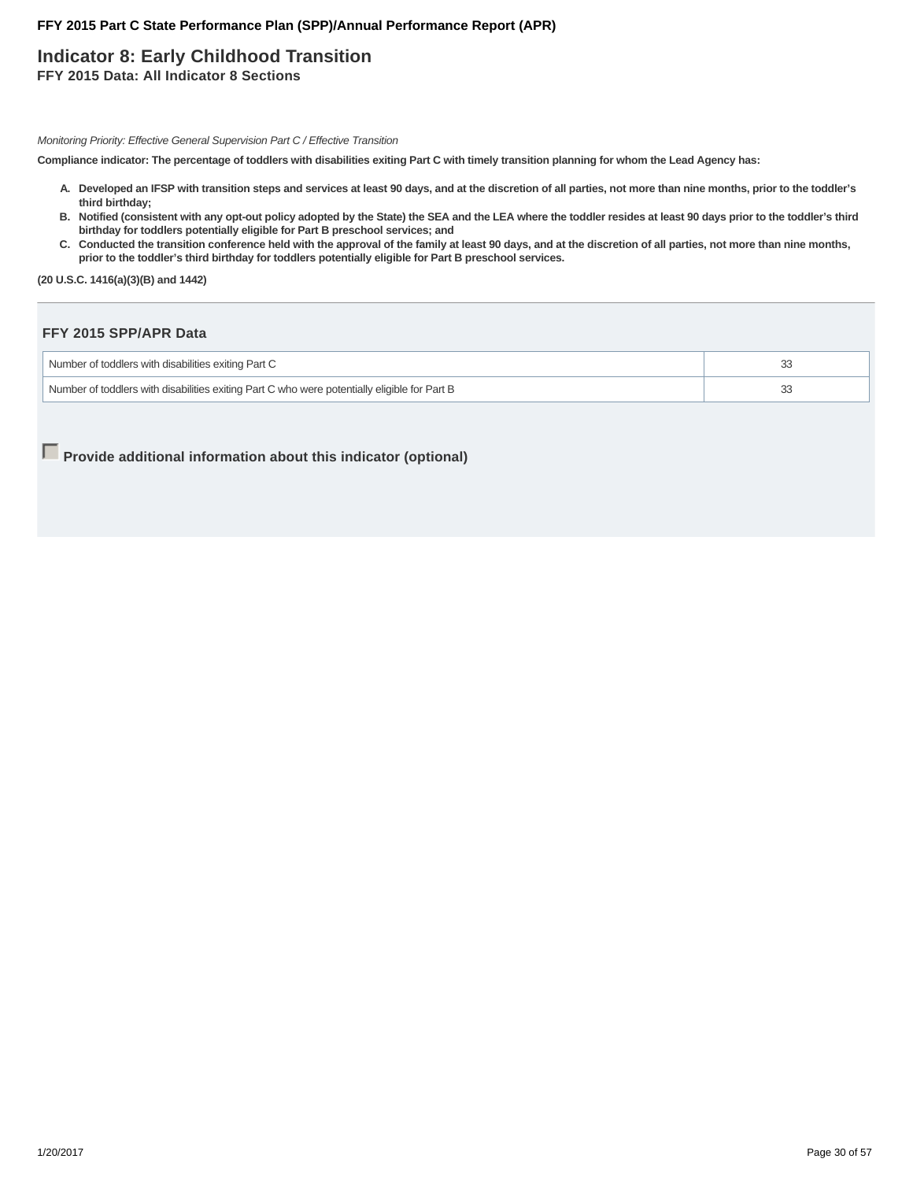# Indicator 8: Early Childhood Transition

## FFY 2015 Data: All Indicator 8 Sections

*Monitoring Priority: Effective General Supervision Part C / Effective Transition*

**Compliance indicator: The percentage of toddlers with disabilities exiting Part C with timely transition planning for whom the Lead Agency has:**

A. **Developed an IFSP with transition steps and services at least 90 days, and at the discretion of all parties, not more than nine months, prior to the toddler's third birthday;**
B. **Notified (consistent with any opt-out policy adopted by the State) the SEA and the LEA where the toddler resides at least 90 days prior to the toddler's third birthday for toddlers potentially eligible for Part B preschool services; and**
C. **Conducted the transition conference held with the approval of the family at least 90 days, and at the discretion of all parties, not more than nine months, prior to the toddler's third birthday for toddlers potentially eligible for Part B preschool services.**

**(20 U.S.C. 1416(a)(3)(B) and 1442)**

### FFY 2015 SPP/APR Data

| | |
|---|---|
| Number of toddlers with disabilities exiting Part C | 33 |
| Number of toddlers with disabilities exiting Part C who were potentially eligible for Part B | 33 |

☐ **Provide additional information about this indicator (optional)**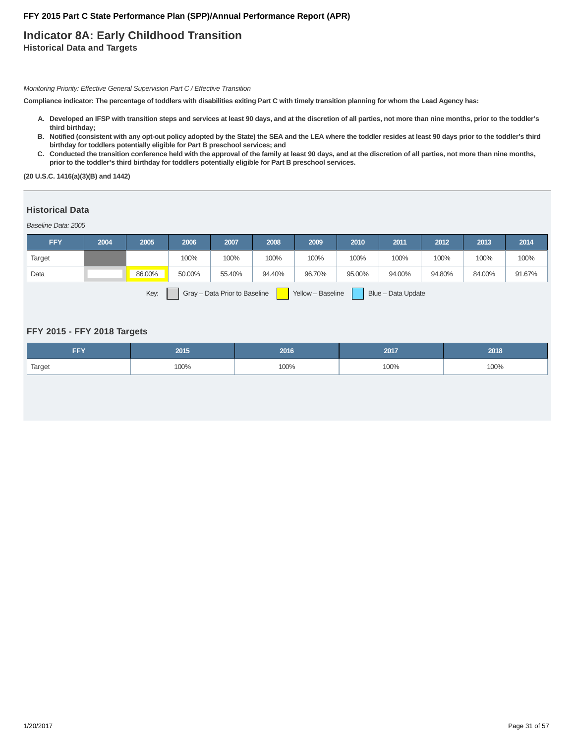## Indicator 8A: Early Childhood Transition

### Historical Data and Targets

*Monitoring Priority: Effective General Supervision Part C / Effective Transition*

**Compliance indicator: The percentage of toddlers with disabilities exiting Part C with timely transition planning for whom the Lead Agency has:**

A. **Developed an IFSP with transition steps and services at least 90 days, and at the discretion of all parties, not more than nine months, prior to the toddler's third birthday;**
B. **Notified (consistent with any opt-out policy adopted by the State) the SEA and the LEA where the toddler resides at least 90 days prior to the toddler's third birthday for toddlers potentially eligible for Part B preschool services; and**
C. **Conducted the transition conference held with the approval of the family at least 90 days, and at the discretion of all parties, not more than nine months, prior to the toddler's third birthday for toddlers potentially eligible for Part B preschool services.**

**(20 U.S.C. 1416(a)(3)(B) and 1442)**

### Historical Data

*Baseline Data: 2005*

| FFY | 2004 | 2005 | 2006 | 2007 | 2008 | 2009 | 2010 | 2011 | 2012 | 2013 | 2014 |
|---|---|---|---|---|---|---|---|---|---|---|---|
| Target | | | 100% | 100% | 100% | 100% | 100% | 100% | 100% | 100% | 100% |
| Data | | 86.00% | 50.00% | 55.40% | 94.40% | 96.70% | 95.00% | 94.00% | 94.80% | 84.00% | 91.67% |

Key: Gray – Data Prior to Baseline; Yellow – Baseline; Blue – Data Update

### FFY 2015 - FFY 2018 Targets

| FFY | 2015 | 2016 | 2017 | 2018 |
|---|---|---|---|---|
| Target | 100% | 100% | 100% | 100% |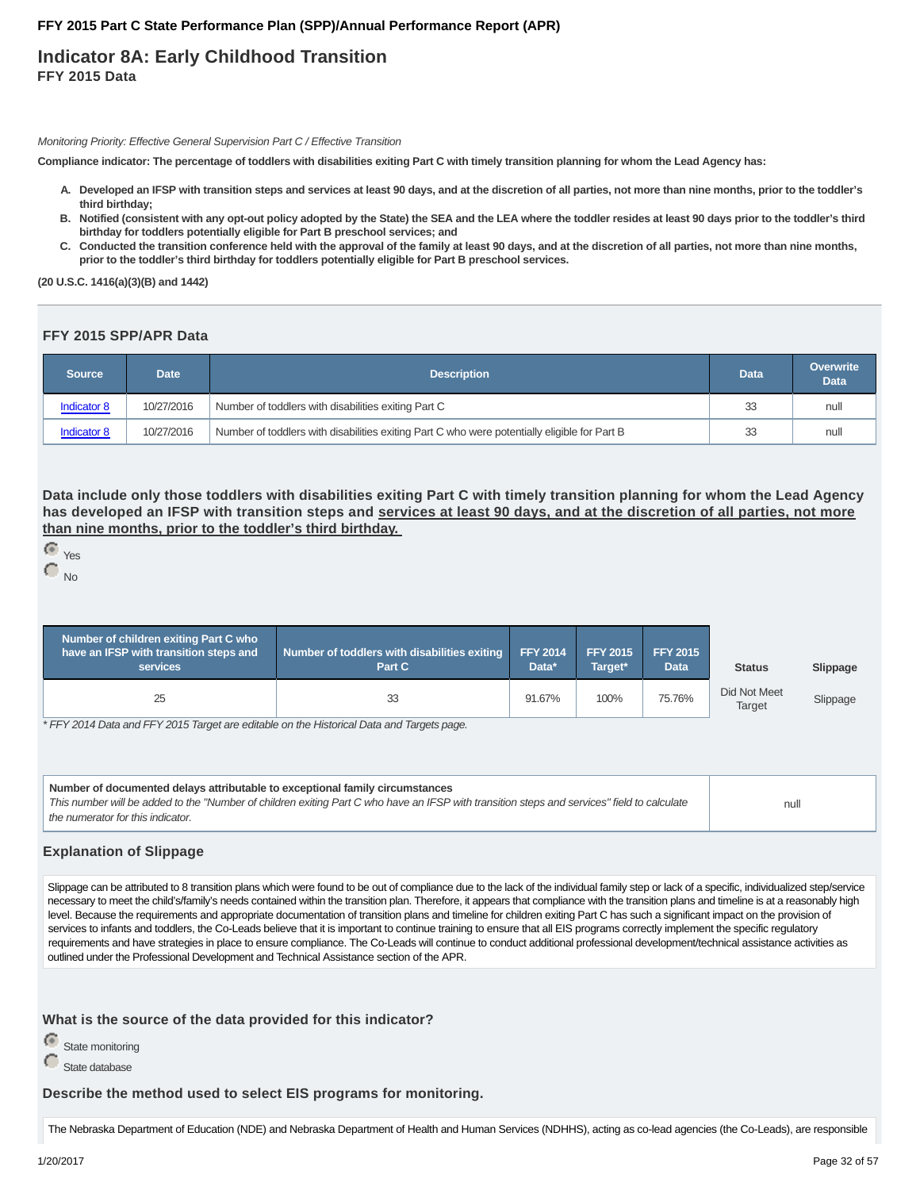# Indicator 8A: Early Childhood Transition

## FFY 2015 Data

*Monitoring Priority: Effective General Supervision Part C / Effective Transition*

**Compliance indicator: The percentage of toddlers with disabilities exiting Part C with timely transition planning for whom the Lead Agency has:**

A. **Developed an IFSP with transition steps and services at least 90 days, and at the discretion of all parties, not more than nine months, prior to the toddler's third birthday;**
B. **Notified (consistent with any opt-out policy adopted by the State) the SEA and the LEA where the toddler resides at least 90 days prior to the toddler's third birthday for toddlers potentially eligible for Part B preschool services; and**
C. **Conducted the transition conference held with the approval of the family at least 90 days, and at the discretion of all parties, not more than nine months, prior to the toddler's third birthday for toddlers potentially eligible for Part B preschool services.**

**(20 U.S.C. 1416(a)(3)(B) and 1442)**

### FFY 2015 SPP/APR Data

| Source | Date | Description | Data | Overwrite Data |
|---|---|---|---|---|
| Indicator 8 | 10/27/2016 | Number of toddlers with disabilities exiting Part C | 33 | null |
| Indicator 8 | 10/27/2016 | Number of toddlers with disabilities exiting Part C who were potentially eligible for Part B | 33 | null |

**Data include only those toddlers with disabilities exiting Part C with timely transition planning for whom the Lead Agency has developed an IFSP with transition steps and services at least 90 days, and at the discretion of all parties, not more than nine months, prior to the toddler's third birthday.**

- (selected) Yes
- No

| Number of children exiting Part C who have an IFSP with transition steps and services | Number of toddlers with disabilities exiting Part C | FFY 2014 Data* | FFY 2015 Target* | FFY 2015 Data | Status | Slippage |
|---|---|---|---|---|---|---|
| 25 | 33 | 91.67% | 100% | 75.76% | Did Not Meet Target | Slippage |

*\* FFY 2014 Data and FFY 2015 Target are editable on the Historical Data and Targets page.*

| Number of documented delays attributable to exceptional family circumstances *This number will be added to the "Number of children exiting Part C who have an IFSP with transition steps and services" field to calculate the numerator for this indicator.* | null |
|---|---|

### Explanation of Slippage

Slippage can be attributed to 8 transition plans which were found to be out of compliance due to the lack of the individual family step or lack of a specific, individualized step/service necessary to meet the child's/family's needs contained within the transition plan. Therefore, it appears that compliance with the transition plans and timeline is at a reasonably high level. Because the requirements and appropriate documentation of transition plans and timeline for children exiting Part C has such a significant impact on the provision of services to infants and toddlers, the Co-Leads believe that it is important to continue training to ensure that all EIS programs correctly implement the specific regulatory requirements and have strategies in place to ensure compliance. The Co-Leads will continue to conduct additional professional development/technical assistance activities as outlined under the Professional Development and Technical Assistance section of the APR.

### What is the source of the data provided for this indicator?

- (selected) State monitoring
- State database

### Describe the method used to select EIS programs for monitoring.

The Nebraska Department of Education (NDE) and Nebraska Department of Health and Human Services (NDHHS), acting as co-lead agencies (the Co-Leads), are responsible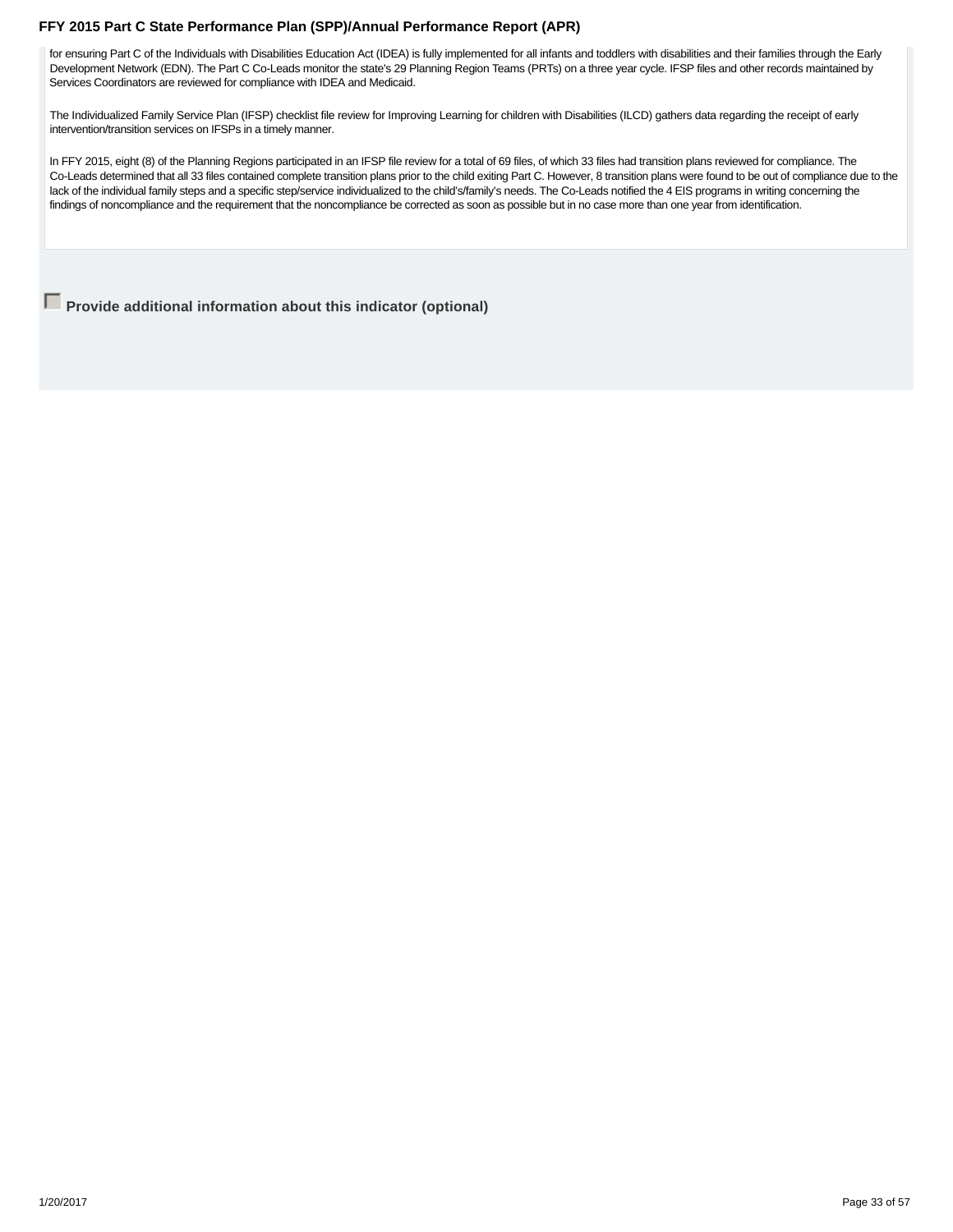for ensuring Part C of the Individuals with Disabilities Education Act (IDEA) is fully implemented for all infants and toddlers with disabilities and their families through the Early Development Network (EDN). The Part C Co-Leads monitor the state's 29 Planning Region Teams (PRTs) on a three year cycle. IFSP files and other records maintained by Services Coordinators are reviewed for compliance with IDEA and Medicaid.

The Individualized Family Service Plan (IFSP) checklist file review for Improving Learning for children with Disabilities (ILCD) gathers data regarding the receipt of early intervention/transition services on IFSPs in a timely manner.

In FFY 2015, eight (8) of the Planning Regions participated in an IFSP file review for a total of 69 files, of which 33 files had transition plans reviewed for compliance. The Co-Leads determined that all 33 files contained complete transition plans prior to the child exiting Part C. However, 8 transition plans were found to be out of compliance due to the lack of the individual family steps and a specific step/service individualized to the child's/family's needs. The Co-Leads notified the 4 EIS programs in writing concerning the findings of noncompliance and the requirement that the noncompliance be corrected as soon as possible but in no case more than one year from identification.

☐ **Provide additional information about this indicator (optional)**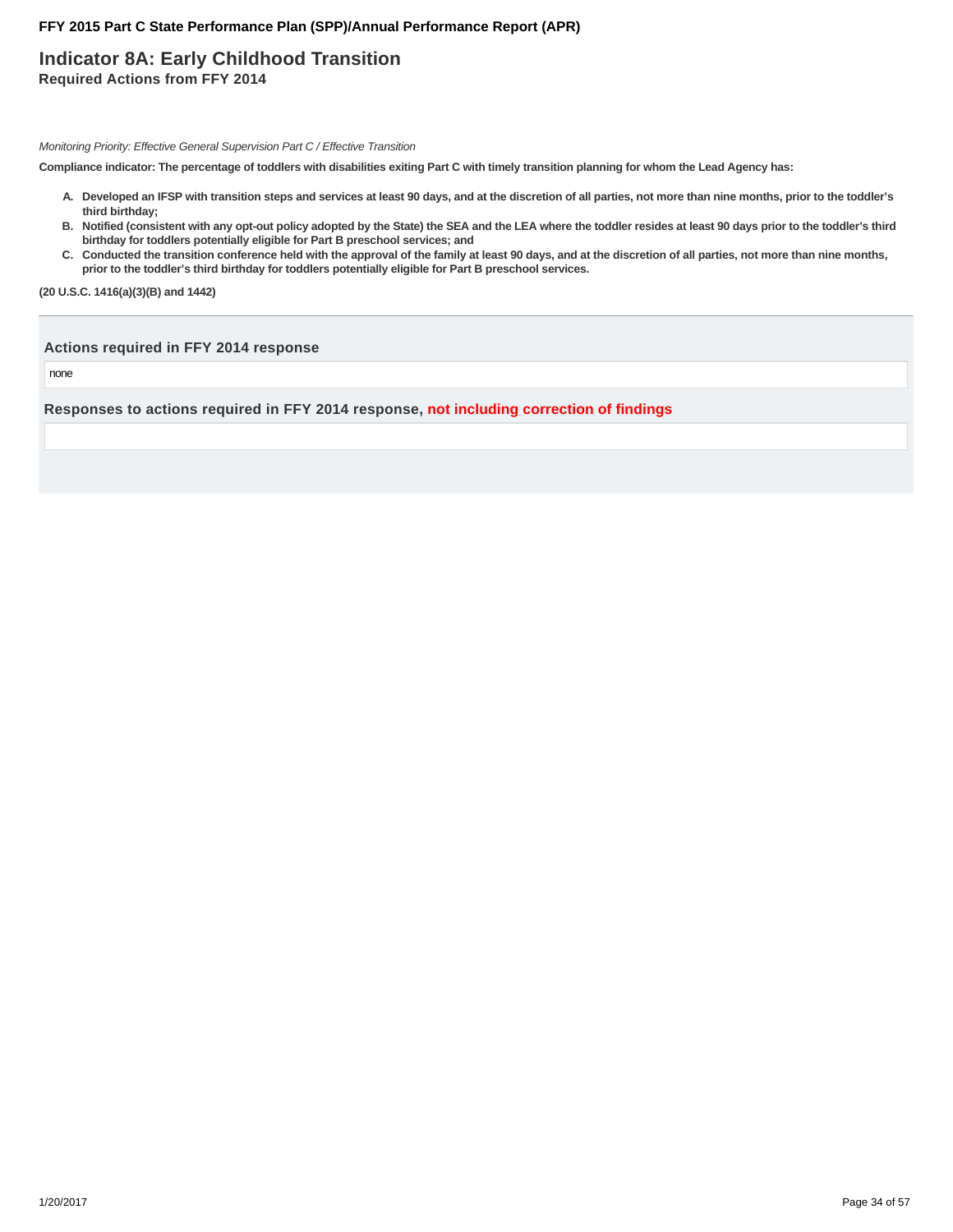# Indicator 8A: Early Childhood Transition

**Required Actions from FFY 2014**

*Monitoring Priority: Effective General Supervision Part C / Effective Transition*

**Compliance indicator: The percentage of toddlers with disabilities exiting Part C with timely transition planning for whom the Lead Agency has:**

A. **Developed an IFSP with transition steps and services at least 90 days, and at the discretion of all parties, not more than nine months, prior to the toddler's third birthday;**
B. **Notified (consistent with any opt-out policy adopted by the State) the SEA and the LEA where the toddler resides at least 90 days prior to the toddler's third birthday for toddlers potentially eligible for Part B preschool services; and**
C. **Conducted the transition conference held with the approval of the family at least 90 days, and at the discretion of all parties, not more than nine months, prior to the toddler's third birthday for toddlers potentially eligible for Part B preschool services.**

**(20 U.S.C. 1416(a)(3)(B) and 1442)**

---

### Actions required in FFY 2014 response

none

### Responses to actions required in FFY 2014 response, not including correction of findings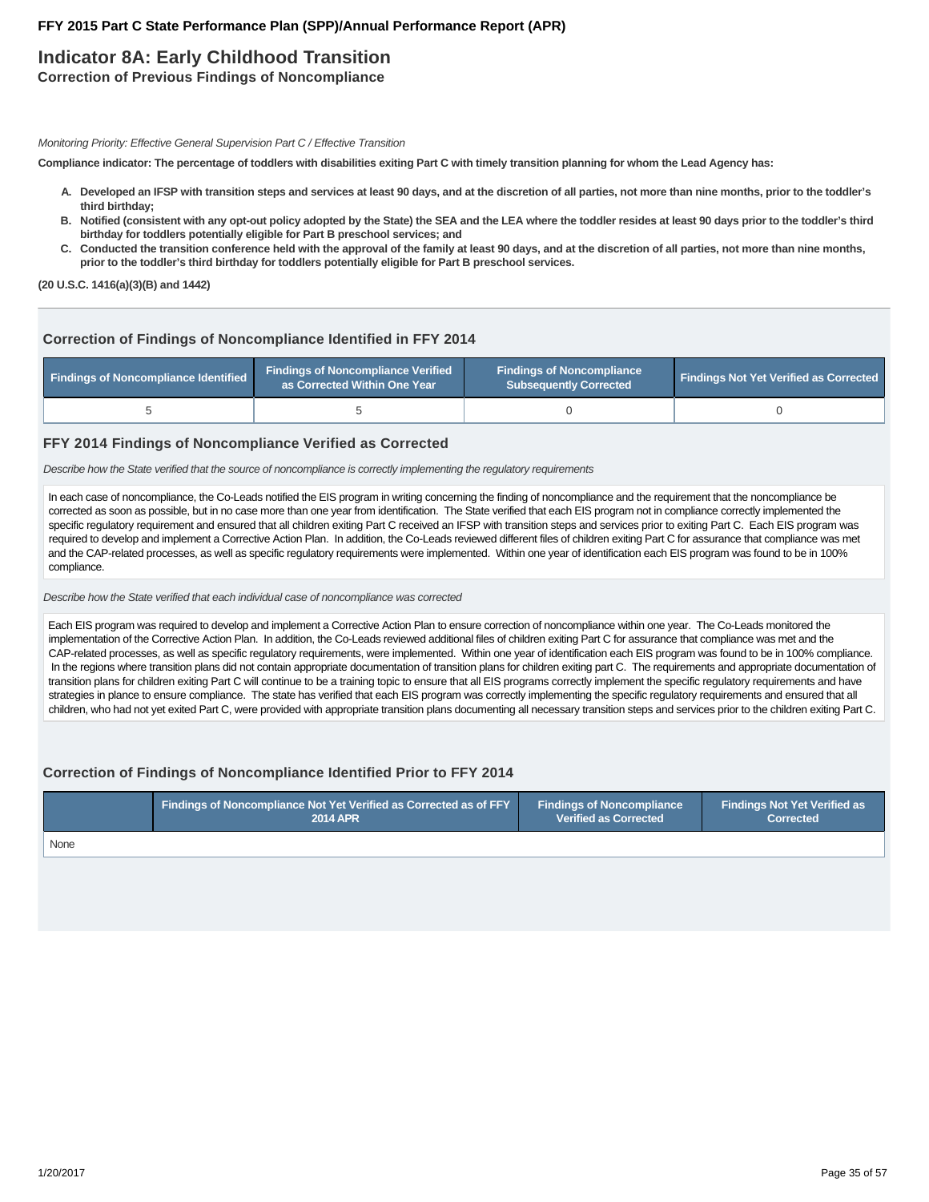# Indicator 8A: Early Childhood Transition

## Correction of Previous Findings of Noncompliance

*Monitoring Priority: Effective General Supervision Part C / Effective Transition*

**Compliance indicator: The percentage of toddlers with disabilities exiting Part C with timely transition planning for whom the Lead Agency has:**

- **A. Developed an IFSP with transition steps and services at least 90 days, and at the discretion of all parties, not more than nine months, prior to the toddler's third birthday;**
- **B. Notified (consistent with any opt-out policy adopted by the State) the SEA and the LEA where the toddler resides at least 90 days prior to the toddler's third birthday for toddlers potentially eligible for Part B preschool services; and**
- **C. Conducted the transition conference held with the approval of the family at least 90 days, and at the discretion of all parties, not more than nine months, prior to the toddler's third birthday for toddlers potentially eligible for Part B preschool services.**

**(20 U.S.C. 1416(a)(3)(B) and 1442)**

### Correction of Findings of Noncompliance Identified in FFY 2014

| Findings of Noncompliance Identified | Findings of Noncompliance Verified as Corrected Within One Year | Findings of Noncompliance Subsequently Corrected | Findings Not Yet Verified as Corrected |
|---|---|---|---|
| 5 | 5 | 0 | 0 |

### FFY 2014 Findings of Noncompliance Verified as Corrected

*Describe how the State verified that the source of noncompliance is correctly implementing the regulatory requirements*

In each case of noncompliance, the Co-Leads notified the EIS program in writing concerning the finding of noncompliance and the requirement that the noncompliance be corrected as soon as possible, but in no case more than one year from identification. The State verified that each EIS program not in compliance correctly implemented the specific regulatory requirement and ensured that all children exiting Part C received an IFSP with transition steps and services prior to exiting Part C. Each EIS program was required to develop and implement a Corrective Action Plan. In addition, the Co-Leads reviewed different files of children exiting Part C for assurance that compliance was met and the CAP-related processes, as well as specific regulatory requirements were implemented. Within one year of identification each EIS program was found to be in 100% compliance.

*Describe how the State verified that each individual case of noncompliance was corrected*

Each EIS program was required to develop and implement a Corrective Action Plan to ensure correction of noncompliance within one year. The Co-Leads monitored the implementation of the Corrective Action Plan. In addition, the Co-Leads reviewed additional files of children exiting Part C for assurance that compliance was met and the CAP-related processes, as well as specific regulatory requirements, were implemented. Within one year of identification each EIS program was found to be in 100% compliance. In the regions where transition plans did not contain appropriate documentation of transition plans for children exiting part C. The requirements and appropriate documentation of transition plans for children exiting Part C will continue to be a training topic to ensure that all EIS programs correctly implement the specific regulatory requirements and have strategies in plance to ensure compliance. The state has verified that each EIS program was correctly implementing the specific regulatory requirements and ensured that all children, who had not yet exited Part C, were provided with appropriate transition plans documenting all necessary transition steps and services prior to the children exiting Part C.

### Correction of Findings of Noncompliance Identified Prior to FFY 2014

| | Findings of Noncompliance Not Yet Verified as Corrected as of FFY 2014 APR | Findings of Noncompliance Verified as Corrected | Findings Not Yet Verified as Corrected |
|---|---|---|---|
| None | | | |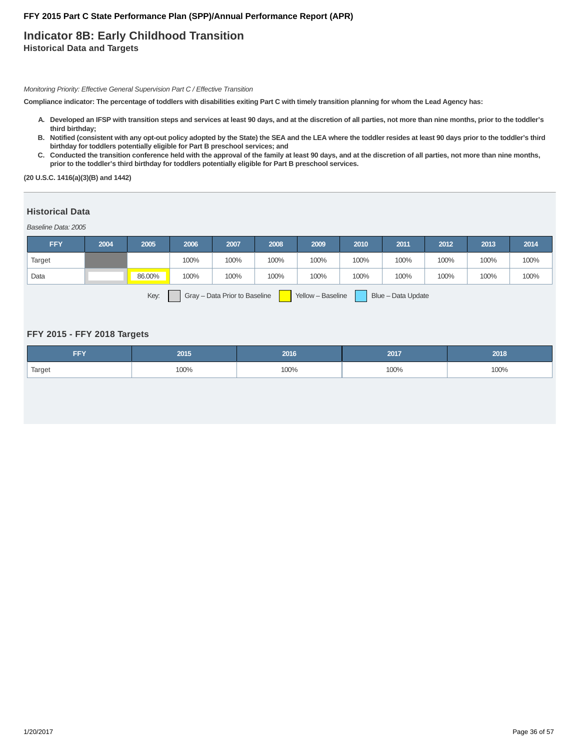**FFY 2015 Part C State Performance Plan (SPP)/Annual Performance Report (APR)**

# Indicator 8B: Early Childhood Transition

## Historical Data and Targets

*Monitoring Priority: Effective General Supervision Part C / Effective Transition*

**Compliance indicator: The percentage of toddlers with disabilities exiting Part C with timely transition planning for whom the Lead Agency has:**

A. **Developed an IFSP with transition steps and services at least 90 days, and at the discretion of all parties, not more than nine months, prior to the toddler's third birthday;**
B. **Notified (consistent with any opt-out policy adopted by the State) the SEA and the LEA where the toddler resides at least 90 days prior to the toddler's third birthday for toddlers potentially eligible for Part B preschool services; and**
C. **Conducted the transition conference held with the approval of the family at least 90 days, and at the discretion of all parties, not more than nine months, prior to the toddler's third birthday for toddlers potentially eligible for Part B preschool services.**

**(20 U.S.C. 1416(a)(3)(B) and 1442)**

### Historical Data

*Baseline Data: 2005*

| FFY | 2004 | 2005 | 2006 | 2007 | 2008 | 2009 | 2010 | 2011 | 2012 | 2013 | 2014 |
|---|---|---|---|---|---|---|---|---|---|---|---|
| Target | | | 100% | 100% | 100% | 100% | 100% | 100% | 100% | 100% | 100% |
| Data | | 86.00% | 100% | 100% | 100% | 100% | 100% | 100% | 100% | 100% | 100% |

Key: Gray – Data Prior to Baseline; Yellow – Baseline; Blue – Data Update

### FFY 2015 - FFY 2018 Targets

| FFY | 2015 | 2016 | 2017 | 2018 |
|---|---|---|---|---|
| Target | 100% | 100% | 100% | 100% |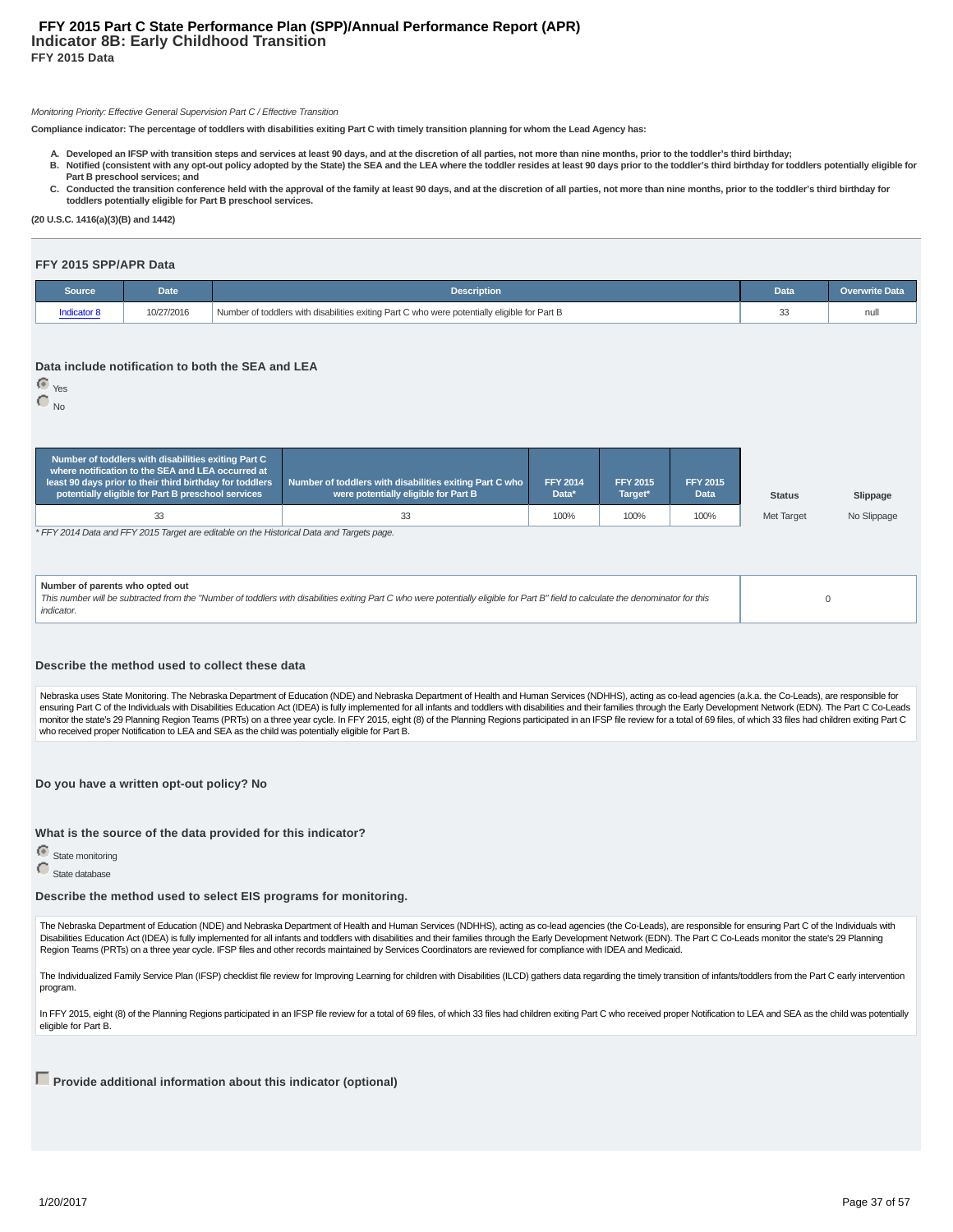# FFY 2015 Part C State Performance Plan (SPP)/Annual Performance Report (APR)
## Indicator 8B: Early Childhood Transition
**FFY 2015 Data**

*Monitoring Priority: Effective General Supervision Part C / Effective Transition*

**Compliance indicator: The percentage of toddlers with disabilities exiting Part C with timely transition planning for whom the Lead Agency has:**

A. **Developed an IFSP with transition steps and services at least 90 days, and at the discretion of all parties, not more than nine months, prior to the toddler's third birthday;**
B. **Notified (consistent with any opt-out policy adopted by the State) the SEA and the LEA where the toddler resides at least 90 days prior to the toddler's third birthday for toddlers potentially eligible for Part B preschool services; and**
C. **Conducted the transition conference held with the approval of the family at least 90 days, and at the discretion of all parties, not more than nine months, prior to the toddler's third birthday for toddlers potentially eligible for Part B preschool services.**

**(20 U.S.C. 1416(a)(3)(B) and 1442)**

### FFY 2015 SPP/APR Data

| Source | Date | Description | Data | Overwrite Data |
|---|---|---|---|---|
| Indicator 8 | 10/27/2016 | Number of toddlers with disabilities exiting Part C who were potentially eligible for Part B | 33 | null |

### Data include notification to both the SEA and LEA

- (selected) Yes
- No

| Number of toddlers with disabilities exiting Part C where notification to the SEA and LEA occurred at least 90 days prior to their third birthday for toddlers potentially eligible for Part B preschool services | Number of toddlers with disabilities exiting Part C who were potentially eligible for Part B | FFY 2014 Data* | FFY 2015 Target* | FFY 2015 Data | Status | Slippage |
|---|---|---|---|---|---|---|
| 33 | 33 | 100% | 100% | 100% | Met Target | No Slippage |

*\* FFY 2014 Data and FFY 2015 Target are editable on the Historical Data and Targets page.*

| Number of parents who opted out<br>*This number will be subtracted from the "Number of toddlers with disabilities exiting Part C who were potentially eligible for Part B" field to calculate the denominator for this indicator.* | 0 |
|---|---|

### Describe the method used to collect these data

Nebraska uses State Monitoring. The Nebraska Department of Education (NDE) and Nebraska Department of Health and Human Services (NDHHS), acting as co-lead agencies (a.k.a. the Co-Leads), are responsible for ensuring Part C of the Individuals with Disabilities Education Act (IDEA) is fully implemented for all infants and toddlers with disabilities and their families through the Early Development Network (EDN). The Part C Co-Leads monitor the state's 29 Planning Region Teams (PRTs) on a three year cycle. In FFY 2015, eight (8) of the Planning Regions participated in an IFSP file review for a total of 69 files, of which 33 files had children exiting Part C who received proper Notification to LEA and SEA as the child was potentially eligible for Part B.

### Do you have a written opt-out policy? No

### What is the source of the data provided for this indicator?

- (selected) State monitoring
- State database

### Describe the method used to select EIS programs for monitoring.

The Nebraska Department of Education (NDE) and Nebraska Department of Health and Human Services (NDHHS), acting as co-lead agencies (the Co-Leads), are responsible for ensuring Part C of the Individuals with Disabilities Education Act (IDEA) is fully implemented for all infants and toddlers with disabilities and their families through the Early Development Network (EDN). The Part C Co-Leads monitor the state's 29 Planning Region Teams (PRTs) on a three year cycle. IFSP files and other records maintained by Services Coordinators are reviewed for compliance with IDEA and Medicaid.

The Individualized Family Service Plan (IFSP) checklist file review for Improving Learning for children with Disabilities (ILCD) gathers data regarding the timely transition of infants/toddlers from the Part C early intervention program.

In FFY 2015, eight (8) of the Planning Regions participated in an IFSP file review for a total of 69 files, of which 33 files had children exiting Part C who received proper Notification to LEA and SEA as the child was potentially eligible for Part B.

### Provide additional information about this indicator (optional)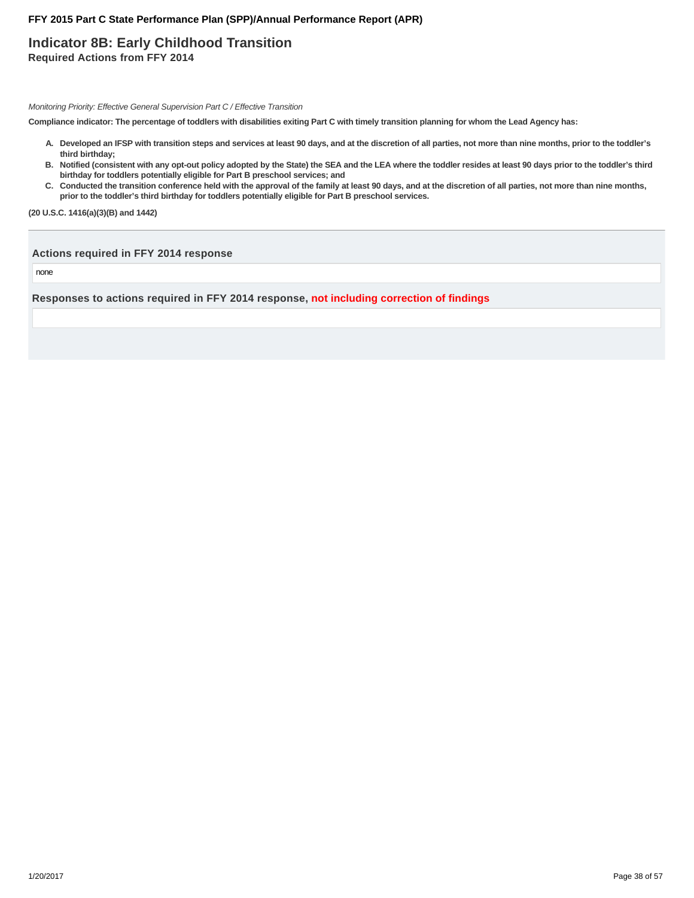# Indicator 8B: Early Childhood Transition

## Required Actions from FFY 2014

*Monitoring Priority: Effective General Supervision Part C / Effective Transition*

**Compliance indicator: The percentage of toddlers with disabilities exiting Part C with timely transition planning for whom the Lead Agency has:**

- **A. Developed an IFSP with transition steps and services at least 90 days, and at the discretion of all parties, not more than nine months, prior to the toddler's third birthday;**
- **B. Notified (consistent with any opt-out policy adopted by the State) the SEA and the LEA where the toddler resides at least 90 days prior to the toddler's third birthday for toddlers potentially eligible for Part B preschool services; and**
- **C. Conducted the transition conference held with the approval of the family at least 90 days, and at the discretion of all parties, not more than nine months, prior to the toddler's third birthday for toddlers potentially eligible for Part B preschool services.**

**(20 U.S.C. 1416(a)(3)(B) and 1442)**

### Actions required in FFY 2014 response

none

### Responses to actions required in FFY 2014 response, not including correction of findings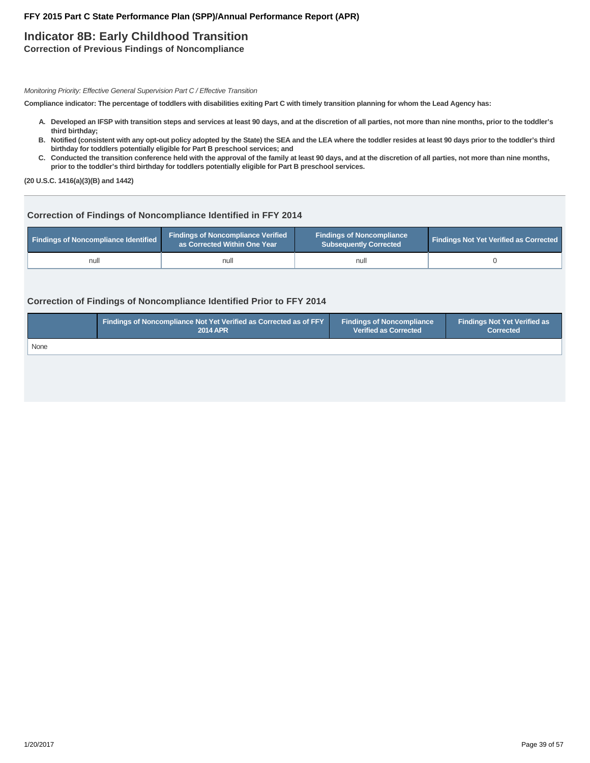FFY 2015 Part C State Performance Plan (SPP)/Annual Performance Report (APR)

# Indicator 8B: Early Childhood Transition

## Correction of Previous Findings of Noncompliance

*Monitoring Priority: Effective General Supervision Part C / Effective Transition*

**Compliance indicator: The percentage of toddlers with disabilities exiting Part C with timely transition planning for whom the Lead Agency has:**

A. **Developed an IFSP with transition steps and services at least 90 days, and at the discretion of all parties, not more than nine months, prior to the toddler's third birthday;**
B. **Notified (consistent with any opt-out policy adopted by the State) the SEA and the LEA where the toddler resides at least 90 days prior to the toddler's third birthday for toddlers potentially eligible for Part B preschool services; and**
C. **Conducted the transition conference held with the approval of the family at least 90 days, and at the discretion of all parties, not more than nine months, prior to the toddler's third birthday for toddlers potentially eligible for Part B preschool services.**

**(20 U.S.C. 1416(a)(3)(B) and 1442)**

### Correction of Findings of Noncompliance Identified in FFY 2014

| Findings of Noncompliance Identified | Findings of Noncompliance Verified as Corrected Within One Year | Findings of Noncompliance Subsequently Corrected | Findings Not Yet Verified as Corrected |
|---|---|---|---|
| null | null | null | 0 |

### Correction of Findings of Noncompliance Identified Prior to FFY 2014

| | Findings of Noncompliance Not Yet Verified as Corrected as of FFY 2014 APR | Findings of Noncompliance Verified as Corrected | Findings Not Yet Verified as Corrected |
|---|---|---|---|
| None | | | |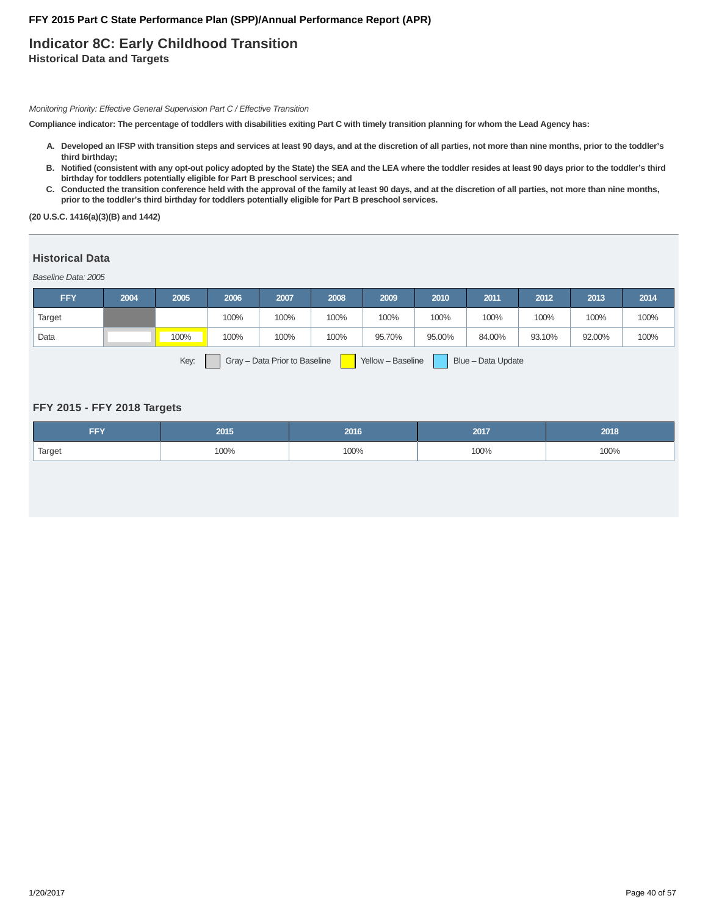**FFY 2015 Part C State Performance Plan (SPP)/Annual Performance Report (APR)**

# Indicator 8C: Early Childhood Transition

## Historical Data and Targets

*Monitoring Priority: Effective General Supervision Part C / Effective Transition*

**Compliance indicator: The percentage of toddlers with disabilities exiting Part C with timely transition planning for whom the Lead Agency has:**

A. **Developed an IFSP with transition steps and services at least 90 days, and at the discretion of all parties, not more than nine months, prior to the toddler's third birthday;**
B. **Notified (consistent with any opt-out policy adopted by the State) the SEA and the LEA where the toddler resides at least 90 days prior to the toddler's third birthday for toddlers potentially eligible for Part B preschool services; and**
C. **Conducted the transition conference held with the approval of the family at least 90 days, and at the discretion of all parties, not more than nine months, prior to the toddler's third birthday for toddlers potentially eligible for Part B preschool services.**

**(20 U.S.C. 1416(a)(3)(B) and 1442)**

### Historical Data

*Baseline Data: 2005*

| FFY | 2004 | 2005 | 2006 | 2007 | 2008 | 2009 | 2010 | 2011 | 2012 | 2013 | 2014 |
|---|---|---|---|---|---|---|---|---|---|---|---|
| Target | | | 100% | 100% | 100% | 100% | 100% | 100% | 100% | 100% | 100% |
| Data | | 100% | 100% | 100% | 100% | 95.70% | 95.00% | 84.00% | 93.10% | 92.00% | 100% |

Key: Gray – Data Prior to Baseline | Yellow – Baseline | Blue – Data Update

### FFY 2015 - FFY 2018 Targets

| FFY | 2015 | 2016 | 2017 | 2018 |
|---|---|---|---|---|
| Target | 100% | 100% | 100% | 100% |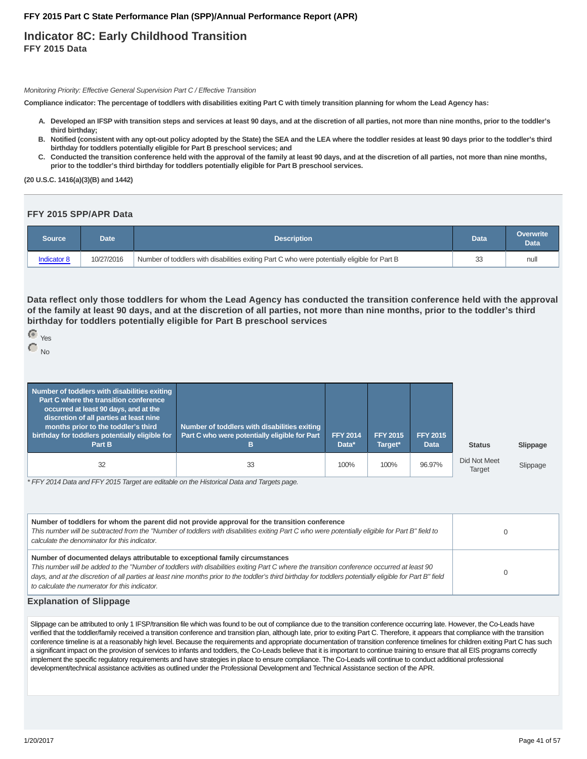# Indicator 8C: Early Childhood Transition

**FFY 2015 Data**

*Monitoring Priority: Effective General Supervision Part C / Effective Transition*

**Compliance indicator: The percentage of toddlers with disabilities exiting Part C with timely transition planning for whom the Lead Agency has:**

A. **Developed an IFSP with transition steps and services at least 90 days, and at the discretion of all parties, not more than nine months, prior to the toddler's third birthday;**
B. **Notified (consistent with any opt-out policy adopted by the State) the SEA and the LEA where the toddler resides at least 90 days prior to the toddler's third birthday for toddlers potentially eligible for Part B preschool services; and**
C. **Conducted the transition conference held with the approval of the family at least 90 days, and at the discretion of all parties, not more than nine months, prior to the toddler's third birthday for toddlers potentially eligible for Part B preschool services.**

**(20 U.S.C. 1416(a)(3)(B) and 1442)**

## FFY 2015 SPP/APR Data

| Source | Date | Description | Data | Overwrite Data |
|---|---|---|---|---|
| Indicator 8 | 10/27/2016 | Number of toddlers with disabilities exiting Part C who were potentially eligible for Part B | 33 | null |

**Data reflect only those toddlers for whom the Lead Agency has conducted the transition conference held with the approval of the family at least 90 days, and at the discretion of all parties, not more than nine months, prior to the toddler's third birthday for toddlers potentially eligible for Part B preschool services**

- (•) Yes
- ( ) No

| Number of toddlers with disabilities exiting Part C where the transition conference occurred at least 90 days, and at the discretion of all parties at least nine months prior to the toddler's third birthday for toddlers potentially eligible for Part B | Number of toddlers with disabilities exiting Part C who were potentially eligible for Part B | FFY 2014 Data* | FFY 2015 Target* | FFY 2015 Data | Status | Slippage |
|---|---|---|---|---|---|---|
| 32 | 33 | 100% | 100% | 96.97% | Did Not Meet Target | Slippage |

*\* FFY 2014 Data and FFY 2015 Target are editable on the Historical Data and Targets page.*

| | |
|---|---|
| **Number of toddlers for whom the parent did not provide approval for the transition conference**<br>*This number will be subtracted from the "Number of toddlers with disabilities exiting Part C who were potentially eligible for Part B" field to calculate the denominator for this indicator.* | 0 |
| **Number of documented delays attributable to exceptional family circumstances**<br>*This number will be added to the "Number of toddlers with disabilities exiting Part C where the transition conference occurred at least 90 days, and at the discretion of all parties at least nine months prior to the toddler's third birthday for toddlers potentially eligible for Part B" field to calculate the numerator for this indicator.* | 0 |

### Explanation of Slippage

Slippage can be attributed to only 1 IFSP/transition file which was found to be out of compliance due to the transition conference occurring late. However, the Co-Leads have verified that the toddler/family received a transition conference and transition plan, although late, prior to exiting Part C. Therefore, it appears that compliance with the transition conference timeline is at a reasonably high level. Because the requirements and appropriate documentation of transition conference timelines for children exiting Part C has such a significant impact on the provision of services to infants and toddlers, the Co-Leads believe that it is important to continue training to ensure that all EIS programs correctly implement the specific regulatory requirements and have strategies in place to ensure compliance. The Co-Leads will continue to conduct additional professional development/technical assistance activities as outlined under the Professional Development and Technical Assistance section of the APR.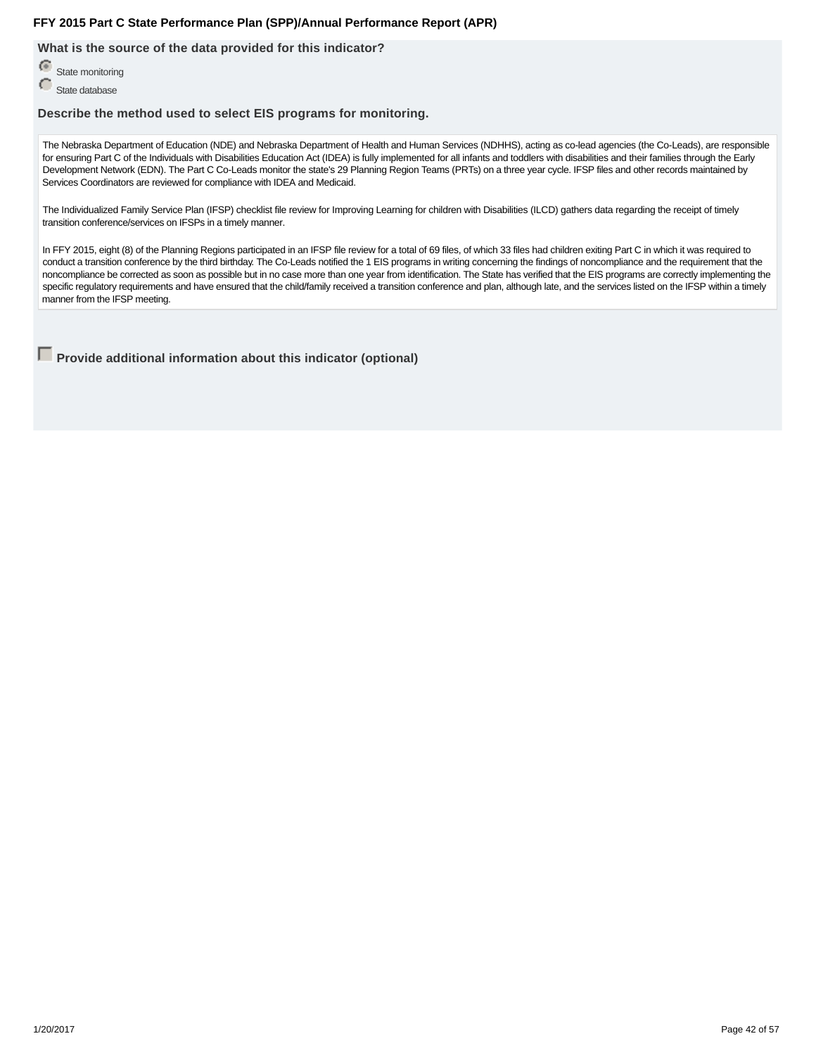**What is the source of the data provided for this indicator?**

- (selected) State monitoring
- State database

**Describe the method used to select EIS programs for monitoring.**

The Nebraska Department of Education (NDE) and Nebraska Department of Health and Human Services (NDHHS), acting as co-lead agencies (the Co-Leads), are responsible for ensuring Part C of the Individuals with Disabilities Education Act (IDEA) is fully implemented for all infants and toddlers with disabilities and their families through the Early Development Network (EDN). The Part C Co-Leads monitor the state's 29 Planning Region Teams (PRTs) on a three year cycle. IFSP files and other records maintained by Services Coordinators are reviewed for compliance with IDEA and Medicaid.

The Individualized Family Service Plan (IFSP) checklist file review for Improving Learning for children with Disabilities (ILCD) gathers data regarding the receipt of timely transition conference/services on IFSPs in a timely manner.

In FFY 2015, eight (8) of the Planning Regions participated in an IFSP file review for a total of 69 files, of which 33 files had children exiting Part C in which it was required to conduct a transition conference by the third birthday. The Co-Leads notified the 1 EIS programs in writing concerning the findings of noncompliance and the requirement that the noncompliance be corrected as soon as possible but in no case more than one year from identification. The State has verified that the EIS programs are correctly implementing the specific regulatory requirements and have ensured that the child/family received a transition conference and plan, although late, and the services listed on the IFSP within a timely manner from the IFSP meeting.

- [ ] **Provide additional information about this indicator (optional)**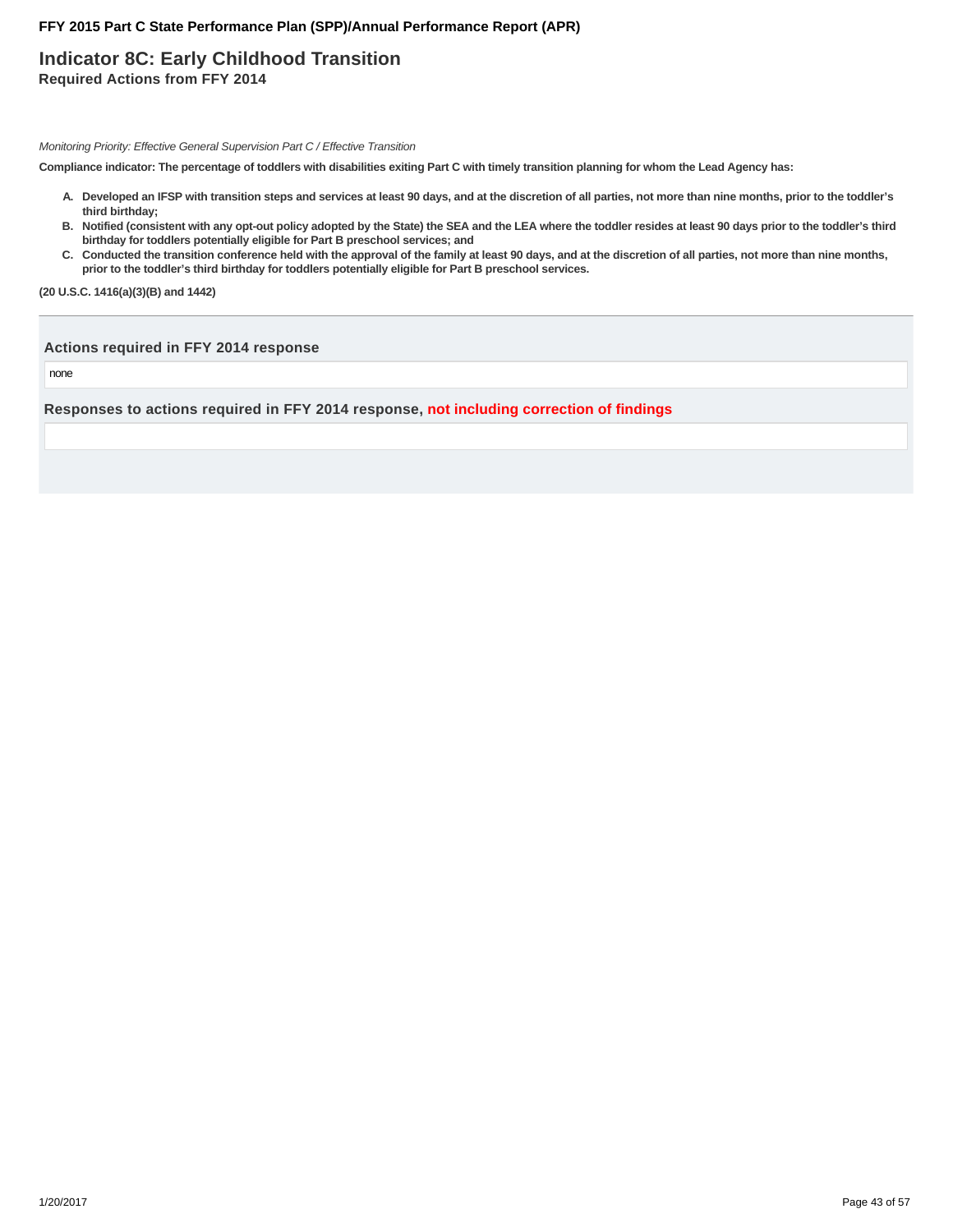# Indicator 8C: Early Childhood Transition

**Required Actions from FFY 2014**

*Monitoring Priority: Effective General Supervision Part C / Effective Transition*

**Compliance indicator: The percentage of toddlers with disabilities exiting Part C with timely transition planning for whom the Lead Agency has:**

- **A. Developed an IFSP with transition steps and services at least 90 days, and at the discretion of all parties, not more than nine months, prior to the toddler's third birthday;**
- **B. Notified (consistent with any opt-out policy adopted by the State) the SEA and the LEA where the toddler resides at least 90 days prior to the toddler's third birthday for toddlers potentially eligible for Part B preschool services; and**
- **C. Conducted the transition conference held with the approval of the family at least 90 days, and at the discretion of all parties, not more than nine months, prior to the toddler's third birthday for toddlers potentially eligible for Part B preschool services.**

**(20 U.S.C. 1416(a)(3)(B) and 1442)**

---

### Actions required in FFY 2014 response

none

### Responses to actions required in FFY 2014 response, not including correction of findings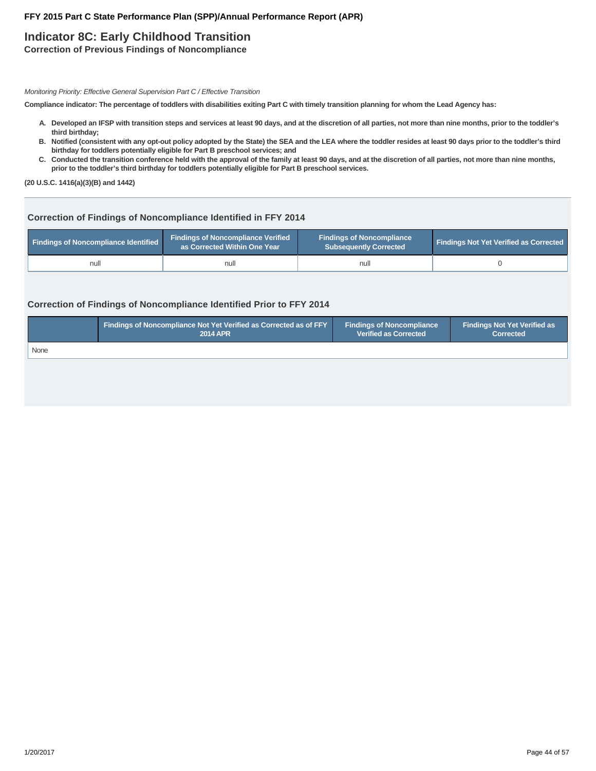# Indicator 8C: Early Childhood Transition

## Correction of Previous Findings of Noncompliance

*Monitoring Priority: Effective General Supervision Part C / Effective Transition*

**Compliance indicator: The percentage of toddlers with disabilities exiting Part C with timely transition planning for whom the Lead Agency has:**

A. **Developed an IFSP with transition steps and services at least 90 days, and at the discretion of all parties, not more than nine months, prior to the toddler's third birthday;**
B. **Notified (consistent with any opt-out policy adopted by the State) the SEA and the LEA where the toddler resides at least 90 days prior to the toddler's third birthday for toddlers potentially eligible for Part B preschool services; and**
C. **Conducted the transition conference held with the approval of the family at least 90 days, and at the discretion of all parties, not more than nine months, prior to the toddler's third birthday for toddlers potentially eligible for Part B preschool services.**

**(20 U.S.C. 1416(a)(3)(B) and 1442)**

### Correction of Findings of Noncompliance Identified in FFY 2014

| Findings of Noncompliance Identified | Findings of Noncompliance Verified as Corrected Within One Year | Findings of Noncompliance Subsequently Corrected | Findings Not Yet Verified as Corrected |
|---|---|---|---|
| null | null | null | 0 |

### Correction of Findings of Noncompliance Identified Prior to FFY 2014

| | Findings of Noncompliance Not Yet Verified as Corrected as of FFY 2014 APR | Findings of Noncompliance Verified as Corrected | Findings Not Yet Verified as Corrected |
|---|---|---|---|
| None | | | |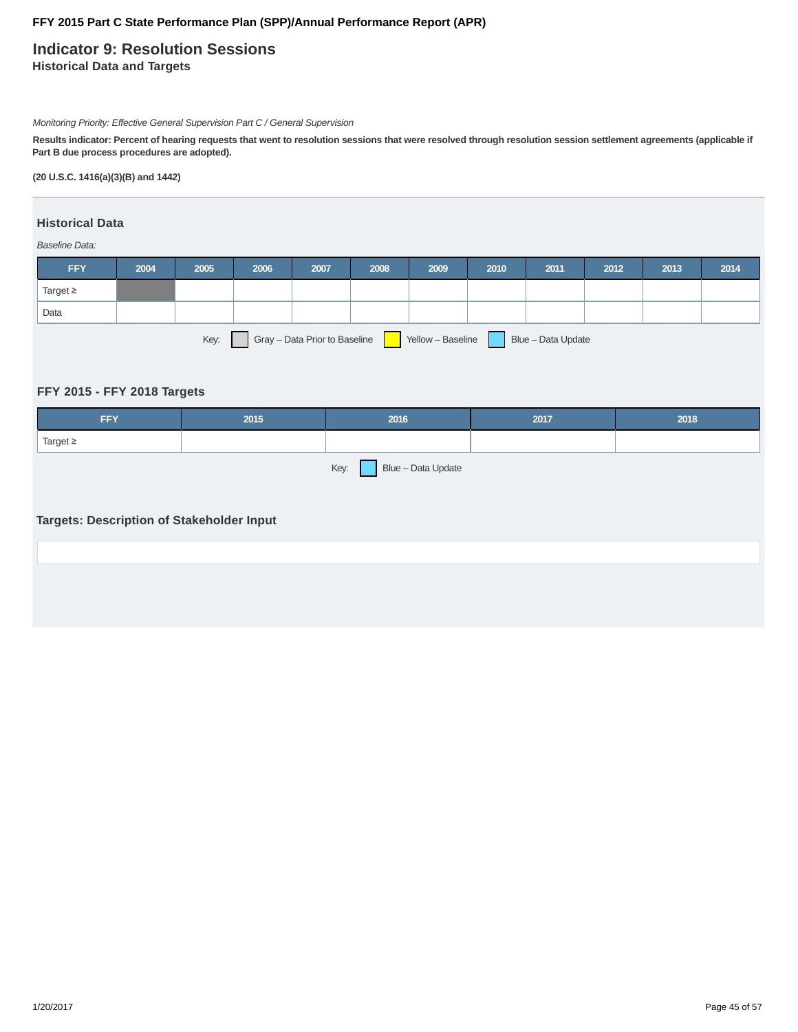FFY 2015 Part C State Performance Plan (SPP)/Annual Performance Report (APR)

# Indicator 9: Resolution Sessions

## Historical Data and Targets

*Monitoring Priority: Effective General Supervision Part C / General Supervision*

**Results indicator: Percent of hearing requests that went to resolution sessions that were resolved through resolution session settlement agreements (applicable if Part B due process procedures are adopted).**

**(20 U.S.C. 1416(a)(3)(B) and 1442)**

### Historical Data

*Baseline Data:*

| FFY | 2004 | 2005 | 2006 | 2007 | 2008 | 2009 | 2010 | 2011 | 2012 | 2013 | 2014 |
|---|---|---|---|---|---|---|---|---|---|---|---|
| Target ≥ | | | | | | | | | | | |
| Data | | | | | | | | | | | |

Key: Gray – Data Prior to Baseline | Yellow – Baseline | Blue – Data Update

### FFY 2015 - FFY 2018 Targets

| FFY | 2015 | 2016 | 2017 | 2018 |
|---|---|---|---|---|
| Target ≥ | | | | |

Key: Blue – Data Update

### Targets: Description of Stakeholder Input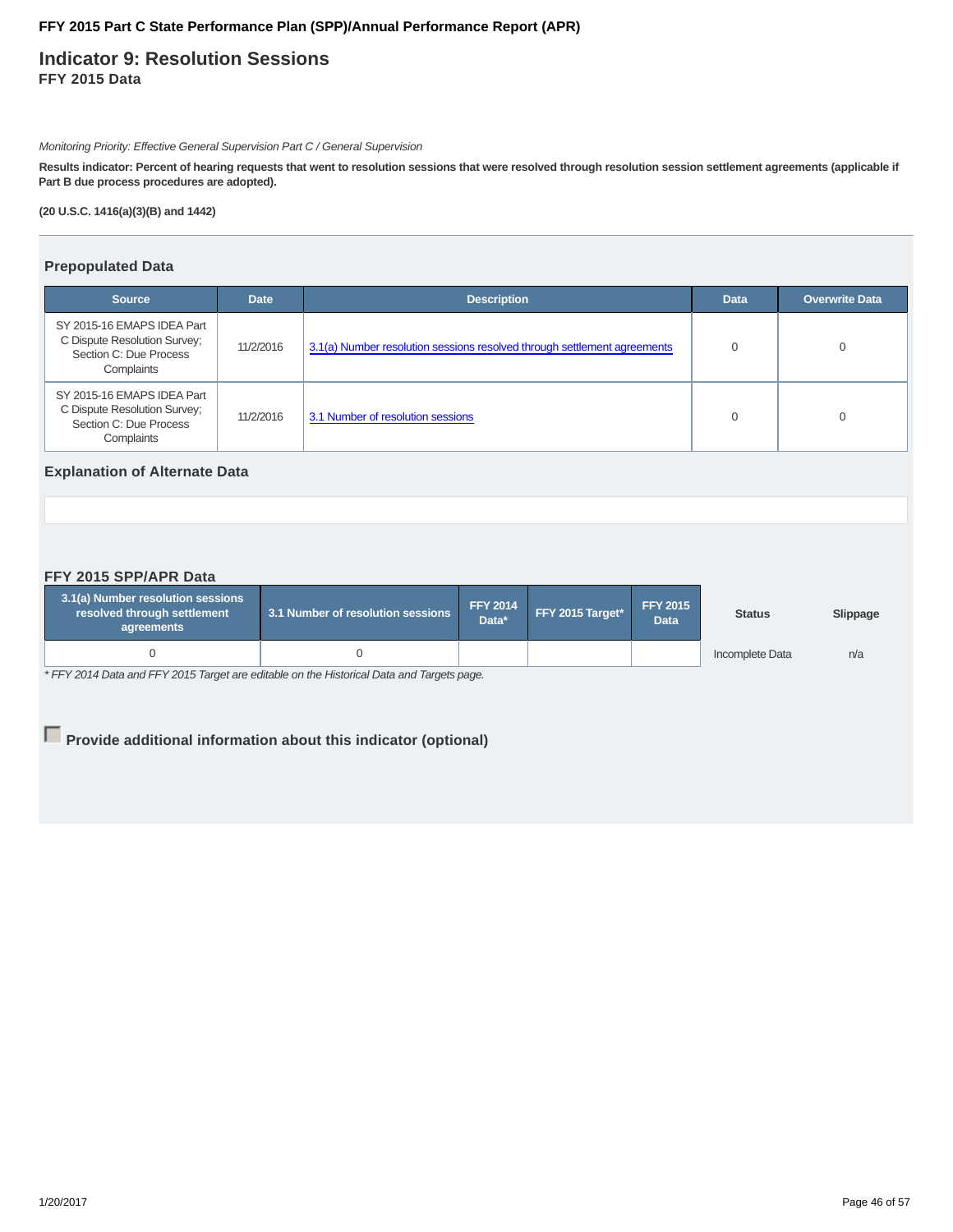# Indicator 9: Resolution Sessions

## FFY 2015 Data

*Monitoring Priority: Effective General Supervision Part C / General Supervision*

**Results indicator: Percent of hearing requests that went to resolution sessions that were resolved through resolution session settlement agreements (applicable if Part B due process procedures are adopted).**

**(20 U.S.C. 1416(a)(3)(B) and 1442)**

### Prepopulated Data

| Source | Date | Description | Data | Overwrite Data |
|---|---|---|---|---|
| SY 2015-16 EMAPS IDEA Part C Dispute Resolution Survey; Section C: Due Process Complaints | 11/2/2016 | 3.1(a) Number resolution sessions resolved through settlement agreements | 0 | 0 |
| SY 2015-16 EMAPS IDEA Part C Dispute Resolution Survey; Section C: Due Process Complaints | 11/2/2016 | 3.1 Number of resolution sessions | 0 | 0 |

### Explanation of Alternate Data

### FFY 2015 SPP/APR Data

| 3.1(a) Number resolution sessions resolved through settlement agreements | 3.1 Number of resolution sessions | FFY 2014 Data* | FFY 2015 Target* | FFY 2015 Data | Status | Slippage |
|---|---|---|---|---|---|---|
| 0 | 0 | | | | Incomplete Data | n/a |

*\* FFY 2014 Data and FFY 2015 Target are editable on the Historical Data and Targets page.*

**Provide additional information about this indicator (optional)**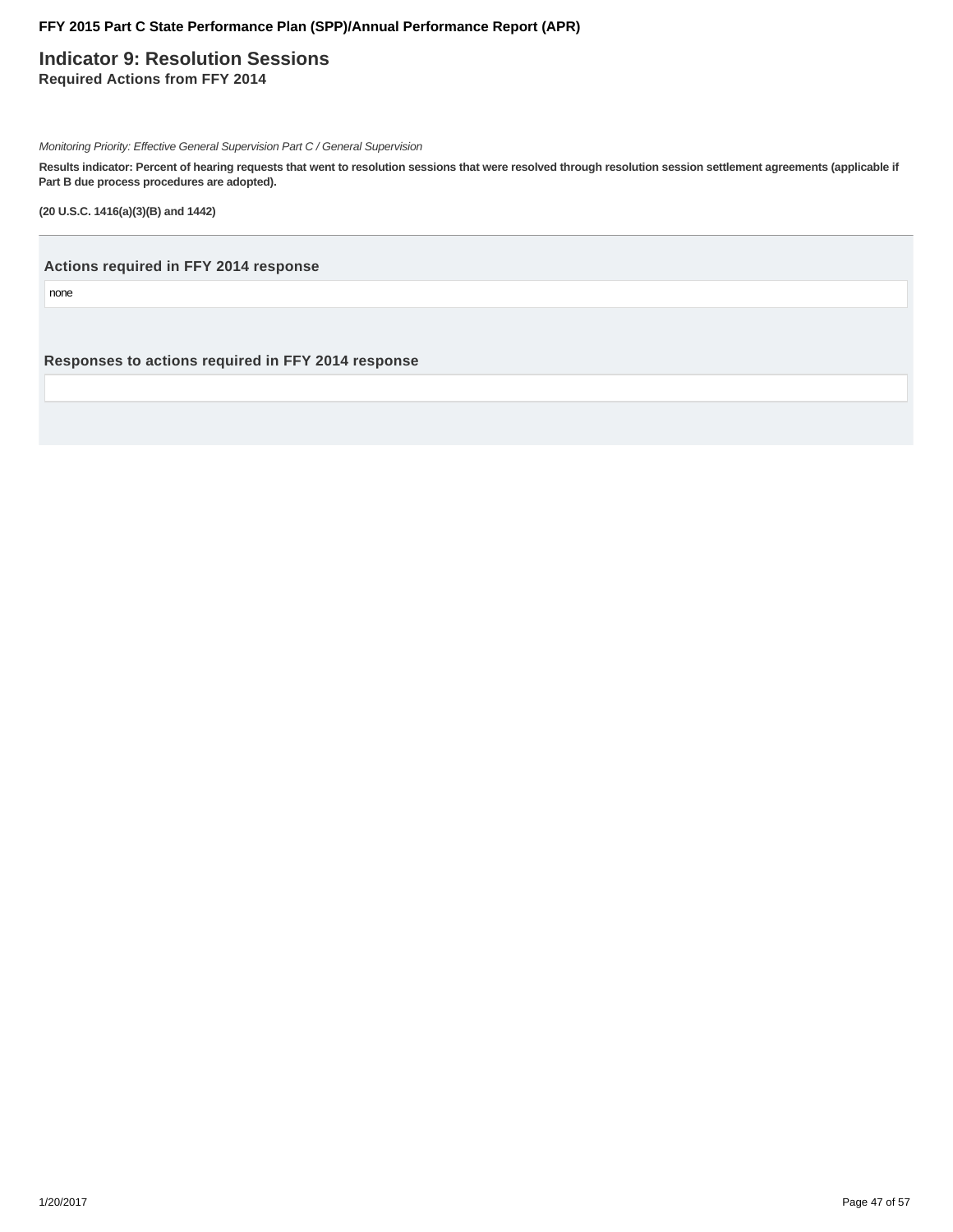# Indicator 9: Resolution Sessions

**Required Actions from FFY 2014**

*Monitoring Priority: Effective General Supervision Part C / General Supervision*

**Results indicator: Percent of hearing requests that went to resolution sessions that were resolved through resolution session settlement agreements (applicable if Part B due process procedures are adopted).**

**(20 U.S.C. 1416(a)(3)(B) and 1442)**

---

### Actions required in FFY 2014 response

none

### Responses to actions required in FFY 2014 response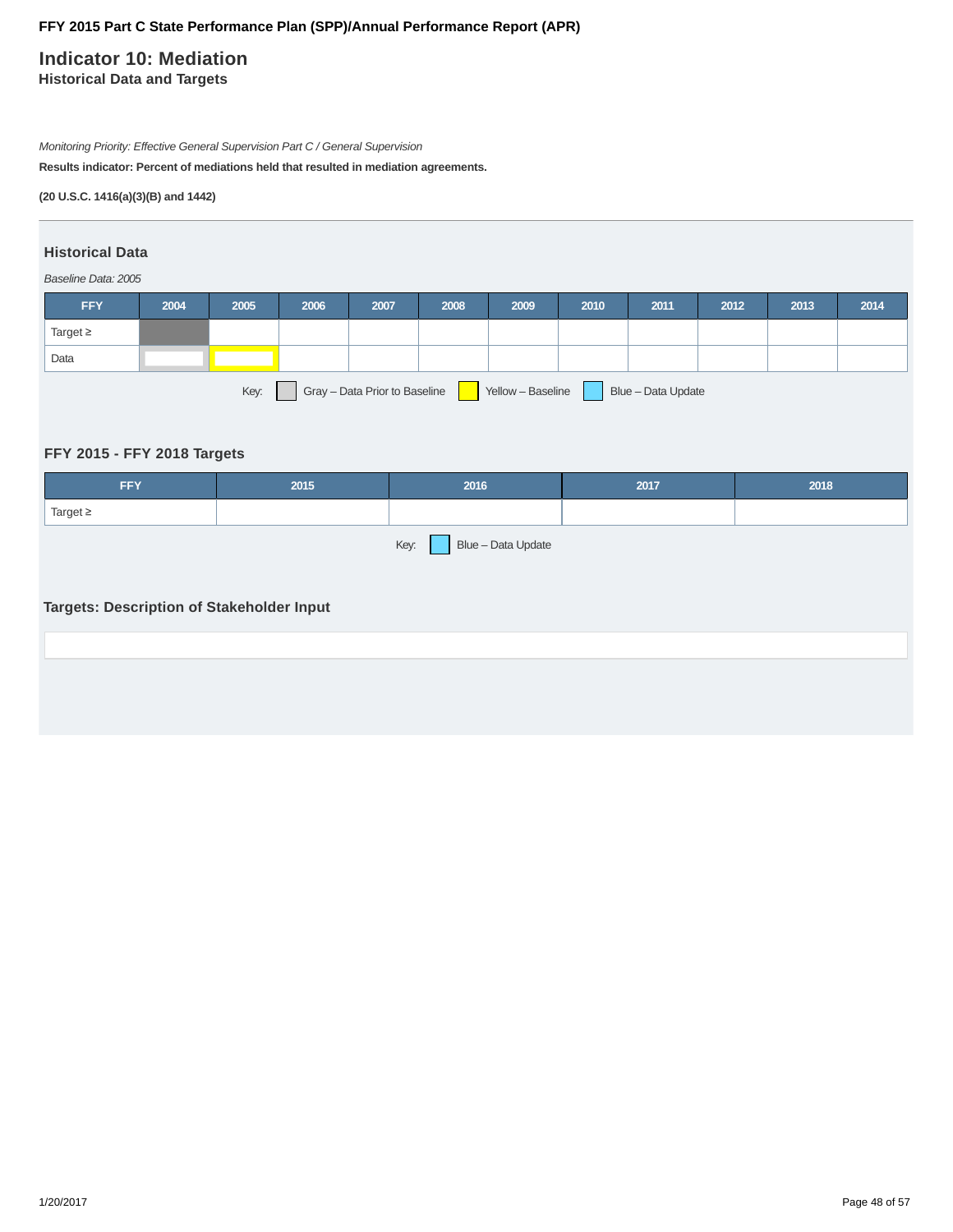# Indicator 10: Mediation

## Historical Data and Targets

*Monitoring Priority: Effective General Supervision Part C / General Supervision*

**Results indicator: Percent of mediations held that resulted in mediation agreements.**

**(20 U.S.C. 1416(a)(3)(B) and 1442)**

### Historical Data

*Baseline Data: 2005*

| FFY | 2004 | 2005 | 2006 | 2007 | 2008 | 2009 | 2010 | 2011 | 2012 | 2013 | 2014 |
|---|---|---|---|---|---|---|---|---|---|---|---|
| Target ≥ | | | | | | | | | | | |
| Data | | | | | | | | | | | |

Key: Gray – Data Prior to Baseline | Yellow – Baseline | Blue – Data Update

### FFY 2015 - FFY 2018 Targets

| FFY | 2015 | 2016 | 2017 | 2018 |
|---|---|---|---|---|
| Target ≥ | | | | |

Key: Blue – Data Update

### Targets: Description of Stakeholder Input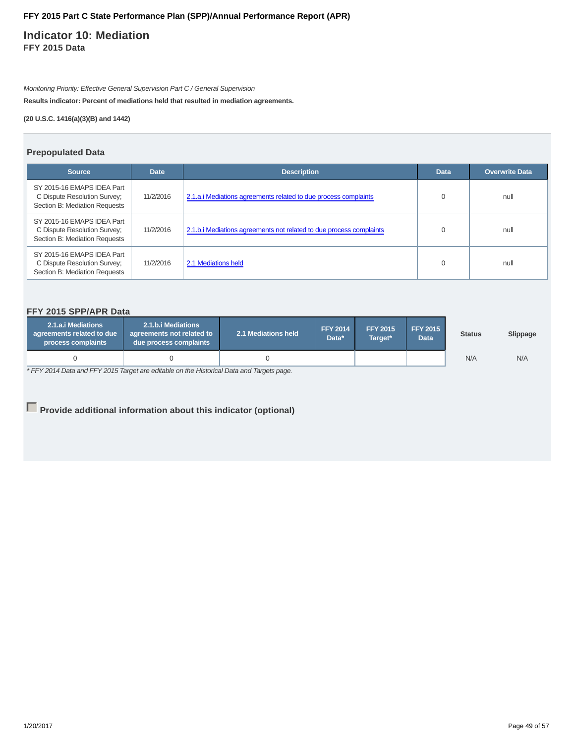## Indicator 10: Mediation
### FFY 2015 Data

*Monitoring Priority: Effective General Supervision Part C / General Supervision*

**Results indicator: Percent of mediations held that resulted in mediation agreements.**

**(20 U.S.C. 1416(a)(3)(B) and 1442)**

### Prepopulated Data

| Source | Date | Description | Data | Overwrite Data |
|---|---|---|---|---|
| SY 2015-16 EMAPS IDEA Part C Dispute Resolution Survey; Section B: Mediation Requests | 11/2/2016 | 2.1.a.i Mediations agreements related to due process complaints | 0 | null |
| SY 2015-16 EMAPS IDEA Part C Dispute Resolution Survey; Section B: Mediation Requests | 11/2/2016 | 2.1.b.i Mediations agreements not related to due process complaints | 0 | null |
| SY 2015-16 EMAPS IDEA Part C Dispute Resolution Survey; Section B: Mediation Requests | 11/2/2016 | 2.1 Mediations held | 0 | null |

### FFY 2015 SPP/APR Data

| 2.1.a.i Mediations agreements related to due process complaints | 2.1.b.i Mediations agreements not related to due process complaints | 2.1 Mediations held | FFY 2014 Data* | FFY 2015 Target* | FFY 2015 Data | Status | Slippage |
|---|---|---|---|---|---|---|---|
| 0 | 0 | 0 | | | | N/A | N/A |

*\* FFY 2014 Data and FFY 2015 Target are editable on the Historical Data and Targets page.*

**Provide additional information about this indicator (optional)**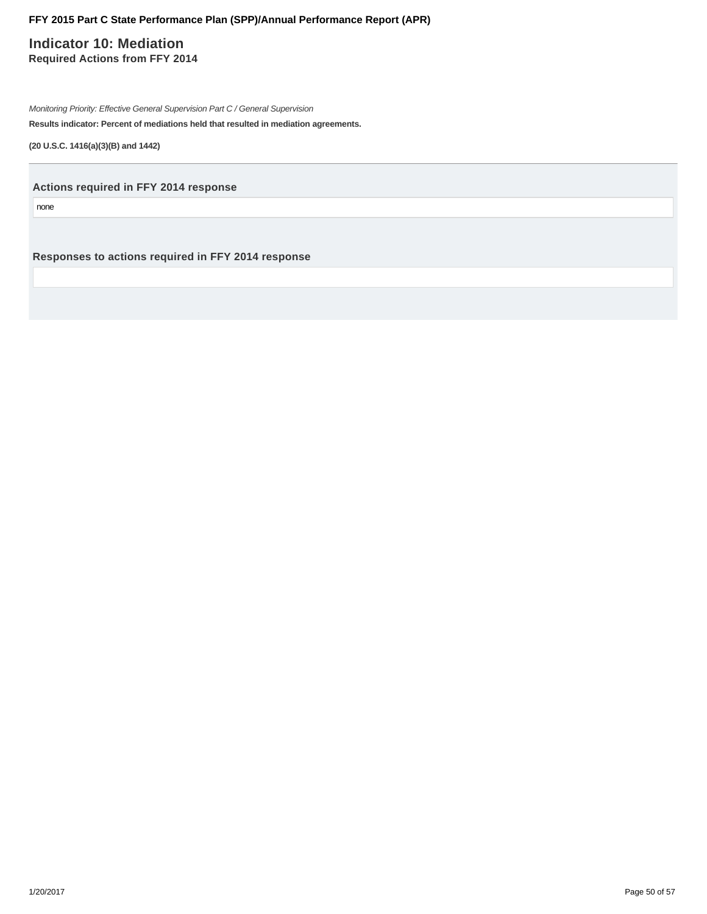# Indicator 10: Mediation

## Required Actions from FFY 2014

*Monitoring Priority: Effective General Supervision Part C / General Supervision*

**Results indicator: Percent of mediations held that resulted in mediation agreements.**

**(20 U.S.C. 1416(a)(3)(B) and 1442)**

---

### Actions required in FFY 2014 response

none

### Responses to actions required in FFY 2014 response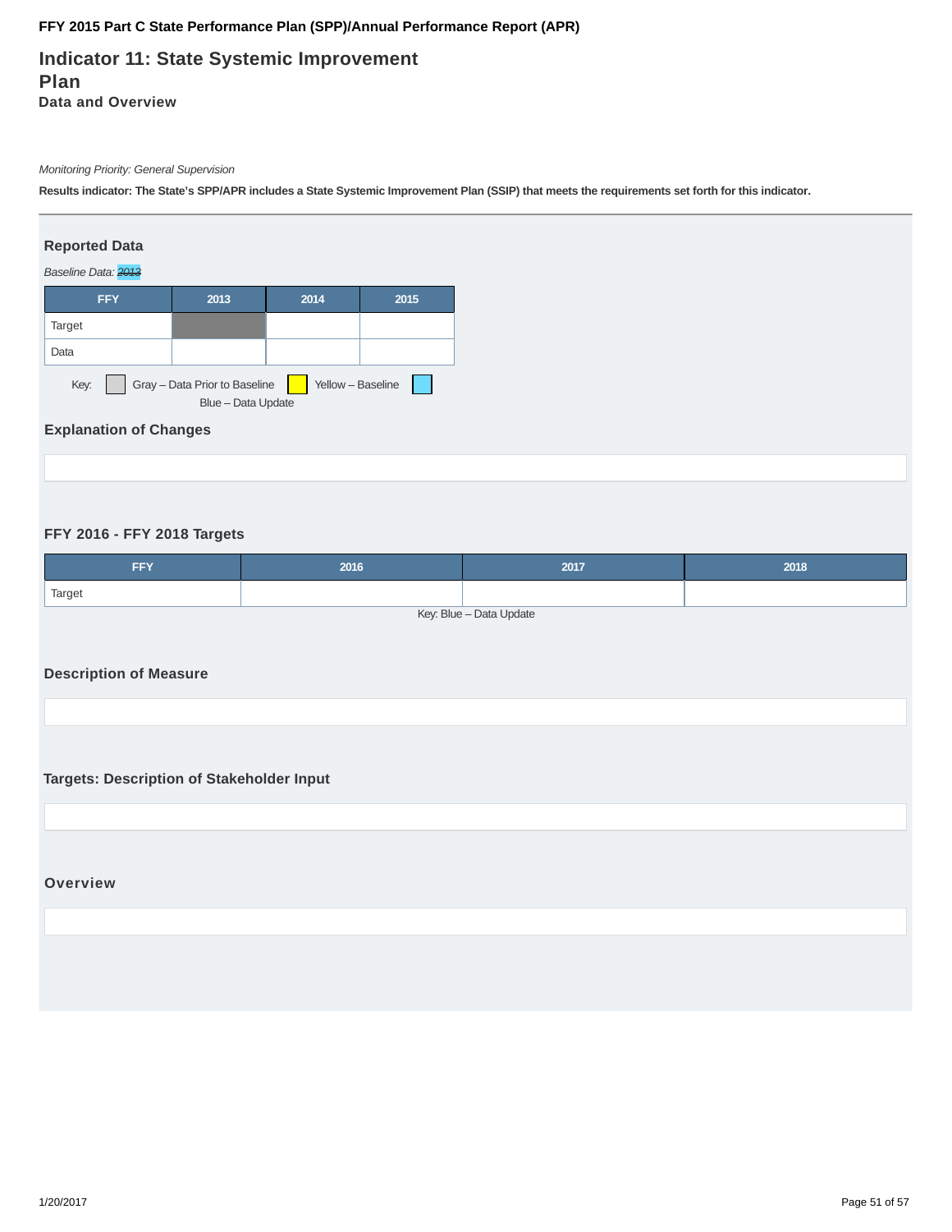FFY 2015 Part C State Performance Plan (SPP)/Annual Performance Report (APR)

# Indicator 11: State Systemic Improvement Plan

### Data and Overview

*Monitoring Priority: General Supervision*

**Results indicator: The State's SPP/APR includes a State Systemic Improvement Plan (SSIP) that meets the requirements set forth for this indicator.**

## Reported Data

*Baseline Data: ~~2013~~*

| FFY | 2013 | 2014 | 2015 |
|---|---|---|---|
| Target | | | |
| Data | | | |

Key: Gray – Data Prior to Baseline Yellow – Baseline Blue – Data Update

## Explanation of Changes

## FFY 2016 - FFY 2018 Targets

| FFY | 2016 | 2017 | 2018 |
|---|---|---|---|
| Target | | | |

Key: Blue – Data Update

## Description of Measure

## Targets: Description of Stakeholder Input

## Overview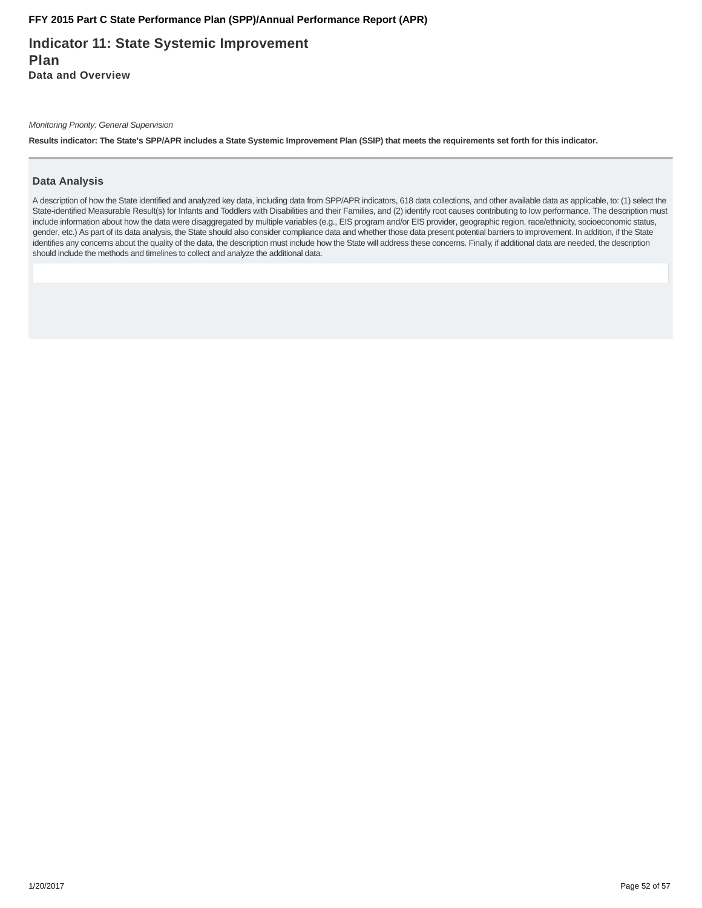# Indicator 11: State Systemic Improvement Plan

### Data and Overview

*Monitoring Priority: General Supervision*

**Results indicator: The State's SPP/APR includes a State Systemic Improvement Plan (SSIP) that meets the requirements set forth for this indicator.**

## Data Analysis

A description of how the State identified and analyzed key data, including data from SPP/APR indicators, 618 data collections, and other available data as applicable, to: (1) select the State-identified Measurable Result(s) for Infants and Toddlers with Disabilities and their Families, and (2) identify root causes contributing to low performance. The description must include information about how the data were disaggregated by multiple variables (e.g., EIS program and/or EIS provider, geographic region, race/ethnicity, socioeconomic status, gender, etc.) As part of its data analysis, the State should also consider compliance data and whether those data present potential barriers to improvement. In addition, if the State identifies any concerns about the quality of the data, the description must include how the State will address these concerns. Finally, if additional data are needed, the description should include the methods and timelines to collect and analyze the additional data.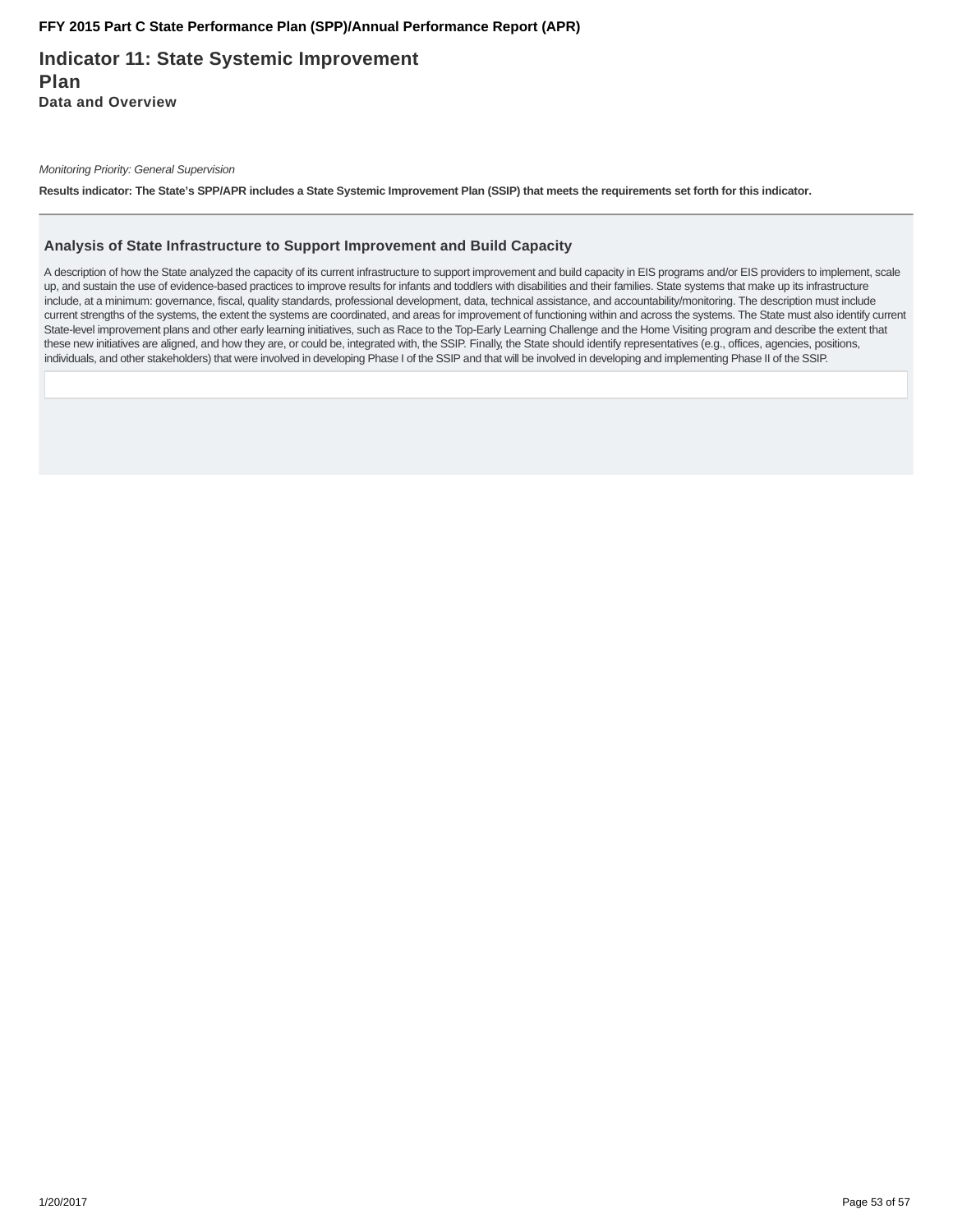# Indicator 11: State Systemic Improvement Plan

## Data and Overview

*Monitoring Priority: General Supervision*

**Results indicator: The State's SPP/APR includes a State Systemic Improvement Plan (SSIP) that meets the requirements set forth for this indicator.**

### Analysis of State Infrastructure to Support Improvement and Build Capacity

A description of how the State analyzed the capacity of its current infrastructure to support improvement and build capacity in EIS programs and/or EIS providers to implement, scale up, and sustain the use of evidence-based practices to improve results for infants and toddlers with disabilities and their families. State systems that make up its infrastructure include, at a minimum: governance, fiscal, quality standards, professional development, data, technical assistance, and accountability/monitoring. The description must include current strengths of the systems, the extent the systems are coordinated, and areas for improvement of functioning within and across the systems. The State must also identify current State-level improvement plans and other early learning initiatives, such as Race to the Top-Early Learning Challenge and the Home Visiting program and describe the extent that these new initiatives are aligned, and how they are, or could be, integrated with, the SSIP. Finally, the State should identify representatives (e.g., offices, agencies, positions, individuals, and other stakeholders) that were involved in developing Phase I of the SSIP and that will be involved in developing and implementing Phase II of the SSIP.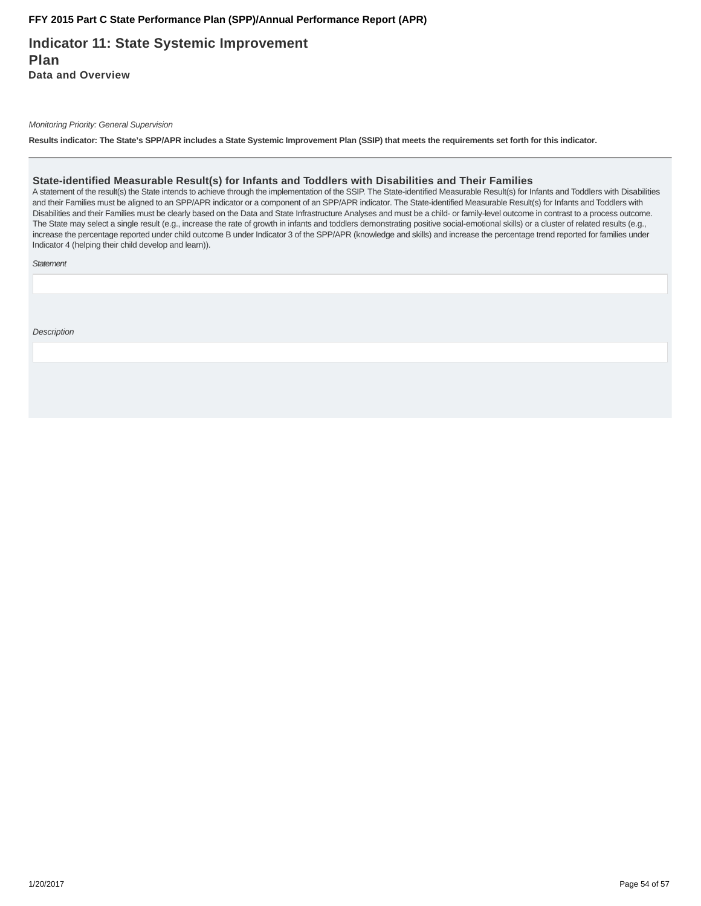# Indicator 11: State Systemic Improvement Plan

### Data and Overview

*Monitoring Priority: General Supervision*

**Results indicator: The State's SPP/APR includes a State Systemic Improvement Plan (SSIP) that meets the requirements set forth for this indicator.**

## State-identified Measurable Result(s) for Infants and Toddlers with Disabilities and Their Families

A statement of the result(s) the State intends to achieve through the implementation of the SSIP. The State-identified Measurable Result(s) for Infants and Toddlers with Disabilities and their Families must be aligned to an SPP/APR indicator or a component of an SPP/APR indicator. The State-identified Measurable Result(s) for Infants and Toddlers with Disabilities and their Families must be clearly based on the Data and State Infrastructure Analyses and must be a child- or family-level outcome in contrast to a process outcome. The State may select a single result (e.g., increase the rate of growth in infants and toddlers demonstrating positive social-emotional skills) or a cluster of related results (e.g., increase the percentage reported under child outcome B under Indicator 3 of the SPP/APR (knowledge and skills) and increase the percentage trend reported for families under Indicator 4 (helping their child develop and learn)).

*Statement*

*Description*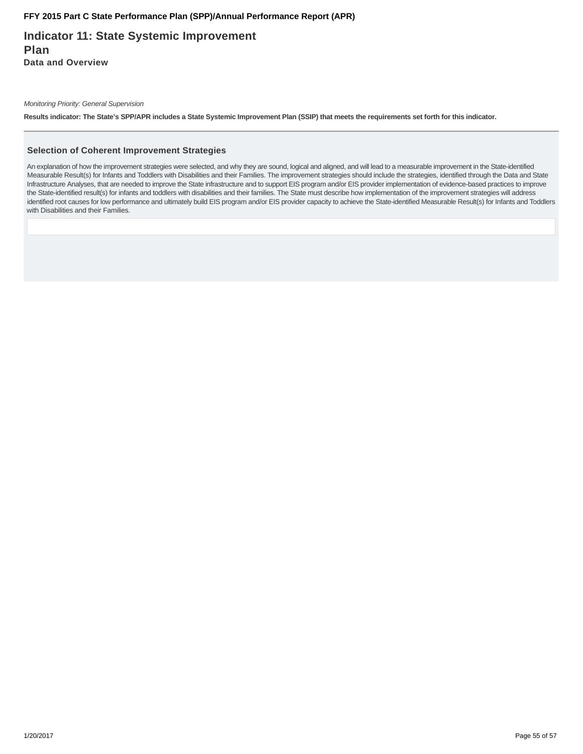# Indicator 11: State Systemic Improvement Plan

### Data and Overview

*Monitoring Priority: General Supervision*

**Results indicator: The State's SPP/APR includes a State Systemic Improvement Plan (SSIP) that meets the requirements set forth for this indicator.**

## Selection of Coherent Improvement Strategies

An explanation of how the improvement strategies were selected, and why they are sound, logical and aligned, and will lead to a measurable improvement in the State-identified Measurable Result(s) for Infants and Toddlers with Disabilities and their Families. The improvement strategies should include the strategies, identified through the Data and State Infrastructure Analyses, that are needed to improve the State infrastructure and to support EIS program and/or EIS provider implementation of evidence-based practices to improve the State-identified result(s) for infants and toddlers with disabilities and their families. The State must describe how implementation of the improvement strategies will address identified root causes for low performance and ultimately build EIS program and/or EIS provider capacity to achieve the State-identified Measurable Result(s) for Infants and Toddlers with Disabilities and their Families.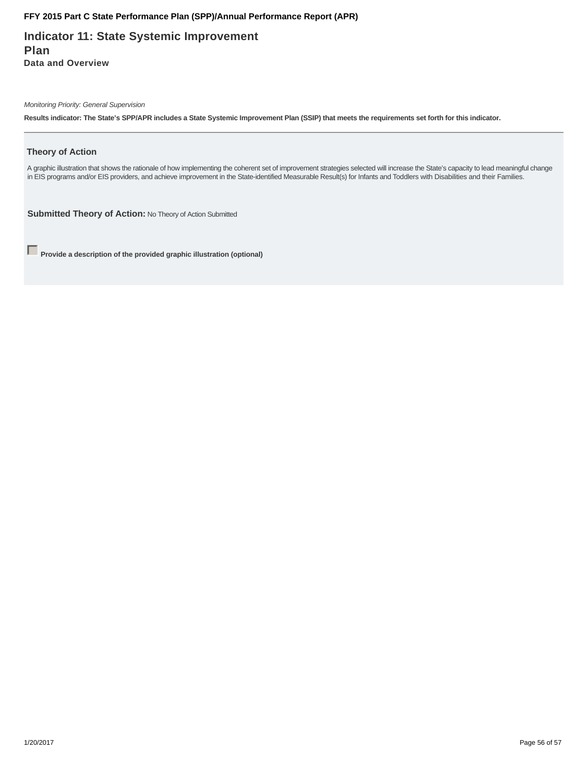# Indicator 11: State Systemic Improvement Plan

## Data and Overview

*Monitoring Priority: General Supervision*

**Results indicator: The State's SPP/APR includes a State Systemic Improvement Plan (SSIP) that meets the requirements set forth for this indicator.**

### Theory of Action

A graphic illustration that shows the rationale of how implementing the coherent set of improvement strategies selected will increase the State's capacity to lead meaningful change in EIS programs and/or EIS providers, and achieve improvement in the State-identified Measurable Result(s) for Infants and Toddlers with Disabilities and their Families.

**Submitted Theory of Action:** No Theory of Action Submitted

☐ **Provide a description of the provided graphic illustration (optional)**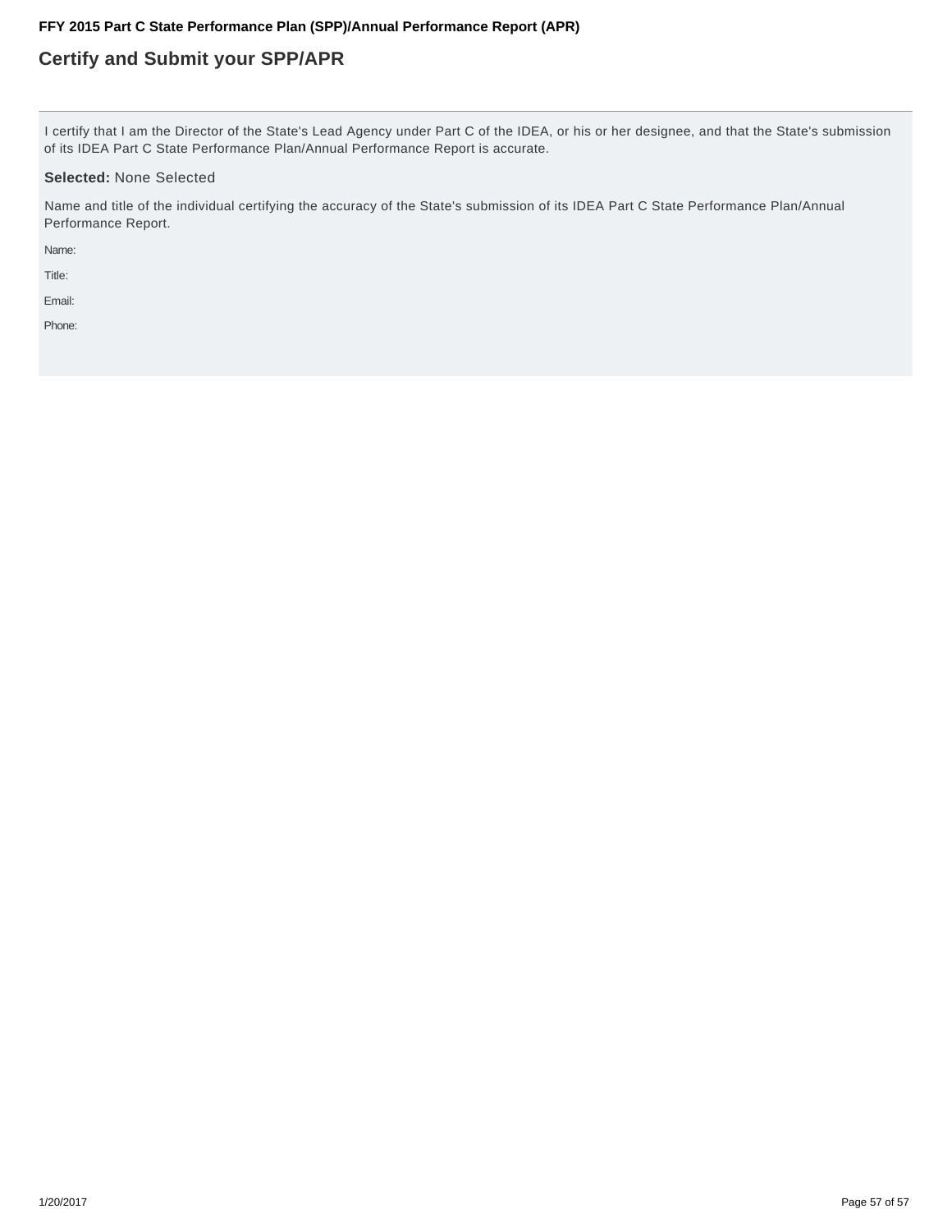## Certify and Submit your SPP/APR

I certify that I am the Director of the State's Lead Agency under Part C of the IDEA, or his or her designee, and that the State's submission of its IDEA Part C State Performance Plan/Annual Performance Report is accurate.

**Selected:** None Selected

Name and title of the individual certifying the accuracy of the State's submission of its IDEA Part C State Performance Plan/Annual Performance Report.

Name:

Title:

Email:

Phone: